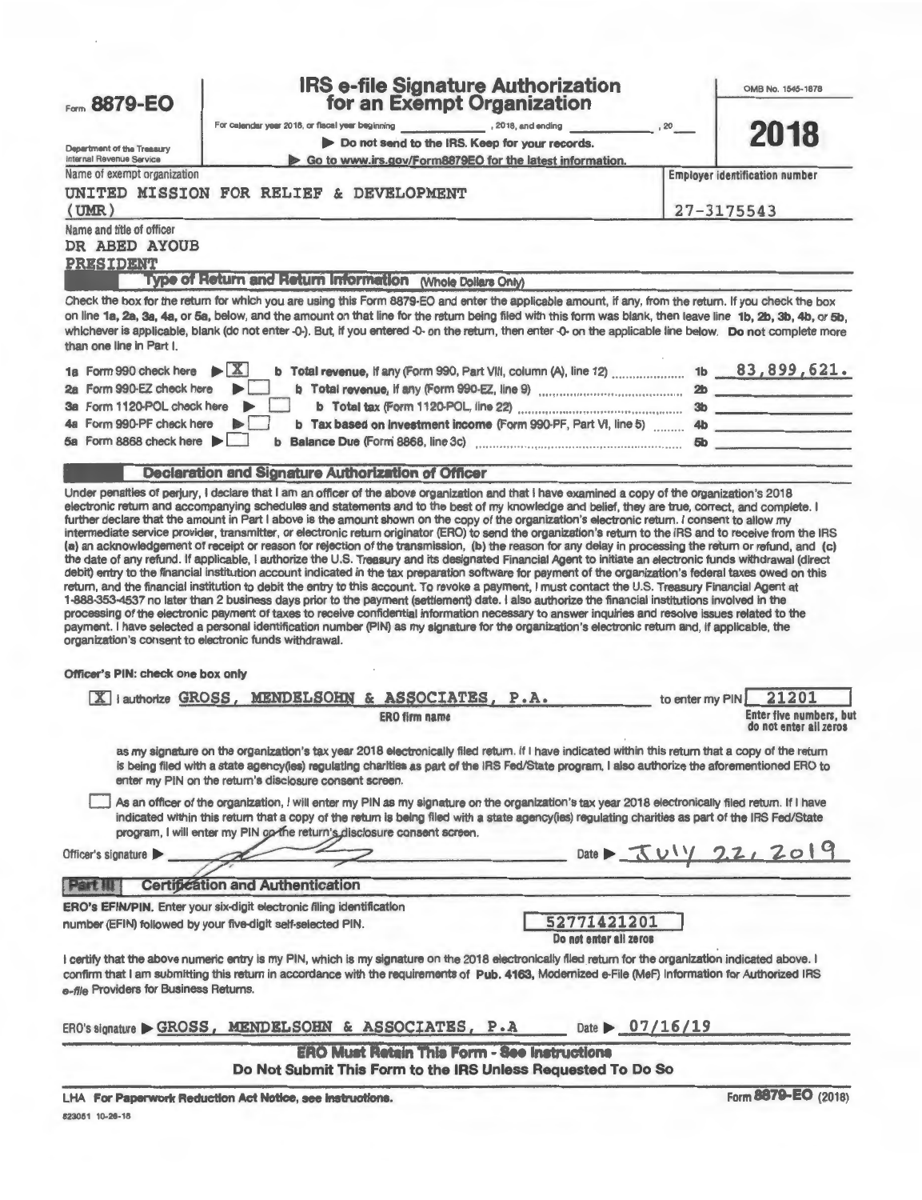Form **8879-EO**

Department of the Treasury
Internal Revenue Service

# IRS e-file Signature Authorization for an Exempt Organization

For calendar year 2018, or fiscal year beginning ____________, 2018, and ending ____________, 20___

▶ Do not send to the IRS. Keep for your records.

▶ Go to www.irs.gov/Form8879EO for the latest information.

OMB No. 1545-1878

**2018**

Name of exempt organization: UNITED MISSION FOR RELIEF & DEVELOPMENT (UMR)

Employer identification number: 27-3175543

Name and title of officer: DR ABED AYOUB, PRESIDENT

## Part I — Type of Return and Return Information (Whole Dollars Only)

Check the box for the return for which you are using this Form 8879-EO and enter the applicable amount, if any, from the return. If you check the box on line 1a, 2a, 3a, 4a, or 5a, below, and the amount on that line for the return being filed with this form was blank, then leave line 1b, 2b, 3b, 4b, or 5b, whichever is applicable, blank (do not enter -0-). But, if you entered -0- on the return, then enter -0- on the applicable line below. **Do not** complete more than one line in Part I.

| | | | |
|---|---|---|---|
| **1a** Form 990 check here ▶ [X] | **b** Total revenue, if any (Form 990, Part VIII, column (A), line 12) | **1b** | 83,899,621. |
| **2a** Form 990-EZ check here ▶ [ ] | **b** Total revenue, if any (Form 990-EZ, line 9) | **2b** | |
| **3a** Form 1120-POL check here ▶ [ ] | **b** Total tax (Form 1120-POL, line 22) | **3b** | |
| **4a** Form 990-PF check here ▶ [ ] | **b** Tax based on investment income (Form 990-PF, Part VI, line 5) | **4b** | |
| **5a** Form 8868 check here ▶ [ ] | **b** Balance Due (Form 8868, line 3c) | **5b** | |

## Part II — Declaration and Signature Authorization of Officer

Under penalties of perjury, I declare that I am an officer of the above organization and that I have examined a copy of the organization's 2018 electronic return and accompanying schedules and statements and to the best of my knowledge and belief, they are true, correct, and complete. I further declare that the amount in Part I above is the amount shown on the copy of the organization's electronic return. I consent to allow my intermediate service provider, transmitter, or electronic return originator (ERO) to send the organization's return to the IRS and to receive from the IRS (a) an acknowledgement of receipt or reason for rejection of the transmission, (b) the reason for any delay in processing the return or refund, and (c) the date of any refund. If applicable, I authorize the U.S. Treasury and its designated Financial Agent to initiate an electronic funds withdrawal (direct debit) entry to the financial institution account indicated in the tax preparation software for payment of the organization's federal taxes owed on this return, and the financial institution to debit the entry to this account. To revoke a payment, I must contact the U.S. Treasury Financial Agent at 1-888-353-4537 no later than 2 business days prior to the payment (settlement) date. I also authorize the financial institutions involved in the processing of the electronic payment of taxes to receive confidential information necessary to answer inquiries and resolve issues related to the payment. I have selected a personal identification number (PIN) as my signature for the organization's electronic return and, if applicable, the organization's consent to electronic funds withdrawal.

**Officer's PIN: check one box only**

[X] I authorize GROSS, MENDELSOHN & ASSOCIATES, P.A. (ERO firm name) to enter my PIN 21201 (Enter five numbers, but do not enter all zeros)

as my signature on the organization's tax year 2018 electronically filed return. If I have indicated within this return that a copy of the return is being filed with a state agency(ies) regulating charities as part of the IRS Fed/State program, I also authorize the aforementioned ERO to enter my PIN on the return's disclosure consent screen.

[ ] As an officer of the organization, I will enter my PIN as my signature on the organization's tax year 2018 electronically filed return. If I have indicated within this return that a copy of the return is being filed with a state agency(ies) regulating charities as part of the IRS Fed/State program, I will enter my PIN on the return's disclosure consent screen.

Officer's signature ▶ [signature]  Date ▶ July 22, 2019

## Part III — Certification and Authentication

**ERO's EFIN/PIN.** Enter your six-digit electronic filing identification number (EFIN) followed by your five-digit self-selected PIN.

52771421201
Do not enter all zeros

I certify that the above numeric entry is my PIN, which is my signature on the 2018 electronically filed return for the organization indicated above. I confirm that I am submitting this return in accordance with the requirements of **Pub. 4163**, Modernized e-File (MeF) Information for Authorized IRS *e-file* Providers for Business Returns.

ERO's signature ▶ GROSS, MENDELSOHN & ASSOCIATES, P.A  Date ▶ 07/16/19

**ERO Must Retain This Form - See Instructions**

**Do Not Submit This Form to the IRS Unless Requested To Do So**

LHA **For Paperwork Reduction Act Notice, see instructions.**

Form **8879-EO** (2018)

823051 10-26-18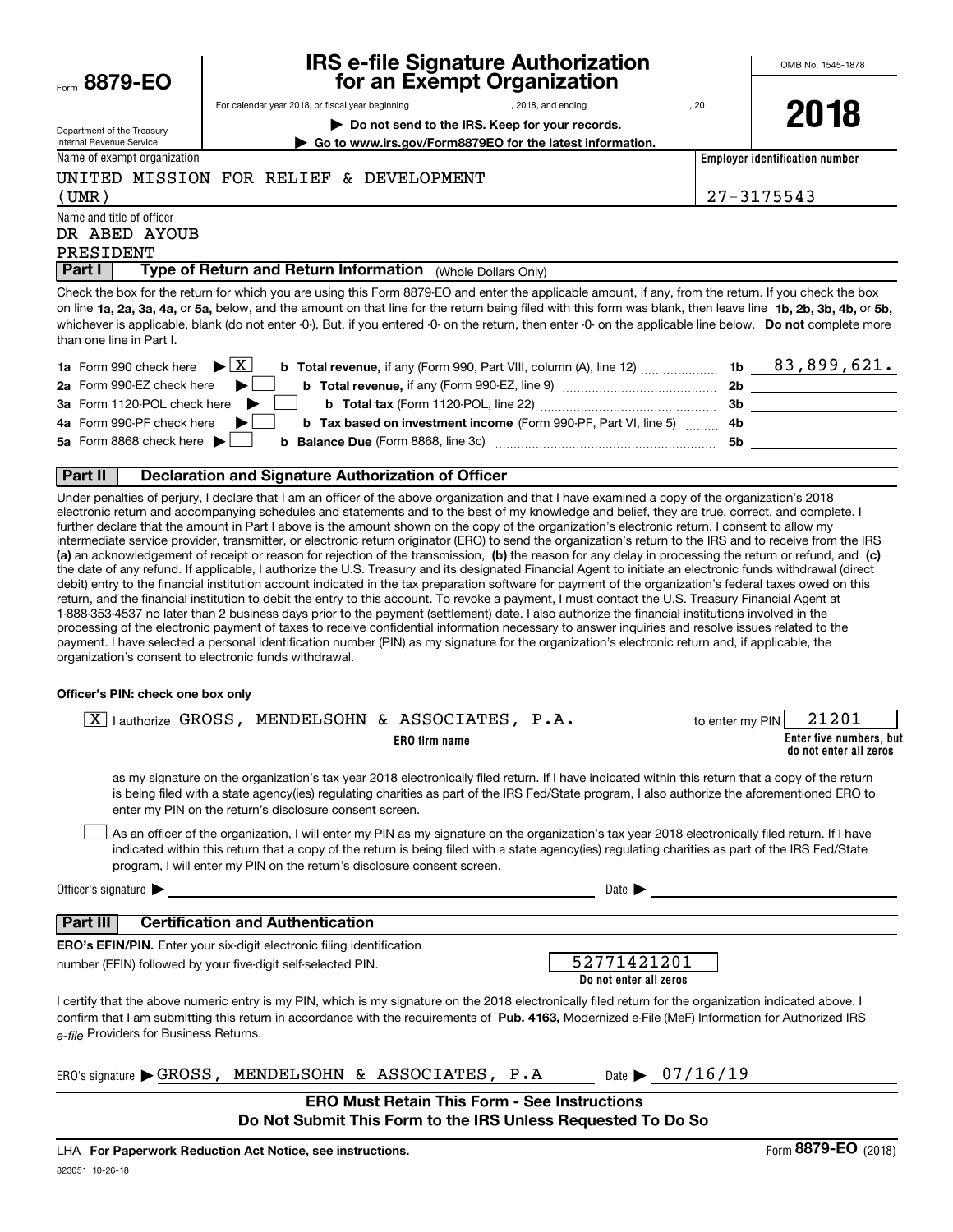Form **8879-EO**

Department of the Treasury
Internal Revenue Service

# IRS e-file Signature Authorization for an Exempt Organization

For calendar year 2018, or fiscal year beginning \_\_\_\_\_\_\_\_, 2018, and ending \_\_\_\_\_\_\_\_, 20\_\_

▶ **Do not send to the IRS. Keep for your records.**

▶ **Go to www.irs.gov/Form8879EO for the latest information.**

OMB No. 1545-1878

**2018**

Name of exempt organization: UNITED MISSION FOR RELIEF & DEVELOPMENT (UMR)

**Employer identification number:** 27-3175543

Name and title of officer: DR ABED AYOUB PRESIDENT

## Part I — Type of Return and Return Information (Whole Dollars Only)

Check the box for the return for which you are using this Form 8879-EO and enter the applicable amount, if any, from the return. If you check the box on line **1a, 2a, 3a, 4a,** or **5a,** below, and the amount on that line for the return being filed with this form was blank, then leave line **1b, 2b, 3b, 4b,** or **5b,** whichever is applicable, blank (do not enter -0-). But, if you entered -0- on the return, then enter -0- on the applicable line below. **Do not** complete more than one line in Part I.

| | | | |
|---|---|---|---|
| **1a** Form 990 check here ▶ [X] | **b Total revenue,** if any (Form 990, Part VIII, column (A), line 12) | **1b** | 83,899,621. |
| **2a** Form 990-EZ check here ▶ [ ] | **b Total revenue,** if any (Form 990-EZ, line 9) | **2b** | |
| **3a** Form 1120-POL check here ▶ [ ] | **b Total tax** (Form 1120-POL, line 22) | **3b** | |
| **4a** Form 990-PF check here ▶ [ ] | **b Tax based on investment income** (Form 990-PF, Part VI, line 5) | **4b** | |
| **5a** Form 8868 check here ▶ [ ] | **b Balance Due** (Form 8868, line 3c) | **5b** | |

## Part II — Declaration and Signature Authorization of Officer

Under penalties of perjury, I declare that I am an officer of the above organization and that I have examined a copy of the organization's 2018 electronic return and accompanying schedules and statements and to the best of my knowledge and belief, they are true, correct, and complete. I further declare that the amount in Part I above is the amount shown on the copy of the organization's electronic return. I consent to allow my intermediate service provider, transmitter, or electronic return originator (ERO) to send the organization's return to the IRS and to receive from the IRS **(a)** an acknowledgement of receipt or reason for rejection of the transmission, **(b)** the reason for any delay in processing the return or refund, and **(c)** the date of any refund. If applicable, I authorize the U.S. Treasury and its designated Financial Agent to initiate an electronic funds withdrawal (direct debit) entry to the financial institution account indicated in the tax preparation software for payment of the organization's federal taxes owed on this return, and the financial institution to debit the entry to this account. To revoke a payment, I must contact the U.S. Treasury Financial Agent at 1-888-353-4537 no later than 2 business days prior to the payment (settlement) date. I also authorize the financial institutions involved in the processing of the electronic payment of taxes to receive confidential information necessary to answer inquiries and resolve issues related to the payment. I have selected a personal identification number (PIN) as my signature for the organization's electronic return and, if applicable, the organization's consent to electronic funds withdrawal.

**Officer's PIN: check one box only**

[X] I authorize GROSS, MENDELSOHN & ASSOCIATES, P.A. (**ERO firm name**) to enter my PIN 21201 (**Enter five numbers, but do not enter all zeros**)

as my signature on the organization's tax year 2018 electronically filed return. If I have indicated within this return that a copy of the return is being filed with a state agency(ies) regulating charities as part of the IRS Fed/State program, I also authorize the aforementioned ERO to enter my PIN on the return's disclosure consent screen.

[ ] As an officer of the organization, I will enter my PIN as my signature on the organization's tax year 2018 electronically filed return. If I have indicated within this return that a copy of the return is being filed with a state agency(ies) regulating charities as part of the IRS Fed/State program, I will enter my PIN on the return's disclosure consent screen.

Officer's signature ▶ \_\_\_\_\_\_\_\_ Date ▶ \_\_\_\_\_\_\_\_

## Part III — Certification and Authentication

**ERO's EFIN/PIN.** Enter your six-digit electronic filing identification number (EFIN) followed by your five-digit self-selected PIN.

52771421201
**Do not enter all zeros**

I certify that the above numeric entry is my PIN, which is my signature on the 2018 electronically filed return for the organization indicated above. I confirm that I am submitting this return in accordance with the requirements of **Pub. 4163,** Modernized e-File (MeF) Information for Authorized IRS *e-file* Providers for Business Returns.

ERO's signature ▶ GROSS, MENDELSOHN & ASSOCIATES, P.A Date ▶ 07/16/19

**ERO Must Retain This Form - See Instructions**
**Do Not Submit This Form to the IRS Unless Requested To Do So**

LHA **For Paperwork Reduction Act Notice, see instructions.**

Form **8879-EO** (2018)

823051 10-26-18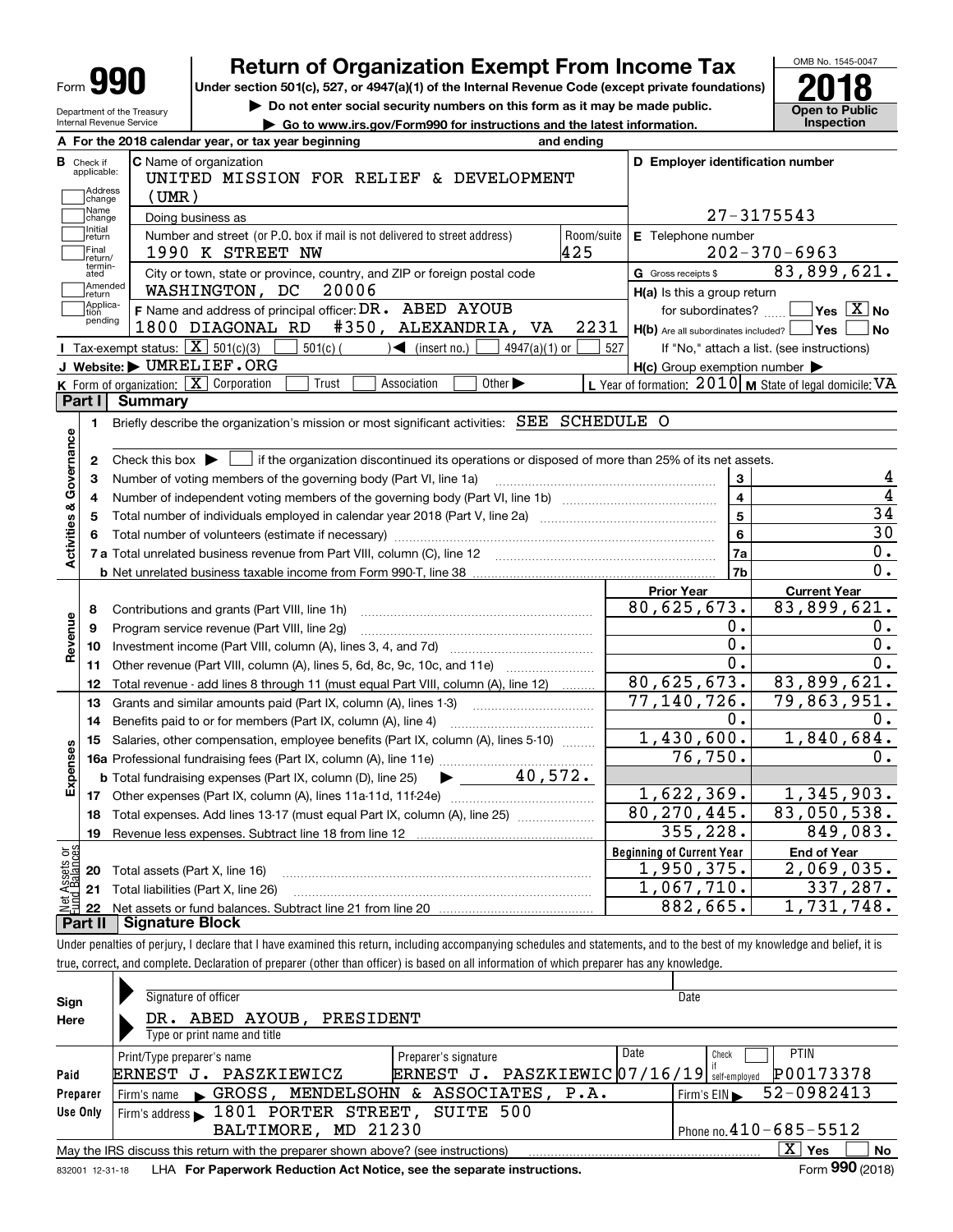# Form 990 — Return of Organization Exempt From Income Tax (2018)

Under section 501(c), 527, or 4947(a)(1) of the Internal Revenue Code (except private foundations)

▶ Do not enter social security numbers on this form as it may be made public.

▶ Go to www.irs.gov/Form990 for instructions and the latest information.

Department of the Treasury
Internal Revenue Service

OMB No. 1545-0047

**2018**

**Open to Public Inspection**

**A** For the 2018 calendar year, or tax year beginning and ending

**B** Check if applicable: Address change; Name change; Initial return; Final return/terminated; Amended return; Application pending

**C** Name of organization: UNITED MISSION FOR RELIEF & DEVELOPMENT (UMR)

Doing business as

Number and street (or P.O. box if mail is not delivered to street address): 1990 K STREET NW — Room/suite: 425

City or town, state or province, country, and ZIP or foreign postal code: WASHINGTON, DC 20006

**D** Employer identification number: 27-3175543

**E** Telephone number: 202-370-6963

**G** Gross receipts $ 83,899,621.

**F** Name and address of principal officer: DR. ABED AYOUB, 1800 DIAGONAL RD #350, ALEXANDRIA, VA 2231

**H(a)** Is this a group return for subordinates? ☐ Yes ☒ No

**H(b)** Are all subordinates included? ☐ Yes ☐ No — If "No," attach a list. (see instructions)

**H(c)** Group exemption number ▶

**I** Tax-exempt status: ☒ 501(c)(3) ☐ 501(c) ( ) ◀ (insert no.) ☐ 4947(a)(1) or ☐ 527

**J** Website: ▶ UMRELIEF.ORG

**K** Form of organization: ☒ Corporation ☐ Trust ☐ Association ☐ Other ▶

**L** Year of formation: 2010 **M** State of legal domicile: VA

## Part I Summary

**Activities & Governance**

1. Briefly describe the organization's mission or most significant activities: SEE SCHEDULE O
2. Check this box ▶ ☐ if the organization discontinued its operations or disposed of more than 25% of its net assets.

| | | | |
|---|---|---|---|
| 3 | Number of voting members of the governing body (Part VI, line 1a) | 3 | 4 |
| 4 | Number of independent voting members of the governing body (Part VI, line 1b) | 4 | 4 |
| 5 | Total number of individuals employed in calendar year 2018 (Part V, line 2a) | 5 | 34 |
| 6 | Total number of volunteers (estimate if necessary) | 6 | 30 |
| 7a | Total unrelated business revenue from Part VIII, column (C), line 12 | 7a | 0. |
| b | Net unrelated business taxable income from Form 990-T, line 38 | 7b | 0. |

| | | | Prior Year | Current Year |
|---|---|---|---|---|
| **Revenue** | 8 | Contributions and grants (Part VIII, line 1h) | 80,625,673. | 83,899,621. |
| | 9 | Program service revenue (Part VIII, line 2g) | 0. | 0. |
| | 10 | Investment income (Part VIII, column (A), lines 3, 4, and 7d) | 0. | 0. |
| | 11 | Other revenue (Part VIII, column (A), lines 5, 6d, 8c, 9c, 10c, and 11e) | 0. | 0. |
| | 12 | Total revenue - add lines 8 through 11 (must equal Part VIII, column (A), line 12) | 80,625,673. | 83,899,621. |
| **Expenses** | 13 | Grants and similar amounts paid (Part IX, column (A), lines 1-3) | 77,140,726. | 79,863,951. |
| | 14 | Benefits paid to or for members (Part IX, column (A), line 4) | 0. | 0. |
| | 15 | Salaries, other compensation, employee benefits (Part IX, column (A), lines 5-10) | 1,430,600. | 1,840,684. |
| | 16a | Professional fundraising fees (Part IX, column (A), line 11e) | 76,750. | 0. |
| | b | Total fundraising expenses (Part IX, column (D), line 25) ▶ 40,572. | | |
| | 17 | Other expenses (Part IX, column (A), lines 11a-11d, 11f-24e) | 1,622,369. | 1,345,903. |
| | 18 | Total expenses. Add lines 13-17 (must equal Part IX, column (A), line 25) | 80,270,445. | 83,050,538. |
| | 19 | Revenue less expenses. Subtract line 18 from line 12 | 355,228. | 849,083. |

| | | | Beginning of Current Year | End of Year |
|---|---|---|---|---|
| **Net Assets or Fund Balances** | 20 | Total assets (Part X, line 16) | 1,950,375. | 2,069,035. |
| | 21 | Total liabilities (Part X, line 26) | 1,067,710. | 337,287. |
| | 22 | Net assets or fund balances. Subtract line 21 from line 20 | 882,665. | 1,731,748. |

## Part II Signature Block

Under penalties of perjury, I declare that I have examined this return, including accompanying schedules and statements, and to the best of my knowledge and belief, it is true, correct, and complete. Declaration of preparer (other than officer) is based on all information of which preparer has any knowledge.

**Sign Here**

Signature of officer — Date

DR. ABED AYOUB, PRESIDENT

Type or print name and title

**Paid Preparer Use Only**

| Print/Type preparer's name | Preparer's signature | Date | Check ☐ if self-employed | PTIN |
|---|---|---|---|---|
| ERNEST J. PASZKIEWICZ | ERNEST J. PASZKIEWIC | 07/16/19 | | P00173378 |

Firm's name ▶ GROSS, MENDELSOHN & ASSOCIATES, P.A. — Firm's EIN ▶ 52-0982413

Firm's address ▶ 1801 PORTER STREET, SUITE 500, BALTIMORE, MD 21230 — Phone no. 410-685-5512

May the IRS discuss this return with the preparer shown above? (see instructions) ☒ Yes ☐ No

832001 12-31-18 LHA For Paperwork Reduction Act Notice, see the separate instructions. Form **990** (2018)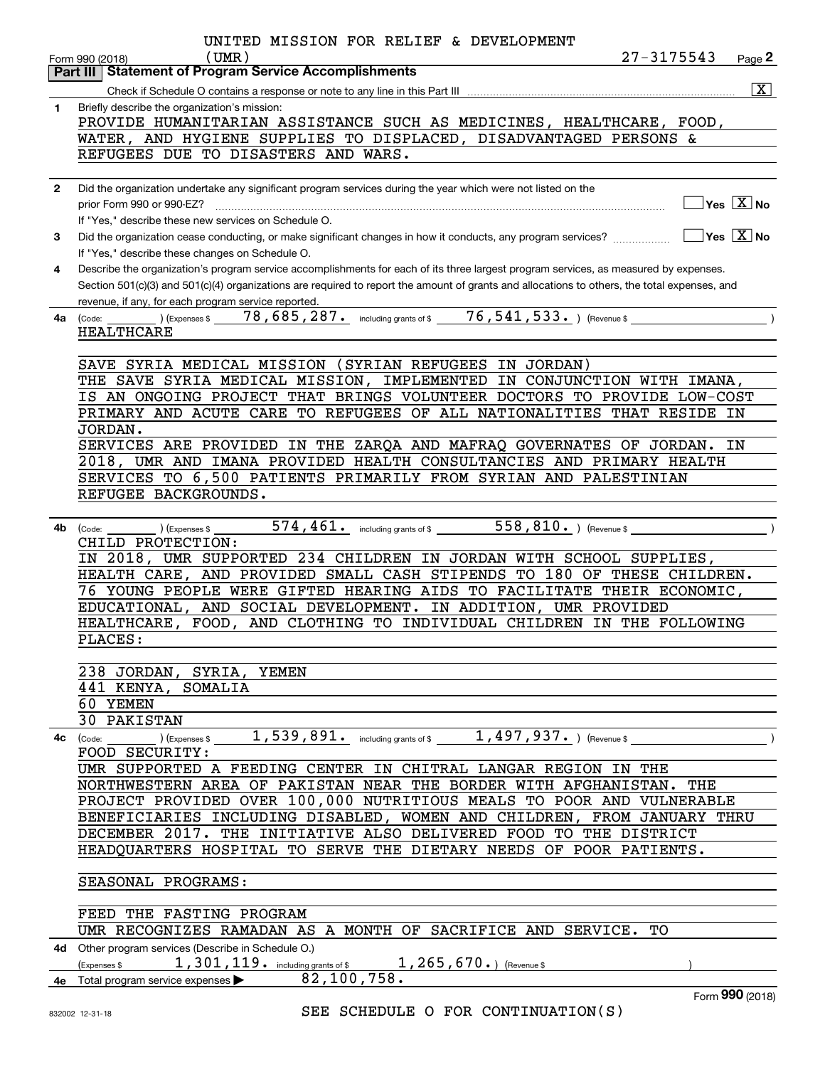UNITED MISSION FOR RELIEF & DEVELOPMENT
(UMR)

Form 990 (2018) 27-3175543 Page **2**

## Part III Statement of Program Service Accomplishments

Check if Schedule O contains a response or note to any line in this Part III ..... [X]

**1** Briefly describe the organization's mission:

PROVIDE HUMANITARIAN ASSISTANCE SUCH AS MEDICINES, HEALTHCARE, FOOD, WATER, AND HYGIENE SUPPLIES TO DISPLACED, DISADVANTAGED PERSONS & REFUGEES DUE TO DISASTERS AND WARS.

**2** Did the organization undertake any significant program services during the year which were not listed on the prior Form 990 or 990-EZ? ..... [ ] Yes [X] No

If "Yes," describe these new services on Schedule O.

**3** Did the organization cease conducting, or make significant changes in how it conducts, any program services? ..... [ ] Yes [X] No

If "Yes," describe these changes on Schedule O.

**4** Describe the organization's program service accomplishments for each of its three largest program services, as measured by expenses. Section 501(c)(3) and 501(c)(4) organizations are required to report the amount of grants and allocations to others, the total expenses, and revenue, if any, for each program service reported.

**4a** (Code: ) (Expenses $ 78,685,287. including grants of $ 76,541,533. ) (Revenue $ )

HEALTHCARE

SAVE SYRIA MEDICAL MISSION (SYRIAN REFUGEES IN JORDAN)
THE SAVE SYRIA MEDICAL MISSION, IMPLEMENTED IN CONJUNCTION WITH IMANA, IS AN ONGOING PROJECT THAT BRINGS VOLUNTEER DOCTORS TO PROVIDE LOW-COST PRIMARY AND ACUTE CARE TO REFUGEES OF ALL NATIONALITIES THAT RESIDE IN JORDAN.
SERVICES ARE PROVIDED IN THE ZARQA AND MAFRAQ GOVERNATES OF JORDAN. IN 2018, UMR AND IMANA PROVIDED HEALTH CONSULTANCIES AND PRIMARY HEALTH SERVICES TO 6,500 PATIENTS PRIMARILY FROM SYRIAN AND PALESTINIAN REFUGEE BACKGROUNDS.

**4b** (Code: ) (Expenses $ 574,461. including grants of $ 558,810. ) (Revenue $ )

CHILD PROTECTION:
IN 2018, UMR SUPPORTED 234 CHILDREN IN JORDAN WITH SCHOOL SUPPLIES, HEALTH CARE, AND PROVIDED SMALL CASH STIPENDS TO 180 OF THESE CHILDREN. 76 YOUNG PEOPLE WERE GIFTED HEARING AIDS TO FACILITATE THEIR ECONOMIC, EDUCATIONAL, AND SOCIAL DEVELOPMENT. IN ADDITION, UMR PROVIDED HEALTHCARE, FOOD, AND CLOTHING TO INDIVIDUAL CHILDREN IN THE FOLLOWING PLACES:

238 JORDAN, SYRIA, YEMEN
441 KENYA, SOMALIA
60 YEMEN
30 PAKISTAN

**4c** (Code: ) (Expenses $ 1,539,891. including grants of $ 1,497,937. ) (Revenue $ )

FOOD SECURITY:
UMR SUPPORTED A FEEDING CENTER IN CHITRAL LANGAR REGION IN THE NORTHWESTERN AREA OF PAKISTAN NEAR THE BORDER WITH AFGHANISTAN. THE PROJECT PROVIDED OVER 100,000 NUTRITIOUS MEALS TO POOR AND VULNERABLE BENEFICIARIES INCLUDING DISABLED, WOMEN AND CHILDREN, FROM JANUARY THRU DECEMBER 2017. THE INITIATIVE ALSO DELIVERED FOOD TO THE DISTRICT HEADQUARTERS HOSPITAL TO SERVE THE DIETARY NEEDS OF POOR PATIENTS.

SEASONAL PROGRAMS:

FEED THE FASTING PROGRAM
UMR RECOGNIZES RAMADAN AS A MONTH OF SACRIFICE AND SERVICE. TO

**4d** Other program services (Describe in Schedule O.)
(Expenses $ 1,301,119. including grants of $ 1,265,670. ) (Revenue $ )

**4e** Total program service expenses ▶ 82,100,758.

SEE SCHEDULE O FOR CONTINUATION(S)

Form **990** (2018)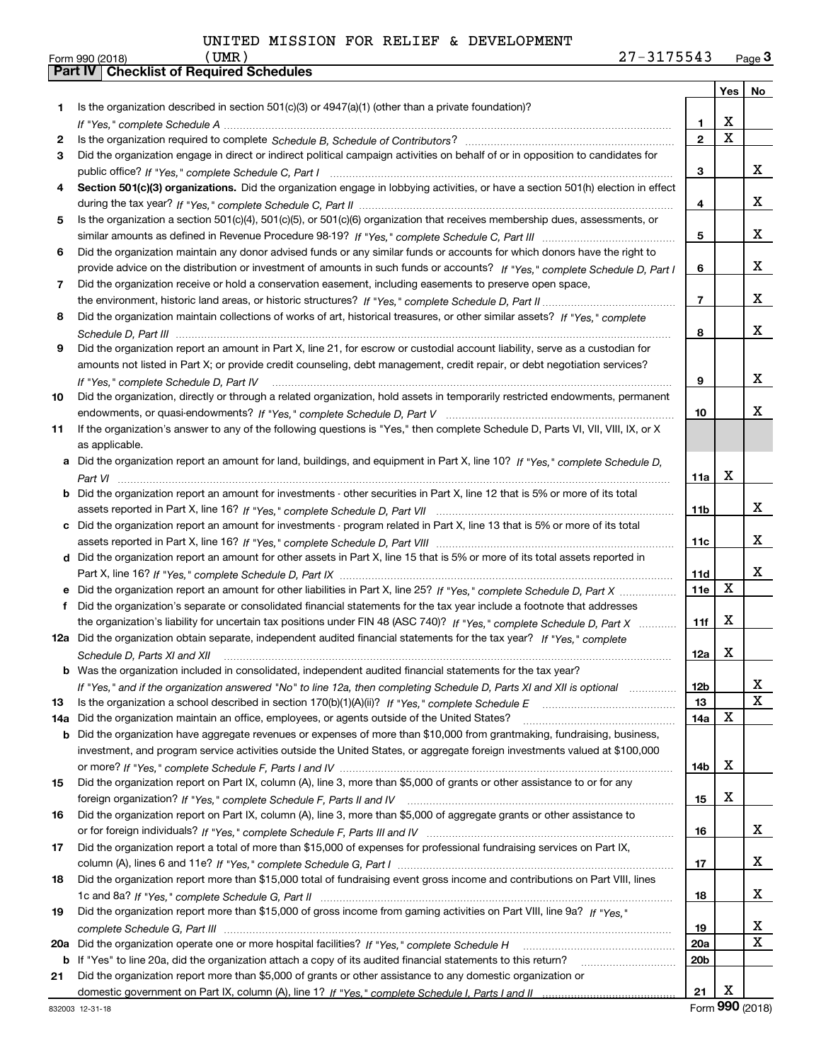UNITED MISSION FOR RELIEF & DEVELOPMENT
(UMR) 27-3175543

Form 990 (2018)

## Part IV | Checklist of Required Schedules

| | | | Yes | No |
|---|---|---|---|---|
| 1 | Is the organization described in section 501(c)(3) or 4947(a)(1) (other than a private foundation)? *If "Yes," complete Schedule A* | 1 | X | |
| 2 | Is the organization required to complete *Schedule B, Schedule of Contributors*? | 2 | X | |
| 3 | Did the organization engage in direct or indirect political campaign activities on behalf of or in opposition to candidates for public office? *If "Yes," complete Schedule C, Part I* | 3 | | X |
| 4 | **Section 501(c)(3) organizations.** Did the organization engage in lobbying activities, or have a section 501(h) election in effect during the tax year? *If "Yes," complete Schedule C, Part II* | 4 | | X |
| 5 | Is the organization a section 501(c)(4), 501(c)(5), or 501(c)(6) organization that receives membership dues, assessments, or similar amounts as defined in Revenue Procedure 98-19? *If "Yes," complete Schedule C, Part III* | 5 | | X |
| 6 | Did the organization maintain any donor advised funds or any similar funds or accounts for which donors have the right to provide advice on the distribution or investment of amounts in such funds or accounts? *If "Yes," complete Schedule D, Part I* | 6 | | X |
| 7 | Did the organization receive or hold a conservation easement, including easements to preserve open space, the environment, historic land areas, or historic structures? *If "Yes," complete Schedule D, Part II* | 7 | | X |
| 8 | Did the organization maintain collections of works of art, historical treasures, or other similar assets? *If "Yes," complete Schedule D, Part III* | 8 | | X |
| 9 | Did the organization report an amount in Part X, line 21, for escrow or custodial account liability, serve as a custodian for amounts not listed in Part X; or provide credit counseling, debt management, credit repair, or debt negotiation services? *If "Yes," complete Schedule D, Part IV* | 9 | | X |
| 10 | Did the organization, directly or through a related organization, hold assets in temporarily restricted endowments, permanent endowments, or quasi-endowments? *If "Yes," complete Schedule D, Part V* | 10 | | X |
| 11 | If the organization's answer to any of the following questions is "Yes," then complete Schedule D, Parts VI, VII, VIII, IX, or X as applicable. | | | |
| a | Did the organization report an amount for land, buildings, and equipment in Part X, line 10? *If "Yes," complete Schedule D, Part VI* | 11a | X | |
| b | Did the organization report an amount for investments - other securities in Part X, line 12 that is 5% or more of its total assets reported in Part X, line 16? *If "Yes," complete Schedule D, Part VII* | 11b | | X |
| c | Did the organization report an amount for investments - program related in Part X, line 13 that is 5% or more of its total assets reported in Part X, line 16? *If "Yes," complete Schedule D, Part VIII* | 11c | | X |
| d | Did the organization report an amount for other assets in Part X, line 15 that is 5% or more of its total assets reported in Part X, line 16? *If "Yes," complete Schedule D, Part IX* | 11d | | X |
| e | Did the organization report an amount for other liabilities in Part X, line 25? *If "Yes," complete Schedule D, Part X* | 11e | X | |
| f | Did the organization's separate or consolidated financial statements for the tax year include a footnote that addresses the organization's liability for uncertain tax positions under FIN 48 (ASC 740)? *If "Yes," complete Schedule D, Part X* | 11f | X | |
| 12a | Did the organization obtain separate, independent audited financial statements for the tax year? *If "Yes," complete Schedule D, Parts XI and XII* | 12a | X | |
| b | Was the organization included in consolidated, independent audited financial statements for the tax year? *If "Yes," and if the organization answered "No" to line 12a, then completing Schedule D, Parts XI and XII is optional* | 12b | | X |
| 13 | Is the organization a school described in section 170(b)(1)(A)(ii)? *If "Yes," complete Schedule E* | 13 | | X |
| 14a | Did the organization maintain an office, employees, or agents outside of the United States? | 14a | X | |
| b | Did the organization have aggregate revenues or expenses of more than $10,000 from grantmaking, fundraising, business, investment, and program service activities outside the United States, or aggregate foreign investments valued at $100,000 or more? *If "Yes," complete Schedule F, Parts I and IV* | 14b | X | |
| 15 | Did the organization report on Part IX, column (A), line 3, more than $5,000 of grants or other assistance to or for any foreign organization? *If "Yes," complete Schedule F, Parts II and IV* | 15 | X | |
| 16 | Did the organization report on Part IX, column (A), line 3, more than $5,000 of aggregate grants or other assistance to or for foreign individuals? *If "Yes," complete Schedule F, Parts III and IV* | 16 | | X |
| 17 | Did the organization report a total of more than $15,000 of expenses for professional fundraising services on Part IX, column (A), lines 6 and 11e? *If "Yes," complete Schedule G, Part I* | 17 | | X |
| 18 | Did the organization report more than $15,000 total of fundraising event gross income and contributions on Part VIII, lines 1c and 8a? *If "Yes," complete Schedule G, Part II* | 18 | | X |
| 19 | Did the organization report more than $15,000 of gross income from gaming activities on Part VIII, line 9a? *If "Yes," complete Schedule G, Part III* | 19 | | X |
| 20a | Did the organization operate one or more hospital facilities? *If "Yes," complete Schedule H* | 20a | | X |
| b | If "Yes" to line 20a, did the organization attach a copy of its audited financial statements to this return? | 20b | | |
| 21 | Did the organization report more than $5,000 of grants or other assistance to any domestic organization or domestic government on Part IX, column (A), line 1? *If "Yes," complete Schedule I, Parts I and II* | 21 | X | |

832003 12-31-18

Form **990** (2018)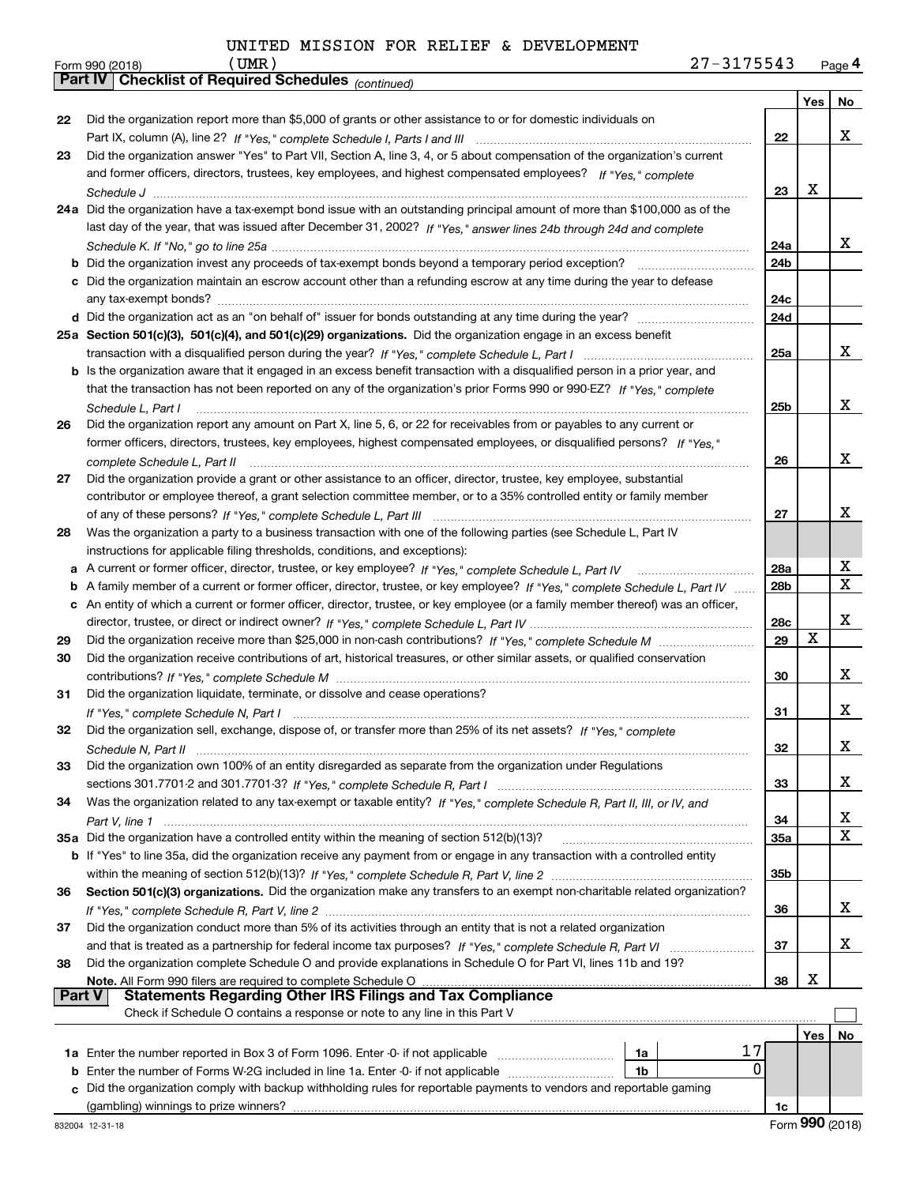UNITED MISSION FOR RELIEF & DEVELOPMENT (UMR) 27-3175543

Form 990 (2018) Page 4

**Part IV | Checklist of Required Schedules** *(continued)*

| | | | Yes | No |
|---|---|---|---|---|
| 22 | Did the organization report more than $5,000 of grants or other assistance to or for domestic individuals on Part IX, column (A), line 2? *If "Yes," complete Schedule I, Parts I and III* | 22 | | X |
| 23 | Did the organization answer "Yes" to Part VII, Section A, line 3, 4, or 5 about compensation of the organization's current and former officers, directors, trustees, key employees, and highest compensated employees? *If "Yes," complete Schedule J* | 23 | X | |
| 24a | Did the organization have a tax-exempt bond issue with an outstanding principal amount of more than $100,000 as of the last day of the year, that was issued after December 31, 2002? *If "Yes," answer lines 24b through 24d and complete Schedule K. If "No," go to line 25a* | 24a | | X |
| b | Did the organization invest any proceeds of tax-exempt bonds beyond a temporary period exception? | 24b | | |
| c | Did the organization maintain an escrow account other than a refunding escrow at any time during the year to defease any tax-exempt bonds? | 24c | | |
| d | Did the organization act as an "on behalf of" issuer for bonds outstanding at any time during the year? | 24d | | |
| 25a | **Section 501(c)(3), 501(c)(4), and 501(c)(29) organizations.** Did the organization engage in an excess benefit transaction with a disqualified person during the year? *If "Yes," complete Schedule L, Part I* | 25a | | X |
| b | Is the organization aware that it engaged in an excess benefit transaction with a disqualified person in a prior year, and that the transaction has not been reported on any of the organization's prior Forms 990 or 990-EZ? *If "Yes," complete Schedule L, Part I* | 25b | | X |
| 26 | Did the organization report any amount on Part X, line 5, 6, or 22 for receivables from or payables to any current or former officers, directors, trustees, key employees, highest compensated employees, or disqualified persons? *If "Yes," complete Schedule L, Part II* | 26 | | X |
| 27 | Did the organization provide a grant or other assistance to an officer, director, trustee, key employee, substantial contributor or employee thereof, a grant selection committee member, or to a 35% controlled entity or family member of any of these persons? *If "Yes," complete Schedule L, Part III* | 27 | | X |
| 28 | Was the organization a party to a business transaction with one of the following parties (see Schedule L, Part IV instructions for applicable filing thresholds, conditions, and exceptions): | | | |
| a | A current or former officer, director, trustee, or key employee? *If "Yes," complete Schedule L, Part IV* | 28a | | X |
| b | A family member of a current or former officer, director, trustee, or key employee? *If "Yes," complete Schedule L, Part IV* | 28b | | X |
| c | An entity of which a current or former officer, director, trustee, or key employee (or a family member thereof) was an officer, director, trustee, or direct or indirect owner? *If "Yes," complete Schedule L, Part IV* | 28c | | X |
| 29 | Did the organization receive more than $25,000 in non-cash contributions? *If "Yes," complete Schedule M* | 29 | X | |
| 30 | Did the organization receive contributions of art, historical treasures, or other similar assets, or qualified conservation contributions? *If "Yes," complete Schedule M* | 30 | | X |
| 31 | Did the organization liquidate, terminate, or dissolve and cease operations? *If "Yes," complete Schedule N, Part I* | 31 | | X |
| 32 | Did the organization sell, exchange, dispose of, or transfer more than 25% of its net assets? *If "Yes," complete Schedule N, Part II* | 32 | | X |
| 33 | Did the organization own 100% of an entity disregarded as separate from the organization under Regulations sections 301.7701-2 and 301.7701-3? *If "Yes," complete Schedule R, Part I* | 33 | | X |
| 34 | Was the organization related to any tax-exempt or taxable entity? *If "Yes," complete Schedule R, Part II, III, or IV, and Part V, line 1* | 34 | | X |
| 35a | Did the organization have a controlled entity within the meaning of section 512(b)(13)? | 35a | | X |
| b | If "Yes" to line 35a, did the organization receive any payment from or engage in any transaction with a controlled entity within the meaning of section 512(b)(13)? *If "Yes," complete Schedule R, Part V, line 2* | 35b | | |
| 36 | **Section 501(c)(3) organizations.** Did the organization make any transfers to an exempt non-charitable related organization? *If "Yes," complete Schedule R, Part V, line 2* | 36 | | X |
| 37 | Did the organization conduct more than 5% of its activities through an entity that is not a related organization and that is treated as a partnership for federal income tax purposes? *If "Yes," complete Schedule R, Part VI* | 37 | | X |
| 38 | Did the organization complete Schedule O and provide explanations in Schedule O for Part VI, lines 11b and 19? **Note.** All Form 990 filers are required to complete Schedule O | 38 | X | |

**Part V | Statements Regarding Other IRS Filings and Tax Compliance**

Check if Schedule O contains a response or note to any line in this Part V ☐

| | | | | | Yes | No |
|---|---|---|---|---|---|---|
| 1a | Enter the number reported in Box 3 of Form 1096. Enter -0- if not applicable | 1a | 17 | | | |
| b | Enter the number of Forms W-2G included in line 1a. Enter -0- if not applicable | 1b | 0 | | | |
| c | Did the organization comply with backup withholding rules for reportable payments to vendors and reportable gaming (gambling) winnings to prize winners? | | | 1c | | |

832004 12-31-18 Form **990** (2018)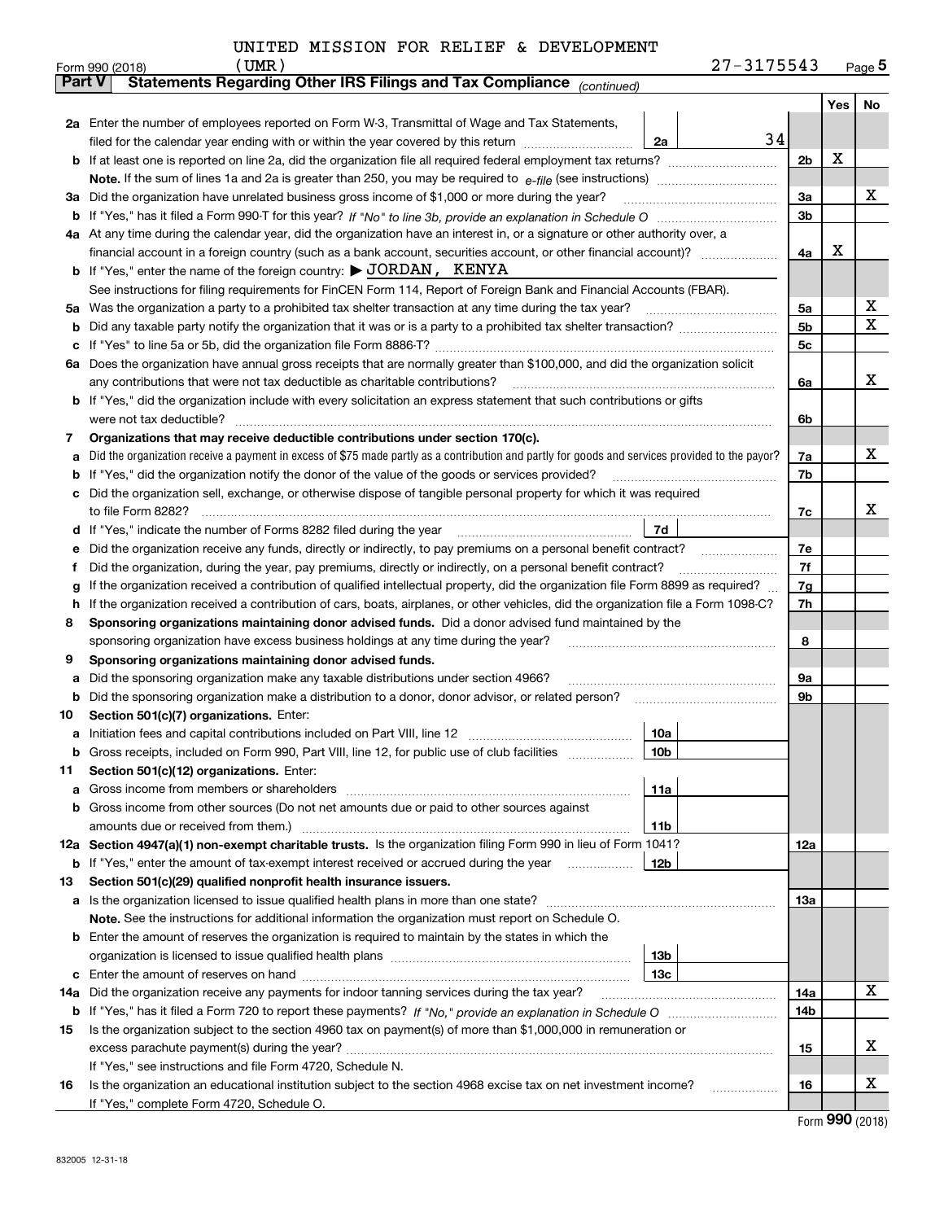UNITED MISSION FOR RELIEF & DEVELOPMENT (UMR) 27-3175543

Form 990 (2018) Page 5

**Part V Statements Regarding Other IRS Filings and Tax Compliance** *(continued)*

| | | | | | Yes | No |
|---|---|---|---|---|---|---|
| **2a** | Enter the number of employees reported on Form W-3, Transmittal of Wage and Tax Statements, filed for the calendar year ending with or within the year covered by this return | 2a | 34 | | | |
| **b** | If at least one is reported on line 2a, did the organization file all required federal employment tax returns? | | | 2b | X | |
| | **Note.** If the sum of lines 1a and 2a is greater than 250, you may be required to *e-file* (see instructions) | | | | | |
| **3a** | Did the organization have unrelated business gross income of $1,000 or more during the year? | | | 3a | | X |
| **b** | If "Yes," has it filed a Form 990-T for this year? *If "No" to line 3b, provide an explanation in Schedule O* | | | 3b | | |
| **4a** | At any time during the calendar year, did the organization have an interest in, or a signature or other authority over, a financial account in a foreign country (such as a bank account, securities account, or other financial account)? | | | 4a | X | |
| **b** | If "Yes," enter the name of the foreign country: ▶ JORDAN, KENYA | | | | | |
| | See instructions for filing requirements for FinCEN Form 114, Report of Foreign Bank and Financial Accounts (FBAR). | | | | | |
| **5a** | Was the organization a party to a prohibited tax shelter transaction at any time during the tax year? | | | 5a | | X |
| **b** | Did any taxable party notify the organization that it was or is a party to a prohibited tax shelter transaction? | | | 5b | | X |
| **c** | If "Yes" to line 5a or 5b, did the organization file Form 8886-T? | | | 5c | | |
| **6a** | Does the organization have annual gross receipts that are normally greater than $100,000, and did the organization solicit any contributions that were not tax deductible as charitable contributions? | | | 6a | | X |
| **b** | If "Yes," did the organization include with every solicitation an express statement that such contributions or gifts were not tax deductible? | | | 6b | | |
| **7** | **Organizations that may receive deductible contributions under section 170(c).** | | | | | |
| **a** | Did the organization receive a payment in excess of $75 made partly as a contribution and partly for goods and services provided to the payor? | | | 7a | | X |
| **b** | If "Yes," did the organization notify the donor of the value of the goods or services provided? | | | 7b | | |
| **c** | Did the organization sell, exchange, or otherwise dispose of tangible personal property for which it was required to file Form 8282? | | | 7c | | X |
| **d** | If "Yes," indicate the number of Forms 8282 filed during the year | 7d | | | | |
| **e** | Did the organization receive any funds, directly or indirectly, to pay premiums on a personal benefit contract? | | | 7e | | |
| **f** | Did the organization, during the year, pay premiums, directly or indirectly, on a personal benefit contract? | | | 7f | | |
| **g** | If the organization received a contribution of qualified intellectual property, did the organization file Form 8899 as required? | | | 7g | | |
| **h** | If the organization received a contribution of cars, boats, airplanes, or other vehicles, did the organization file a Form 1098-C? | | | 7h | | |
| **8** | **Sponsoring organizations maintaining donor advised funds.** Did a donor advised fund maintained by the sponsoring organization have excess business holdings at any time during the year? | | | 8 | | |
| **9** | **Sponsoring organizations maintaining donor advised funds.** | | | | | |
| **a** | Did the sponsoring organization make any taxable distributions under section 4966? | | | 9a | | |
| **b** | Did the sponsoring organization make a distribution to a donor, donor advisor, or related person? | | | 9b | | |
| **10** | **Section 501(c)(7) organizations.** Enter: | | | | | |
| **a** | Initiation fees and capital contributions included on Part VIII, line 12 | 10a | | | | |
| **b** | Gross receipts, included on Form 990, Part VIII, line 12, for public use of club facilities | 10b | | | | |
| **11** | **Section 501(c)(12) organizations.** Enter: | | | | | |
| **a** | Gross income from members or shareholders | 11a | | | | |
| **b** | Gross income from other sources (Do not net amounts due or paid to other sources against amounts due or received from them.) | 11b | | | | |
| **12a** | **Section 4947(a)(1) non-exempt charitable trusts.** Is the organization filing Form 990 in lieu of Form 1041? | | | 12a | | |
| **b** | If "Yes," enter the amount of tax-exempt interest received or accrued during the year | 12b | | | | |
| **13** | **Section 501(c)(29) qualified nonprofit health insurance issuers.** | | | | | |
| **a** | Is the organization licensed to issue qualified health plans in more than one state? | | | 13a | | |
| | **Note.** See the instructions for additional information the organization must report on Schedule O. | | | | | |
| **b** | Enter the amount of reserves the organization is required to maintain by the states in which the organization is licensed to issue qualified health plans | 13b | | | | |
| **c** | Enter the amount of reserves on hand | 13c | | | | |
| **14a** | Did the organization receive any payments for indoor tanning services during the tax year? | | | 14a | | X |
| **b** | If "Yes," has it filed a Form 720 to report these payments? *If "No," provide an explanation in Schedule O* | | | 14b | | |
| **15** | Is the organization subject to the section 4960 tax on payment(s) of more than $1,000,000 in remuneration or excess parachute payment(s) during the year? | | | 15 | | X |
| | If "Yes," see instructions and file Form 4720, Schedule N. | | | | | |
| **16** | Is the organization an educational institution subject to the section 4968 excise tax on net investment income? | | | 16 | | X |
| | If "Yes," complete Form 4720, Schedule O. | | | | | |

Form **990** (2018)

832005 12-31-18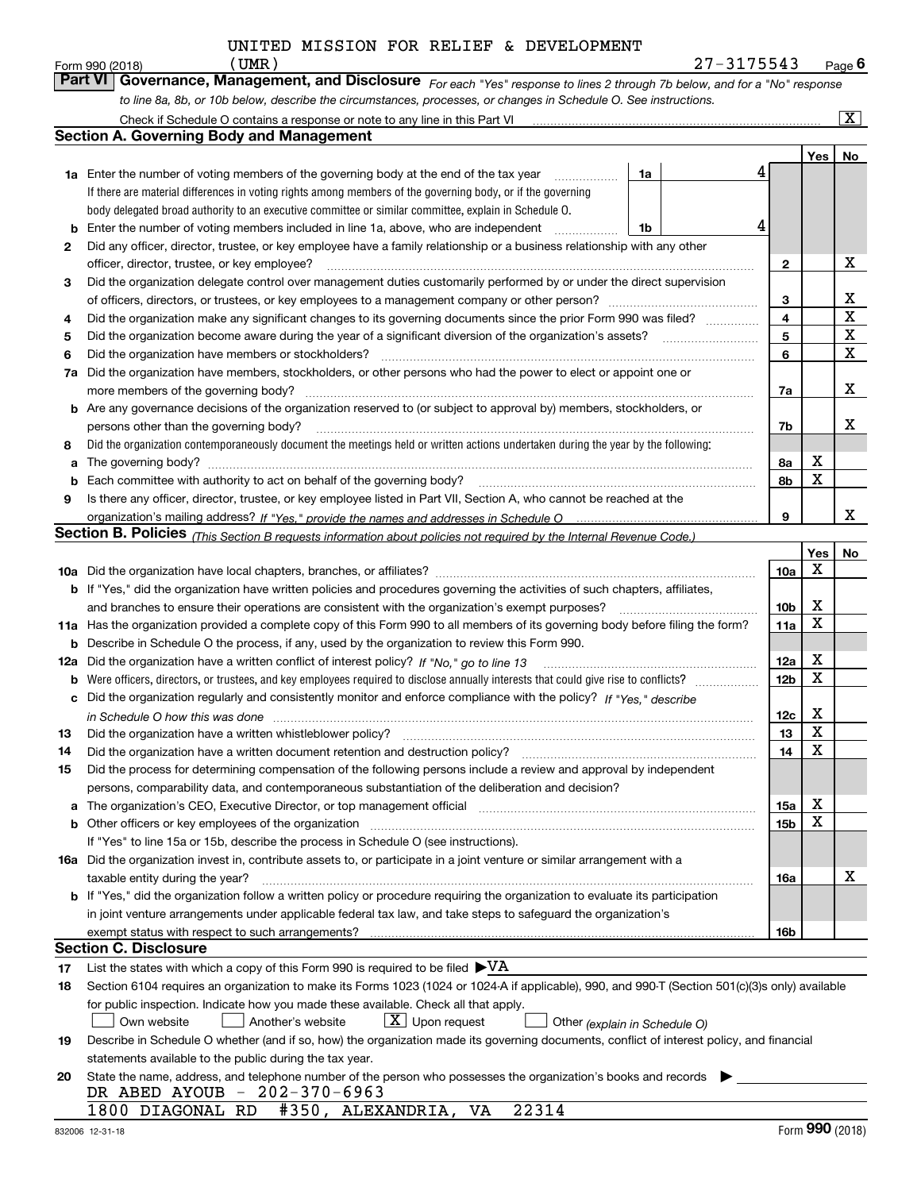UNITED MISSION FOR RELIEF & DEVELOPMENT

Form 990 (2018) (UMR) 27-3175543 Page 6

**Part VI Governance, Management, and Disclosure** *For each "Yes" response to lines 2 through 7b below, and for a "No" response to line 8a, 8b, or 10b below, describe the circumstances, processes, or changes in Schedule O. See instructions.*

Check if Schedule O contains a response or note to any line in this Part VI [X]

## Section A. Governing Body and Management

| | | | | Yes | No |
|---|---|---|---|---|---|
| **1a** | Enter the number of voting members of the governing body at the end of the tax year | 1a | 4 | | |
| | If there are material differences in voting rights among members of the governing body, or if the governing body delegated broad authority to an executive committee or similar committee, explain in Schedule O. | | | | |
| **b** | Enter the number of voting members included in line 1a, above, who are independent | 1b | 4 | | |
| **2** | Did any officer, director, trustee, or key employee have a family relationship or a business relationship with any other officer, director, trustee, or key employee? | | 2 | | X |
| **3** | Did the organization delegate control over management duties customarily performed by or under the direct supervision of officers, directors, or trustees, or key employees to a management company or other person? | | 3 | | X |
| **4** | Did the organization make any significant changes to its governing documents since the prior Form 990 was filed? | | 4 | | X |
| **5** | Did the organization become aware during the year of a significant diversion of the organization's assets? | | 5 | | X |
| **6** | Did the organization have members or stockholders? | | 6 | | X |
| **7a** | Did the organization have members, stockholders, or other persons who had the power to elect or appoint one or more members of the governing body? | | 7a | | X |
| **b** | Are any governance decisions of the organization reserved to (or subject to approval by) members, stockholders, or persons other than the governing body? | | 7b | | X |
| **8** | Did the organization contemporaneously document the meetings held or written actions undertaken during the year by the following: | | | | |
| **a** | The governing body? | | 8a | X | |
| **b** | Each committee with authority to act on behalf of the governing body? | | 8b | X | |
| **9** | Is there any officer, director, trustee, or key employee listed in Part VII, Section A, who cannot be reached at the organization's mailing address? *If "Yes," provide the names and addresses in Schedule O* | | 9 | | X |

## Section B. Policies *(This Section B requests information about policies not required by the Internal Revenue Code.)*

| | | | Yes | No |
|---|---|---|---|---|
| **10a** | Did the organization have local chapters, branches, or affiliates? | 10a | X | |
| **b** | If "Yes," did the organization have written policies and procedures governing the activities of such chapters, affiliates, and branches to ensure their operations are consistent with the organization's exempt purposes? | 10b | X | |
| **11a** | Has the organization provided a complete copy of this Form 990 to all members of its governing body before filing the form? | 11a | X | |
| **b** | Describe in Schedule O the process, if any, used by the organization to review this Form 990. | | | |
| **12a** | Did the organization have a written conflict of interest policy? *If "No," go to line 13* | 12a | X | |
| **b** | Were officers, directors, or trustees, and key employees required to disclose annually interests that could give rise to conflicts? | 12b | X | |
| **c** | Did the organization regularly and consistently monitor and enforce compliance with the policy? *If "Yes," describe in Schedule O how this was done* | 12c | X | |
| **13** | Did the organization have a written whistleblower policy? | 13 | X | |
| **14** | Did the organization have a written document retention and destruction policy? | 14 | X | |
| **15** | Did the process for determining compensation of the following persons include a review and approval by independent persons, comparability data, and contemporaneous substantiation of the deliberation and decision? | | | |
| **a** | The organization's CEO, Executive Director, or top management official | 15a | X | |
| **b** | Other officers or key employees of the organization | 15b | X | |
| | If "Yes" to line 15a or 15b, describe the process in Schedule O (see instructions). | | | |
| **16a** | Did the organization invest in, contribute assets to, or participate in a joint venture or similar arrangement with a taxable entity during the year? | 16a | | X |
| **b** | If "Yes," did the organization follow a written policy or procedure requiring the organization to evaluate its participation in joint venture arrangements under applicable federal tax law, and take steps to safeguard the organization's exempt status with respect to such arrangements? | 16b | | |

## Section C. Disclosure

**17** List the states with which a copy of this Form 990 is required to be filed ▶VA

**18** Section 6104 requires an organization to make its Forms 1023 (1024 or 1024-A if applicable), 990, and 990-T (Section 501(c)(3)s only) available for public inspection. Indicate how you made these available. Check all that apply.

[ ] Own website [ ] Another's website [X] Upon request [ ] Other *(explain in Schedule O)*

**19** Describe in Schedule O whether (and if so, how) the organization made its governing documents, conflict of interest policy, and financial statements available to the public during the tax year.

**20** State the name, address, and telephone number of the person who possesses the organization's books and records ▶

DR ABED AYOUB - 202-370-6963
1800 DIAGONAL RD #350, ALEXANDRIA, VA 22314

832006 12-31-18 Form **990** (2018)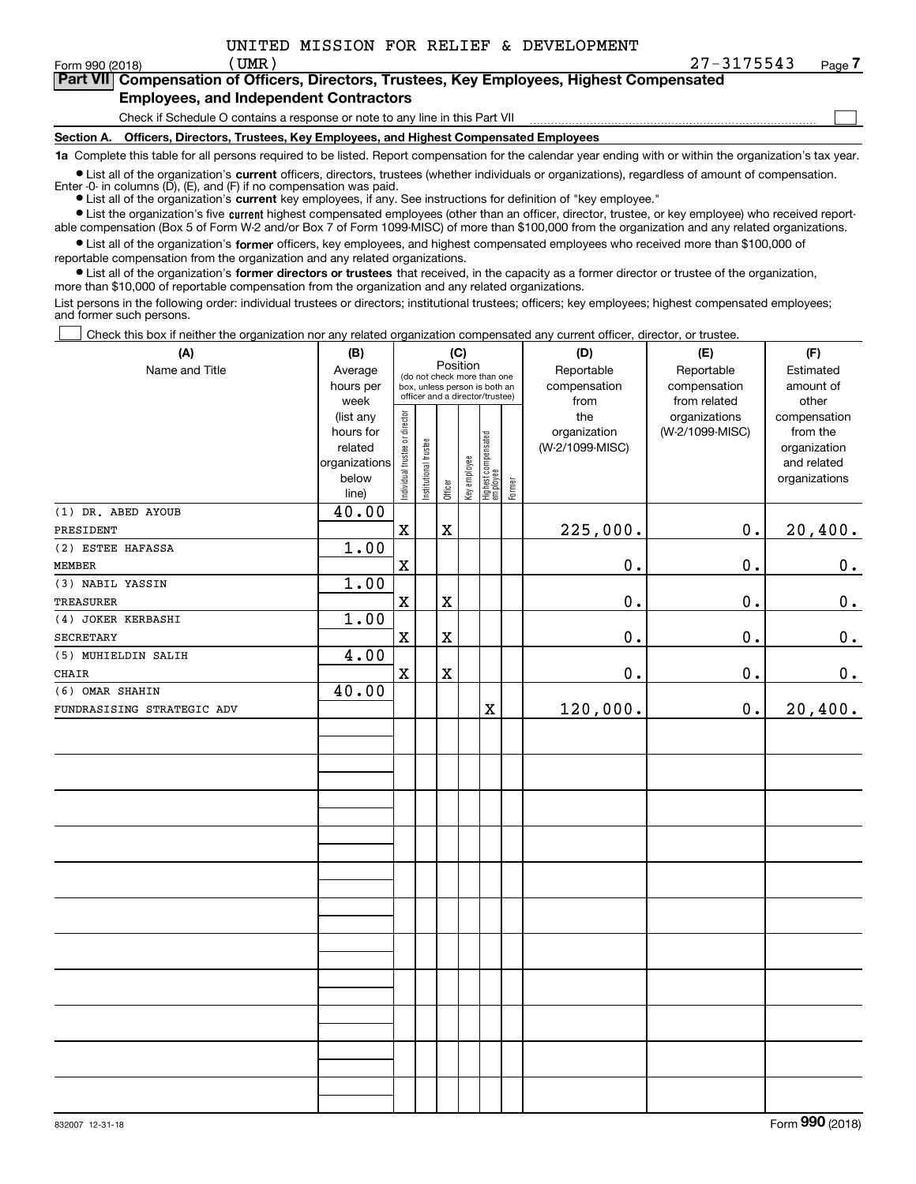UNITED MISSION FOR RELIEF & DEVELOPMENT (UMR)

Form 990 (2018) 27-3175543 Page 7

**Part VII Compensation of Officers, Directors, Trustees, Key Employees, Highest Compensated Employees, and Independent Contractors**

Check if Schedule O contains a response or note to any line in this Part VII ☐

**Section A. Officers, Directors, Trustees, Key Employees, and Highest Compensated Employees**

**1a** Complete this table for all persons required to be listed. Report compensation for the calendar year ending with or within the organization's tax year.

- List all of the organization's **current** officers, directors, trustees (whether individuals or organizations), regardless of amount of compensation. Enter -0- in columns (D), (E), and (F) if no compensation was paid.
- List all of the organization's **current** key employees, if any. See instructions for definition of "key employee."
- List the organization's five **current** highest compensated employees (other than an officer, director, trustee, or key employee) who received reportable compensation (Box 5 of Form W-2 and/or Box 7 of Form 1099-MISC) of more than $100,000 from the organization and any related organizations.
- List all of the organization's **former** officers, key employees, and highest compensated employees who received more than $100,000 of reportable compensation from the organization and any related organizations.
- List all of the organization's **former directors or trustees** that received, in the capacity as a former director or trustee of the organization, more than $10,000 of reportable compensation from the organization and any related organizations.

List persons in the following order: individual trustees or directors; institutional trustees; officers; key employees; highest compensated employees; and former such persons.

☐ Check this box if neither the organization nor any related organization compensated any current officer, director, or trustee.

| (A) Name and Title | (B) Average hours per week (list any hours for related organizations below line) | (C) Position: Individual trustee or director | Institutional trustee | Officer | Key employee | Highest compensated employee | Former | (D) Reportable compensation from the organization (W-2/1099-MISC) | (E) Reportable compensation from related organizations (W-2/1099-MISC) | (F) Estimated amount of other compensation from the organization and related organizations |
|---|---|---|---|---|---|---|---|---|---|---|
| (1) DR. ABED AYOUB<br>PRESIDENT | 40.00 | X | | X | | | | 225,000. | 0. | 20,400. |
| (2) ESTEE HAFASSA<br>MEMBER | 1.00 | X | | | | | | 0. | 0. | 0. |
| (3) NABIL YASSIN<br>TREASURER | 1.00 | X | | X | | | | 0. | 0. | 0. |
| (4) JOKER KERBASHI<br>SECRETARY | 1.00 | X | | X | | | | 0. | 0. | 0. |
| (5) MUHIELDIN SALIH<br>CHAIR | 4.00 | X | | X | | | | 0. | 0. | 0. |
| (6) OMAR SHAHIN<br>FUNDRASISING STRATEGIC ADV | 40.00 | | | | | X | | 120,000. | 0. | 20,400. |

832007 12-31-18 Form 990 (2018)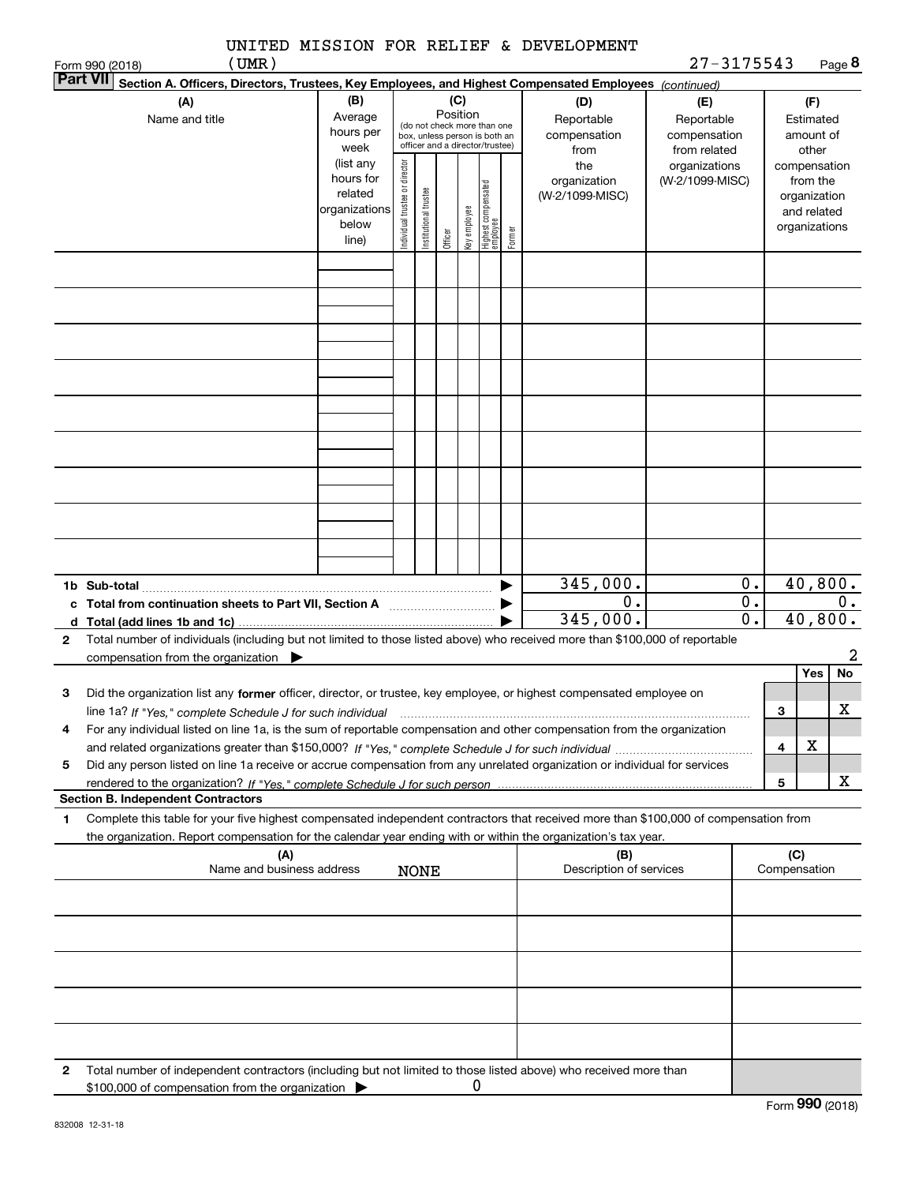UNITED MISSION FOR RELIEF & DEVELOPMENT (UMR) 27-3175543

Form 990 (2018) Page 8

**Part VII Section A. Officers, Directors, Trustees, Key Employees, and Highest Compensated Employees** *(continued)*

| (A) Name and title | (B) Average hours per week (list any hours for related organizations below line) | (C) Position: Individual trustee or director | Institutional trustee | Officer | Key employee | Highest compensated employee | Former | (D) Reportable compensation from the organization (W-2/1099-MISC) | (E) Reportable compensation from related organizations (W-2/1099-MISC) | (F) Estimated amount of other compensation from the organization and related organizations |
|---|---|---|---|---|---|---|---|---|---|---|
| | | | | | | | | | | |
| | | | | | | | | | | |
| | | | | | | | | | | |
| | | | | | | | | | | |
| | | | | | | | | | | |
| | | | | | | | | | | |
| | | | | | | | | | | |
| | | | | | | | | | | |
| | | | | | | | | | | |
| 1b Sub-total | | | | | | | | 345,000. | 0. | 40,800. |
| c Total from continuation sheets to Part VII, Section A | | | | | | | | 0. | 0. | 0. |
| d Total (add lines 1b and 1c) | | | | | | | | 345,000. | 0. | 40,800. |

2 Total number of individuals (including but not limited to those listed above) who received more than $100,000 of reportable compensation from the organization ▶ 2

| | | Yes | No |
|---|---|---|---|
| 3 Did the organization list any **former** officer, director, or trustee, key employee, or highest compensated employee on line 1a? *If "Yes," complete Schedule J for such individual* | 3 | | X |
| 4 For any individual listed on line 1a, is the sum of reportable compensation and other compensation from the organization and related organizations greater than $150,000? *If "Yes," complete Schedule J for such individual* | 4 | X | |
| 5 Did any person listed on line 1a receive or accrue compensation from any unrelated organization or individual for services rendered to the organization? *If "Yes," complete Schedule J for such person* | 5 | | X |

**Section B. Independent Contractors**

1 Complete this table for your five highest compensated independent contractors that received more than $100,000 of compensation from the organization. Report compensation for the calendar year ending with or within the organization's tax year.

| (A) Name and business address NONE | (B) Description of services | (C) Compensation |
|---|---|---|
| | | |
| | | |
| | | |
| | | |
| | | |

2 Total number of independent contractors (including but not limited to those listed above) who received more than $100,000 of compensation from the organization ▶ 0

Form **990** (2018)

832008 12-31-18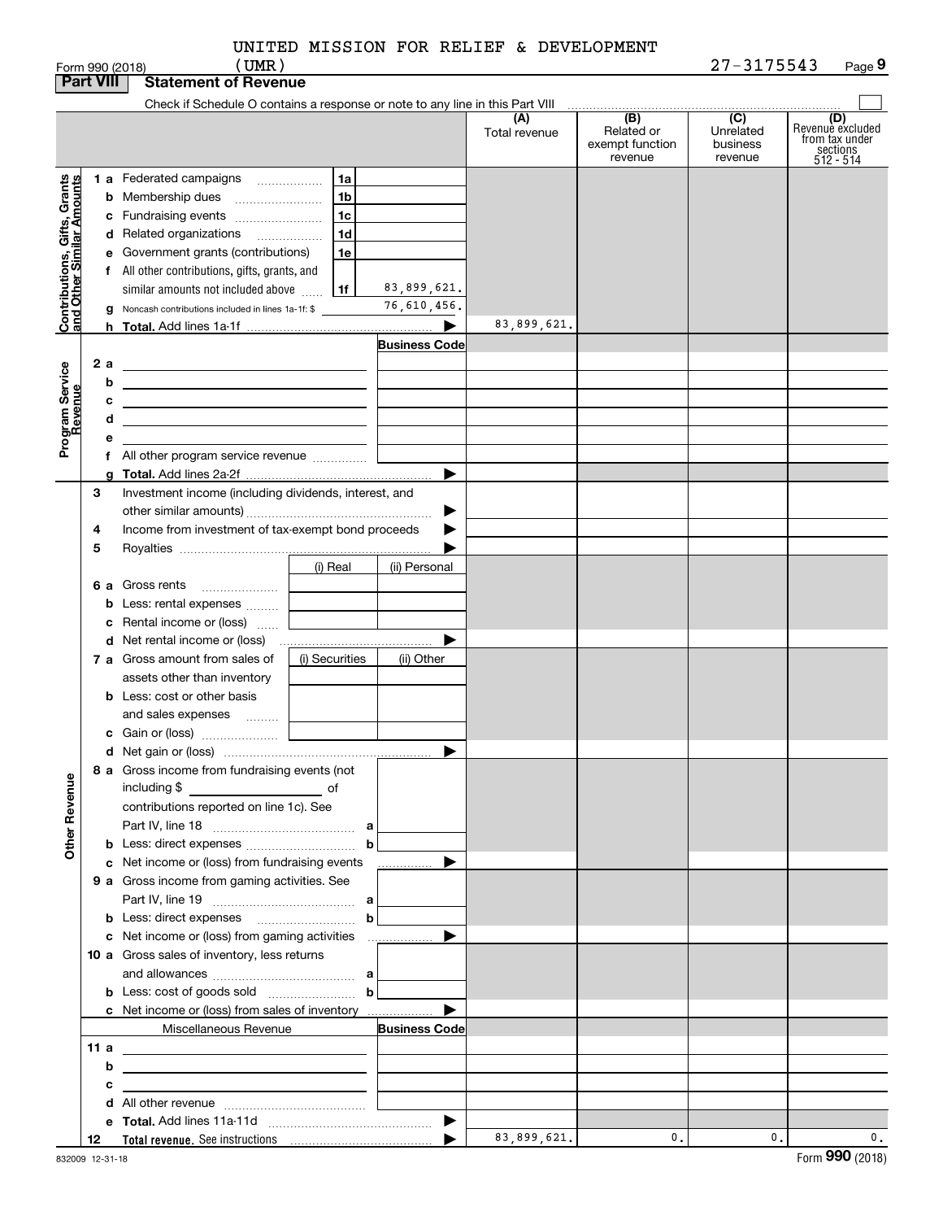UNITED MISSION FOR RELIEF & DEVELOPMENT (UMR) 27-3175543

Form 990 (2018)

## Part VIII Statement of Revenue

Check if Schedule O contains a response or note to any line in this Part VIII

| | | | | (A) Total revenue | (B) Related or exempt function revenue | (C) Unrelated business revenue | (D) Revenue excluded from tax under sections 512 - 514 |
|---|---|---|---|---|---|---|---|
| **Contributions, Gifts, Grants and Other Similar Amounts** | 1 a Federated campaigns | 1a | | | | | |
| | b Membership dues | 1b | | | | | |
| | c Fundraising events | 1c | | | | | |
| | d Related organizations | 1d | | | | | |
| | e Government grants (contributions) | 1e | | | | | |
| | f All other contributions, gifts, grants, and similar amounts not included above | 1f | 83,899,621. | | | | |
| | g Noncash contributions included in lines 1a-1f: $ | | 76,610,456. | | | | |
| | h **Total.** Add lines 1a-1f | | | 83,899,621. | | | |
| **Program Service Revenue** | | | Business Code | | | | |
| | 2 a | | | | | | |
| | b | | | | | | |
| | c | | | | | | |
| | d | | | | | | |
| | e | | | | | | |
| | f All other program service revenue | | | | | | |
| | g **Total.** Add lines 2a-2f | | | | | | |
| | 3 Investment income (including dividends, interest, and other similar amounts) | | | | | | |
| | 4 Income from investment of tax-exempt bond proceeds | | | | | | |
| | 5 Royalties | | | | | | |
| | | (i) Real | (ii) Personal | | | | |
| | 6 a Gross rents | | | | | | |
| | b Less: rental expenses | | | | | | |
| | c Rental income or (loss) | | | | | | |
| | d Net rental income or (loss) | | | | | | |
| | 7 a Gross amount from sales of assets other than inventory | (i) Securities | (ii) Other | | | | |
| | b Less: cost or other basis and sales expenses | | | | | | |
| | c Gain or (loss) | | | | | | |
| | d Net gain or (loss) | | | | | | |
| **Other Revenue** | 8 a Gross income from fundraising events (not including $ of contributions reported on line 1c). See Part IV, line 18 | a | | | | | |
| | b Less: direct expenses | b | | | | | |
| | c Net income or (loss) from fundraising events | | | | | | |
| | 9 a Gross income from gaming activities. See Part IV, line 19 | a | | | | | |
| | b Less: direct expenses | b | | | | | |
| | c Net income or (loss) from gaming activities | | | | | | |
| | 10 a Gross sales of inventory, less returns and allowances | a | | | | | |
| | b Less: cost of goods sold | b | | | | | |
| | c Net income or (loss) from sales of inventory | | | | | | |
| | Miscellaneous Revenue | | Business Code | | | | |
| | 11 a | | | | | | |
| | b | | | | | | |
| | c | | | | | | |
| | d All other revenue | | | | | | |
| | e **Total.** Add lines 11a-11d | | | | | | |
| | 12 **Total revenue.** See instructions | | | 83,899,621. | 0. | 0. | 0. |

832009 12-31-18

Form **990** (2018)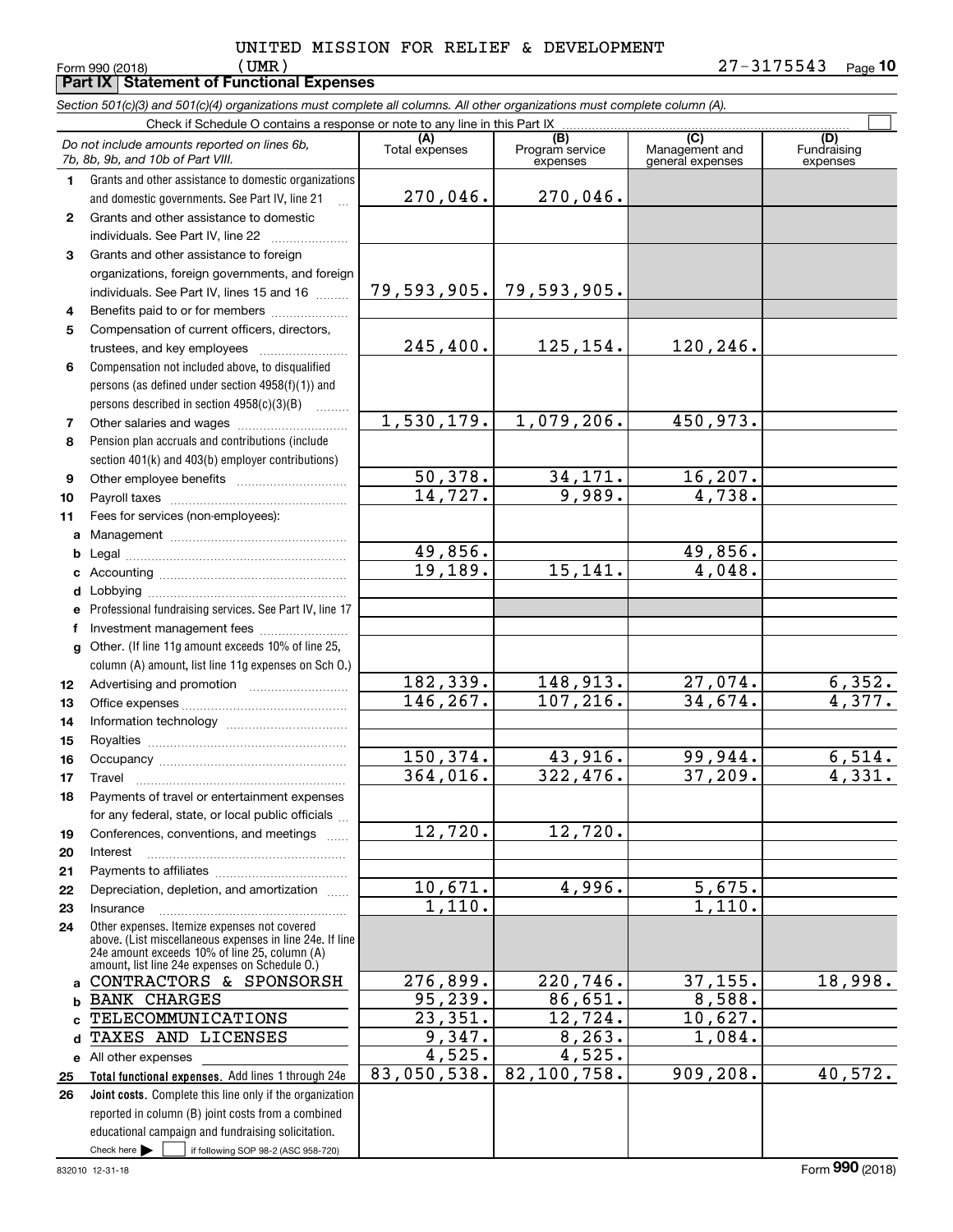UNITED MISSION FOR RELIEF & DEVELOPMENT
Form 990 (2018) (UMR) 27-3175543 Page 10

## Part IX Statement of Functional Expenses

*Section 501(c)(3) and 501(c)(4) organizations must complete all columns. All other organizations must complete column (A).*

Check if Schedule O contains a response or note to any line in this Part IX ☐

| | *Do not include amounts reported on lines 6b, 7b, 8b, 9b, and 10b of Part VIII.* | (A) Total expenses | (B) Program service expenses | (C) Management and general expenses | (D) Fundraising expenses |
|---|---|---|---|---|---|
| 1 | Grants and other assistance to domestic organizations and domestic governments. See Part IV, line 21 | 270,046. | 270,046. | | |
| 2 | Grants and other assistance to domestic individuals. See Part IV, line 22 | | | | |
| 3 | Grants and other assistance to foreign organizations, foreign governments, and foreign individuals. See Part IV, lines 15 and 16 | 79,593,905. | 79,593,905. | | |
| 4 | Benefits paid to or for members | | | | |
| 5 | Compensation of current officers, directors, trustees, and key employees | 245,400. | 125,154. | 120,246. | |
| 6 | Compensation not included above, to disqualified persons (as defined under section 4958(f)(1)) and persons described in section 4958(c)(3)(B) | | | | |
| 7 | Other salaries and wages | 1,530,179. | 1,079,206. | 450,973. | |
| 8 | Pension plan accruals and contributions (include section 401(k) and 403(b) employer contributions) | | | | |
| 9 | Other employee benefits | 50,378. | 34,171. | 16,207. | |
| 10 | Payroll taxes | 14,727. | 9,989. | 4,738. | |
| 11 | Fees for services (non-employees): | | | | |
| a | Management | | | | |
| b | Legal | 49,856. | | 49,856. | |
| c | Accounting | 19,189. | 15,141. | 4,048. | |
| d | Lobbying | | | | |
| e | Professional fundraising services. See Part IV, line 17 | | | | |
| f | Investment management fees | | | | |
| g | Other. (If line 11g amount exceeds 10% of line 25, column (A) amount, list line 11g expenses on Sch O.) | | | | |
| 12 | Advertising and promotion | 182,339. | 148,913. | 27,074. | 6,352. |
| 13 | Office expenses | 146,267. | 107,216. | 34,674. | 4,377. |
| 14 | Information technology | | | | |
| 15 | Royalties | | | | |
| 16 | Occupancy | 150,374. | 43,916. | 99,944. | 6,514. |
| 17 | Travel | 364,016. | 322,476. | 37,209. | 4,331. |
| 18 | Payments of travel or entertainment expenses for any federal, state, or local public officials | | | | |
| 19 | Conferences, conventions, and meetings | 12,720. | 12,720. | | |
| 20 | Interest | | | | |
| 21 | Payments to affiliates | | | | |
| 22 | Depreciation, depletion, and amortization | 10,671. | 4,996. | 5,675. | |
| 23 | Insurance | 1,110. | | 1,110. | |
| 24 | Other expenses. Itemize expenses not covered above. (List miscellaneous expenses in line 24e. If line 24e amount exceeds 10% of line 25, column (A) amount, list line 24e expenses on Schedule O.) | | | | |
| a | CONTRACTORS & SPONSORSH | 276,899. | 220,746. | 37,155. | 18,998. |
| b | BANK CHARGES | 95,239. | 86,651. | 8,588. | |
| c | TELECOMMUNICATIONS | 23,351. | 12,724. | 10,627. | |
| d | TAXES AND LICENSES | 9,347. | 8,263. | 1,084. | |
| e | All other expenses | 4,525. | 4,525. | | |
| 25 | **Total functional expenses.** Add lines 1 through 24e | 83,050,538. | 82,100,758. | 909,208. | 40,572. |
| 26 | **Joint costs.** Complete this line only if the organization reported in column (B) joint costs from a combined educational campaign and fundraising solicitation. Check here ☐ if following SOP 98-2 (ASC 958-720) | | | | |

832010 12-31-18 Form **990** (2018)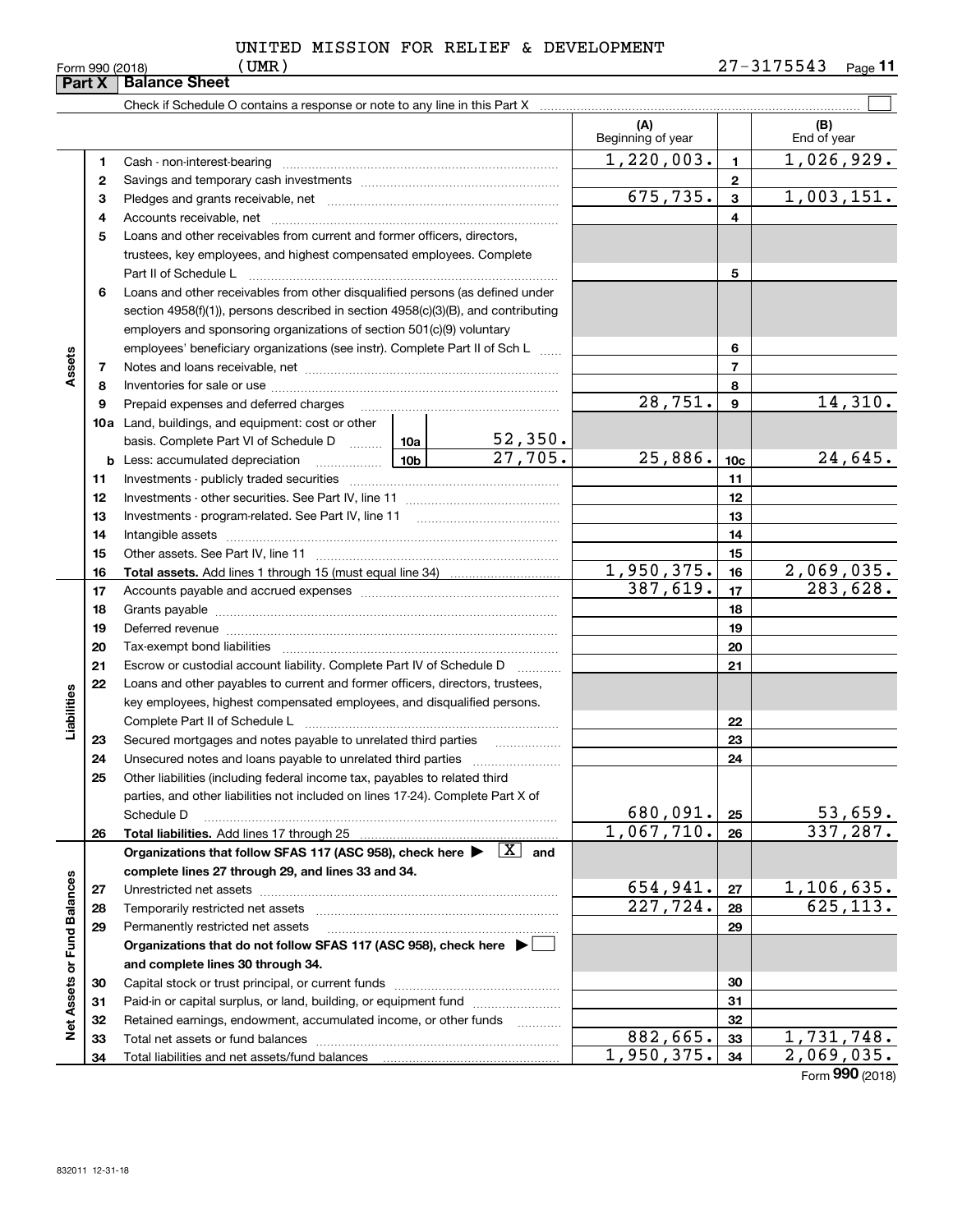UNITED MISSION FOR RELIEF & DEVELOPMENT (UMR)

27-3175543

Form 990 (2018)

## Part X Balance Sheet

Check if Schedule O contains a response or note to any line in this Part X

| | | | | (A) Beginning of year | | (B) End of year |
|---|---|---|---|---|---|---|
| **Assets** | 1 | Cash - non-interest-bearing | | 1,220,003. | 1 | 1,026,929. |
| | 2 | Savings and temporary cash investments | | | 2 | |
| | 3 | Pledges and grants receivable, net | | 675,735. | 3 | 1,003,151. |
| | 4 | Accounts receivable, net | | | 4 | |
| | 5 | Loans and other receivables from current and former officers, directors, trustees, key employees, and highest compensated employees. Complete Part II of Schedule L | | | 5 | |
| | 6 | Loans and other receivables from other disqualified persons (as defined under section 4958(f)(1)), persons described in section 4958(c)(3)(B), and contributing employers and sponsoring organizations of section 501(c)(9) voluntary employees' beneficiary organizations (see instr). Complete Part II of Sch L | | | 6 | |
| | 7 | Notes and loans receivable, net | | | 7 | |
| | 8 | Inventories for sale or use | | | 8 | |
| | 9 | Prepaid expenses and deferred charges | | 28,751. | 9 | 14,310. |
| | 10a | Land, buildings, and equipment: cost or other basis. Complete Part VI of Schedule D | 10a 52,350. | | | |
| | b | Less: accumulated depreciation | 10b 27,705. | 25,886. | 10c | 24,645. |
| | 11 | Investments - publicly traded securities | | | 11 | |
| | 12 | Investments - other securities. See Part IV, line 11 | | | 12 | |
| | 13 | Investments - program-related. See Part IV, line 11 | | | 13 | |
| | 14 | Intangible assets | | | 14 | |
| | 15 | Other assets. See Part IV, line 11 | | | 15 | |
| | 16 | **Total assets.** Add lines 1 through 15 (must equal line 34) | | 1,950,375. | 16 | 2,069,035. |
| **Liabilities** | 17 | Accounts payable and accrued expenses | | 387,619. | 17 | 283,628. |
| | 18 | Grants payable | | | 18 | |
| | 19 | Deferred revenue | | | 19 | |
| | 20 | Tax-exempt bond liabilities | | | 20 | |
| | 21 | Escrow or custodial account liability. Complete Part IV of Schedule D | | | 21 | |
| | 22 | Loans and other payables to current and former officers, directors, trustees, key employees, highest compensated employees, and disqualified persons. Complete Part II of Schedule L | | | 22 | |
| | 23 | Secured mortgages and notes payable to unrelated third parties | | | 23 | |
| | 24 | Unsecured notes and loans payable to unrelated third parties | | | 24 | |
| | 25 | Other liabilities (including federal income tax, payables to related third parties, and other liabilities not included on lines 17-24). Complete Part X of Schedule D | | 680,091. | 25 | 53,659. |
| | 26 | **Total liabilities.** Add lines 17 through 25 | | 1,067,710. | 26 | 337,287. |
| **Net Assets or Fund Balances** | | **Organizations that follow SFAS 117 (ASC 958), check here ▶ [X] and complete lines 27 through 29, and lines 33 and 34.** | | | | |
| | 27 | Unrestricted net assets | | 654,941. | 27 | 1,106,635. |
| | 28 | Temporarily restricted net assets | | 227,724. | 28 | 625,113. |
| | 29 | Permanently restricted net assets | | | 29 | |
| | | **Organizations that do not follow SFAS 117 (ASC 958), check here ▶ [ ] and complete lines 30 through 34.** | | | | |
| | 30 | Capital stock or trust principal, or current funds | | | 30 | |
| | 31 | Paid-in or capital surplus, or land, building, or equipment fund | | | 31 | |
| | 32 | Retained earnings, endowment, accumulated income, or other funds | | | 32 | |
| | 33 | Total net assets or fund balances | | 882,665. | 33 | 1,731,748. |
| | 34 | Total liabilities and net assets/fund balances | | 1,950,375. | 34 | 2,069,035. |

Form **990** (2018)

832011 12-31-18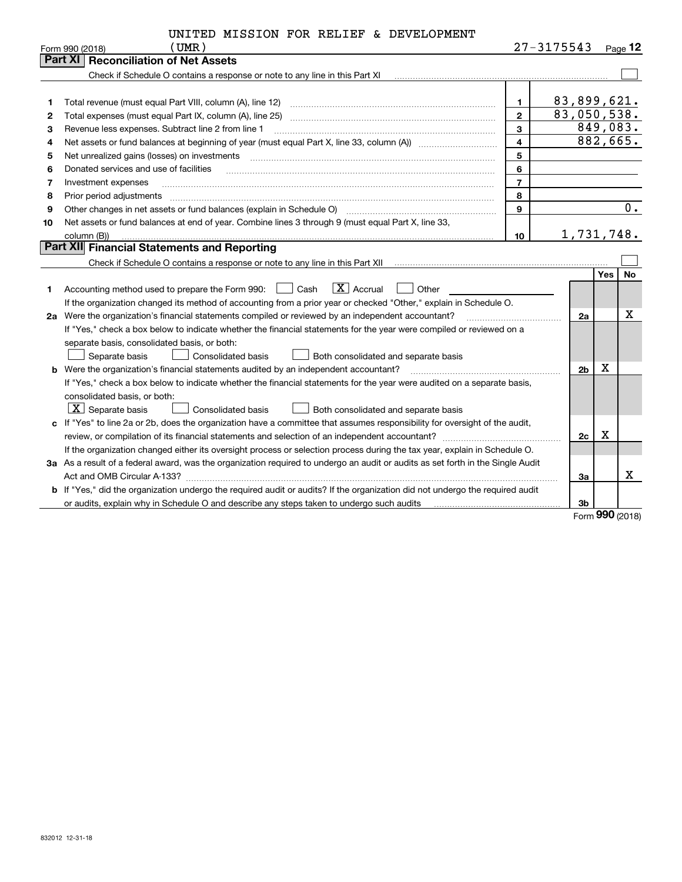UNITED MISSION FOR RELIEF & DEVELOPMENT (UMR) 27-3175543

Form 990 (2018) Page **12**

## Part XI Reconciliation of Net Assets

Check if Schedule O contains a response or note to any line in this Part XI ☐

| | | | |
|---|---|---|---|
| 1 | Total revenue (must equal Part VIII, column (A), line 12) | 1 | 83,899,621. |
| 2 | Total expenses (must equal Part IX, column (A), line 25) | 2 | 83,050,538. |
| 3 | Revenue less expenses. Subtract line 2 from line 1 | 3 | 849,083. |
| 4 | Net assets or fund balances at beginning of year (must equal Part X, line 33, column (A)) | 4 | 882,665. |
| 5 | Net unrealized gains (losses) on investments | 5 | |
| 6 | Donated services and use of facilities | 6 | |
| 7 | Investment expenses | 7 | |
| 8 | Prior period adjustments | 8 | |
| 9 | Other changes in net assets or fund balances (explain in Schedule O) | 9 | 0. |
| 10 | Net assets or fund balances at end of year. Combine lines 3 through 9 (must equal Part X, line 33, column (B)) | 10 | 1,731,748. |

## Part XII Financial Statements and Reporting

Check if Schedule O contains a response or note to any line in this Part XII ☐

| | | | Yes | No |
|---|---|---|---|---|
| 1 | Accounting method used to prepare the Form 990: ☐ Cash ☒ Accrual ☐ Other<br>If the organization changed its method of accounting from a prior year or checked "Other," explain in Schedule O. | | | |
| 2a | Were the organization's financial statements compiled or reviewed by an independent accountant?<br>If "Yes," check a box below to indicate whether the financial statements for the year were compiled or reviewed on a separate basis, consolidated basis, or both:<br>☐ Separate basis ☐ Consolidated basis ☐ Both consolidated and separate basis | 2a | | X |
| b | Were the organization's financial statements audited by an independent accountant?<br>If "Yes," check a box below to indicate whether the financial statements for the year were audited on a separate basis, consolidated basis, or both:<br>☒ Separate basis ☐ Consolidated basis ☐ Both consolidated and separate basis | 2b | X | |
| c | If "Yes" to line 2a or 2b, does the organization have a committee that assumes responsibility for oversight of the audit, review, or compilation of its financial statements and selection of an independent accountant?<br>If the organization changed either its oversight process or selection process during the tax year, explain in Schedule O. | 2c | X | |
| 3a | As a result of a federal award, was the organization required to undergo an audit or audits as set forth in the Single Audit Act and OMB Circular A-133? | 3a | | X |
| b | If "Yes," did the organization undergo the required audit or audits? If the organization did not undergo the required audit or audits, explain why in Schedule O and describe any steps taken to undergo such audits | 3b | | |

Form **990** (2018)

832012 12-31-18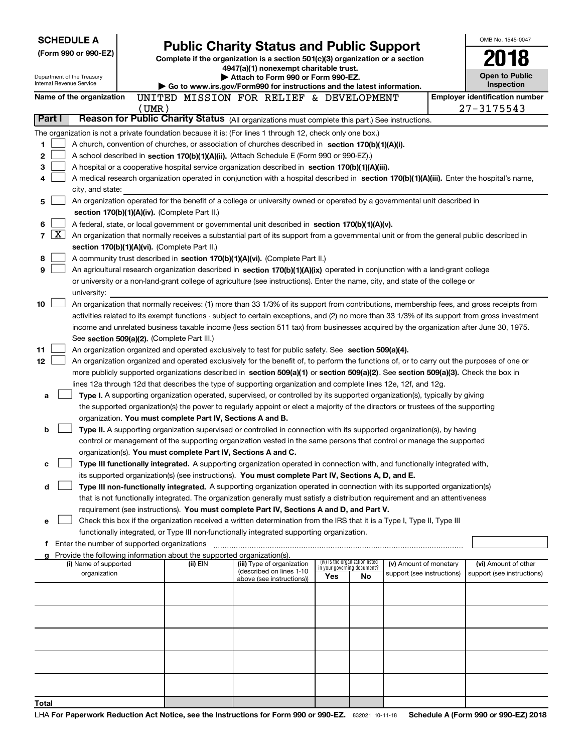**SCHEDULE A**
**(Form 990 or 990-EZ)**

Department of the Treasury
Internal Revenue Service

# Public Charity Status and Public Support

**Complete if the organization is a section 501(c)(3) organization or a section 4947(a)(1) nonexempt charitable trust.**
**▶ Attach to Form 990 or Form 990-EZ.**
**▶ Go to www.irs.gov/Form990 for instructions and the latest information.**

OMB No. 1545-0047
**2018**
**Open to Public Inspection**

**Name of the organization** UNITED MISSION FOR RELIEF & DEVELOPMENT (UMR)
**Employer identification number** 27-3175543

## Part I — Reason for Public Charity Status (All organizations must complete this part.) See instructions.

The organization is not a private foundation because it is: (For lines 1 through 12, check only one box.)

1. ☐ A church, convention of churches, or association of churches described in **section 170(b)(1)(A)(i).**
2. ☐ A school described in **section 170(b)(1)(A)(ii).** (Attach Schedule E (Form 990 or 990-EZ).)
3. ☐ A hospital or a cooperative hospital service organization described in **section 170(b)(1)(A)(iii).**
4. ☐ A medical research organization operated in conjunction with a hospital described in **section 170(b)(1)(A)(iii).** Enter the hospital's name, city, and state:
5. ☐ An organization operated for the benefit of a college or university owned or operated by a governmental unit described in **section 170(b)(1)(A)(iv).** (Complete Part II.)
6. ☐ A federal, state, or local government or governmental unit described in **section 170(b)(1)(A)(v).**
7. ☒ An organization that normally receives a substantial part of its support from a governmental unit or from the general public described in **section 170(b)(1)(A)(vi).** (Complete Part II.)
8. ☐ A community trust described in **section 170(b)(1)(A)(vi).** (Complete Part II.)
9. ☐ An agricultural research organization described in **section 170(b)(1)(A)(ix)** operated in conjunction with a land-grant college or university or a non-land-grant college of agriculture (see instructions). Enter the name, city, and state of the college or university:
10. ☐ An organization that normally receives: (1) more than 33 1/3% of its support from contributions, membership fees, and gross receipts from activities related to its exempt functions - subject to certain exceptions, and (2) no more than 33 1/3% of its support from gross investment income and unrelated business taxable income (less section 511 tax) from businesses acquired by the organization after June 30, 1975. See **section 509(a)(2).** (Complete Part III.)
11. ☐ An organization organized and operated exclusively to test for public safety. See **section 509(a)(4).**
12. ☐ An organization organized and operated exclusively for the benefit of, to perform the functions of, or to carry out the purposes of one or more publicly supported organizations described in **section 509(a)(1)** or **section 509(a)(2)**. See **section 509(a)(3).** Check the box in lines 12a through 12d that describes the type of supporting organization and complete lines 12e, 12f, and 12g.
   - **a** ☐ **Type I.** A supporting organization operated, supervised, or controlled by its supported organization(s), typically by giving the supported organization(s) the power to regularly appoint or elect a majority of the directors or trustees of the supporting organization. **You must complete Part IV, Sections A and B.**
   - **b** ☐ **Type II.** A supporting organization supervised or controlled in connection with its supported organization(s), by having control or management of the supporting organization vested in the same persons that control or manage the supported organization(s). **You must complete Part IV, Sections A and C.**
   - **c** ☐ **Type III functionally integrated.** A supporting organization operated in connection with, and functionally integrated with, its supported organization(s) (see instructions). **You must complete Part IV, Sections A, D, and E.**
   - **d** ☐ **Type III non-functionally integrated.** A supporting organization operated in connection with its supported organization(s) that is not functionally integrated. The organization generally must satisfy a distribution requirement and an attentiveness requirement (see instructions). **You must complete Part IV, Sections A and D, and Part V.**
   - **e** ☐ Check this box if the organization received a written determination from the IRS that it is a Type I, Type II, Type III functionally integrated, or Type III non-functionally integrated supporting organization.
   - **f** Enter the number of supported organizations
   - **g** Provide the following information about the supported organization(s).

| (i) Name of supported organization | (ii) EIN | (iii) Type of organization (described on lines 1-10 above (see instructions)) | (iv) Is the organization listed in your governing document? Yes | No | (v) Amount of monetary support (see instructions) | (vi) Amount of other support (see instructions) |
|---|---|---|---|---|---|---|
| | | | | | | |
| | | | | | | |
| | | | | | | |
| | | | | | | |
| | | | | | | |
| **Total** | | | | | | |

LHA **For Paperwork Reduction Act Notice, see the Instructions for Form 990 or 990-EZ.** 832021 10-11-18 **Schedule A (Form 990 or 990-EZ) 2018**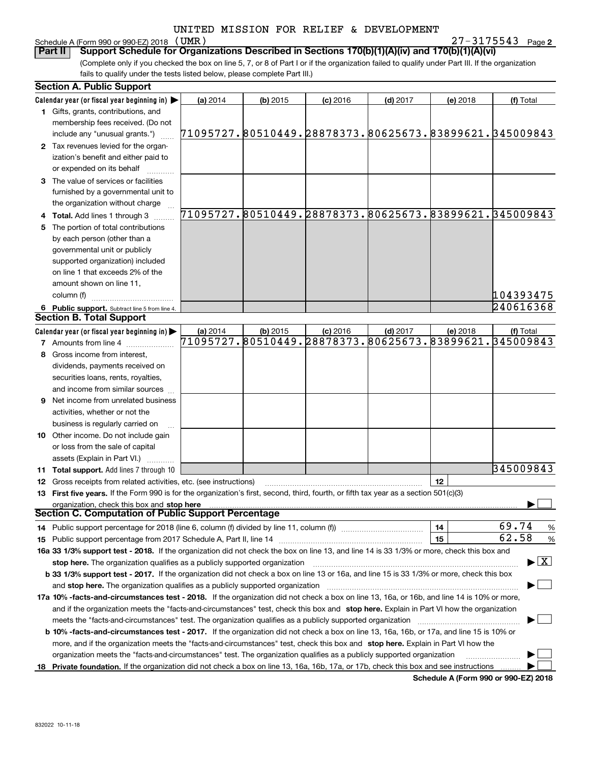UNITED MISSION FOR RELIEF & DEVELOPMENT

Schedule A (Form 990 or 990-EZ) 2018 (UMR) 27-3175543 Page 2

**Part II Support Schedule for Organizations Described in Sections 170(b)(1)(A)(iv) and 170(b)(1)(A)(vi)**

(Complete only if you checked the box on line 5, 7, or 8 of Part I or if the organization failed to qualify under Part III. If the organization fails to qualify under the tests listed below, please complete Part III.)

**Section A. Public Support**

| Calendar year (or fiscal year beginning in) ▶ | (a) 2014 | (b) 2015 | (c) 2016 | (d) 2017 | (e) 2018 | (f) Total |
|---|---|---|---|---|---|---|
| 1 Gifts, grants, contributions, and membership fees received. (Do not include any "unusual grants.") | 71095727. | 80510449. | 28878373. | 80625673. | 83899621. | 345009843 |
| 2 Tax revenues levied for the organization's benefit and either paid to or expended on its behalf | | | | | | |
| 3 The value of services or facilities furnished by a governmental unit to the organization without charge | | | | | | |
| 4 Total. Add lines 1 through 3 | 71095727. | 80510449. | 28878373. | 80625673. | 83899621. | 345009843 |
| 5 The portion of total contributions by each person (other than a governmental unit or publicly supported organization) included on line 1 that exceeds 2% of the amount shown on line 11, column (f) | | | | | | 104393475 |
| 6 Public support. Subtract line 5 from line 4. | | | | | | 240616368 |

**Section B. Total Support**

| Calendar year (or fiscal year beginning in) ▶ | (a) 2014 | (b) 2015 | (c) 2016 | (d) 2017 | (e) 2018 | (f) Total |
|---|---|---|---|---|---|---|
| 7 Amounts from line 4 | 71095727. | 80510449. | 28878373. | 80625673. | 83899621. | 345009843 |
| 8 Gross income from interest, dividends, payments received on securities loans, rents, royalties, and income from similar sources | | | | | | |
| 9 Net income from unrelated business activities, whether or not the business is regularly carried on | | | | | | |
| 10 Other income. Do not include gain or loss from the sale of capital assets (Explain in Part VI.) | | | | | | |
| 11 Total support. Add lines 7 through 10 | | | | | | 345009843 |

12 Gross receipts from related activities, etc. (see instructions) | 12 |

13 **First five years.** If the Form 990 is for the organization's first, second, third, fourth, or fifth tax year as a section 501(c)(3) organization, check this box and **stop here** ▶ ☐

**Section C. Computation of Public Support Percentage**

| | | |
|---|---|---|
| 14 Public support percentage for 2018 (line 6, column (f) divided by line 11, column (f)) | 14 | 69.74 % |
| 15 Public support percentage from 2017 Schedule A, Part II, line 14 | 15 | 62.58 % |

**16a 33 1/3% support test - 2018.** If the organization did not check the box on line 13, and line 14 is 33 1/3% or more, check this box and **stop here.** The organization qualifies as a publicly supported organization ▶ ☒

**b 33 1/3% support test - 2017.** If the organization did not check a box on line 13 or 16a, and line 15 is 33 1/3% or more, check this box and **stop here.** The organization qualifies as a publicly supported organization ▶ ☐

**17a 10% -facts-and-circumstances test - 2018.** If the organization did not check a box on line 13, 16a, or 16b, and line 14 is 10% or more, and if the organization meets the "facts-and-circumstances" test, check this box and **stop here.** Explain in Part VI how the organization meets the "facts-and-circumstances" test. The organization qualifies as a publicly supported organization ▶ ☐

**b 10% -facts-and-circumstances test - 2017.** If the organization did not check a box on line 13, 16a, 16b, or 17a, and line 15 is 10% or more, and if the organization meets the "facts-and-circumstances" test, check this box and **stop here.** Explain in Part VI how the organization meets the "facts-and-circumstances" test. The organization qualifies as a publicly supported organization ▶ ☐

**18 Private foundation.** If the organization did not check a box on line 13, 16a, 16b, 17a, or 17b, check this box and see instructions ▶ ☐

**Schedule A (Form 990 or 990-EZ) 2018**

832022 10-11-18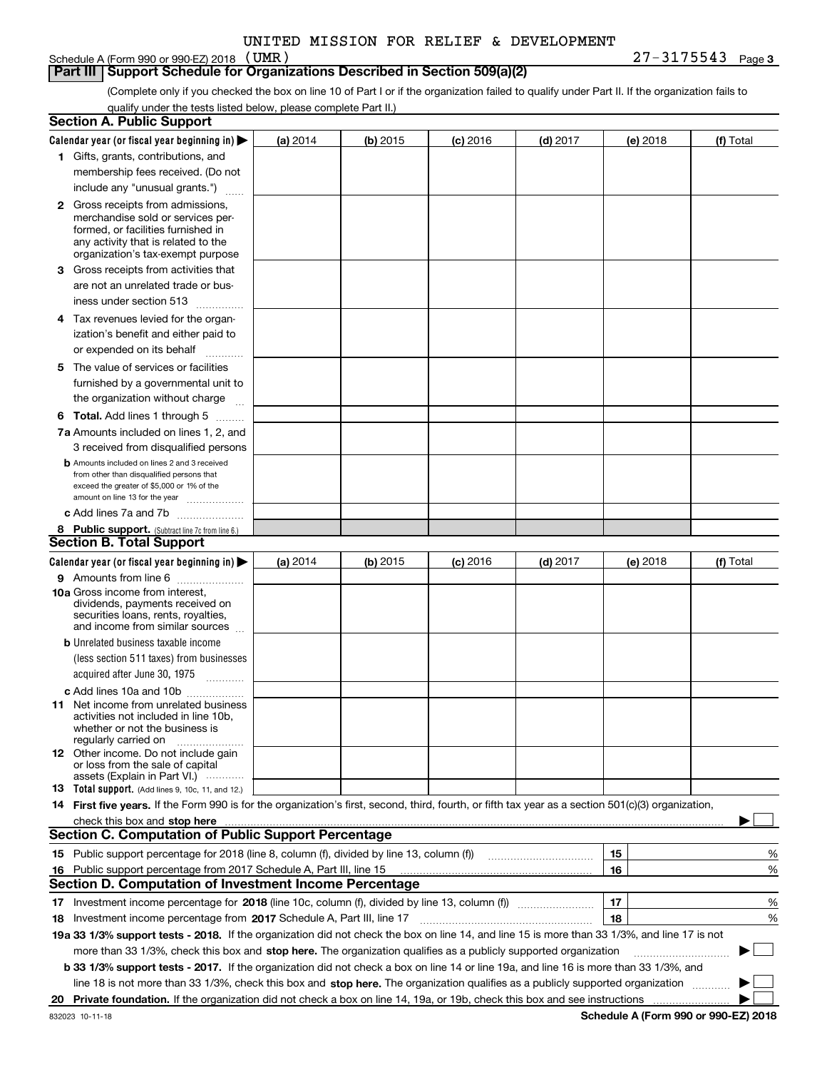UNITED MISSION FOR RELIEF & DEVELOPMENT

Schedule A (Form 990 or 990-EZ) 2018 (UMR) 27-3175543 Page 3

## Part III Support Schedule for Organizations Described in Section 509(a)(2)

(Complete only if you checked the box on line 10 of Part I or if the organization failed to qualify under Part II. If the organization fails to qualify under the tests listed below, please complete Part II.)

### Section A. Public Support

| Calendar year (or fiscal year beginning in) ▶ | (a) 2014 | (b) 2015 | (c) 2016 | (d) 2017 | (e) 2018 | (f) Total |
|---|---|---|---|---|---|---|
| 1 Gifts, grants, contributions, and membership fees received. (Do not include any "unusual grants.") | | | | | | |
| 2 Gross receipts from admissions, merchandise sold or services performed, or facilities furnished in any activity that is related to the organization's tax-exempt purpose | | | | | | |
| 3 Gross receipts from activities that are not an unrelated trade or business under section 513 | | | | | | |
| 4 Tax revenues levied for the organization's benefit and either paid to or expended on its behalf | | | | | | |
| 5 The value of services or facilities furnished by a governmental unit to the organization without charge | | | | | | |
| 6 **Total.** Add lines 1 through 5 | | | | | | |
| 7a Amounts included on lines 1, 2, and 3 received from disqualified persons | | | | | | |
| b Amounts included on lines 2 and 3 received from other than disqualified persons that exceed the greater of $5,000 or 1% of the amount on line 13 for the year | | | | | | |
| c Add lines 7a and 7b | | | | | | |
| 8 **Public support.** (Subtract line 7c from line 6.) | | | | | | |

### Section B. Total Support

| Calendar year (or fiscal year beginning in) ▶ | (a) 2014 | (b) 2015 | (c) 2016 | (d) 2017 | (e) 2018 | (f) Total |
|---|---|---|---|---|---|---|
| 9 Amounts from line 6 | | | | | | |
| 10a Gross income from interest, dividends, payments received on securities loans, rents, royalties, and income from similar sources | | | | | | |
| b Unrelated business taxable income (less section 511 taxes) from businesses acquired after June 30, 1975 | | | | | | |
| c Add lines 10a and 10b | | | | | | |
| 11 Net income from unrelated business activities not included in line 10b, whether or not the business is regularly carried on | | | | | | |
| 12 Other income. Do not include gain or loss from the sale of capital assets (Explain in Part VI.) | | | | | | |
| 13 **Total support.** (Add lines 9, 10c, 11, and 12.) | | | | | | |

14 **First five years.** If the Form 990 is for the organization's first, second, third, fourth, or fifth tax year as a section 501(c)(3) organization, check this box and **stop here** ▶ ☐

### Section C. Computation of Public Support Percentage

| | | | |
|---|---|---|---|
| 15 | Public support percentage for 2018 (line 8, column (f), divided by line 13, column (f)) | 15 | % |
| 16 | Public support percentage from 2017 Schedule A, Part III, line 15 | 16 | % |

### Section D. Computation of Investment Income Percentage

| | | | |
|---|---|---|---|
| 17 | Investment income percentage for **2018** (line 10c, column (f), divided by line 13, column (f)) | 17 | % |
| 18 | Investment income percentage from **2017** Schedule A, Part III, line 17 | 18 | % |

**19a 33 1/3% support tests - 2018.** If the organization did not check the box on line 14, and line 15 is more than 33 1/3%, and line 17 is not more than 33 1/3%, check this box and **stop here.** The organization qualifies as a publicly supported organization ▶ ☐

**b 33 1/3% support tests - 2017.** If the organization did not check a box on line 14 or line 19a, and line 16 is more than 33 1/3%, and line 18 is not more than 33 1/3%, check this box and **stop here.** The organization qualifies as a publicly supported organization ▶ ☐

**20 Private foundation.** If the organization did not check a box on line 14, 19a, or 19b, check this box and see instructions ▶ ☐

832023 10-11-18 **Schedule A (Form 990 or 990-EZ) 2018**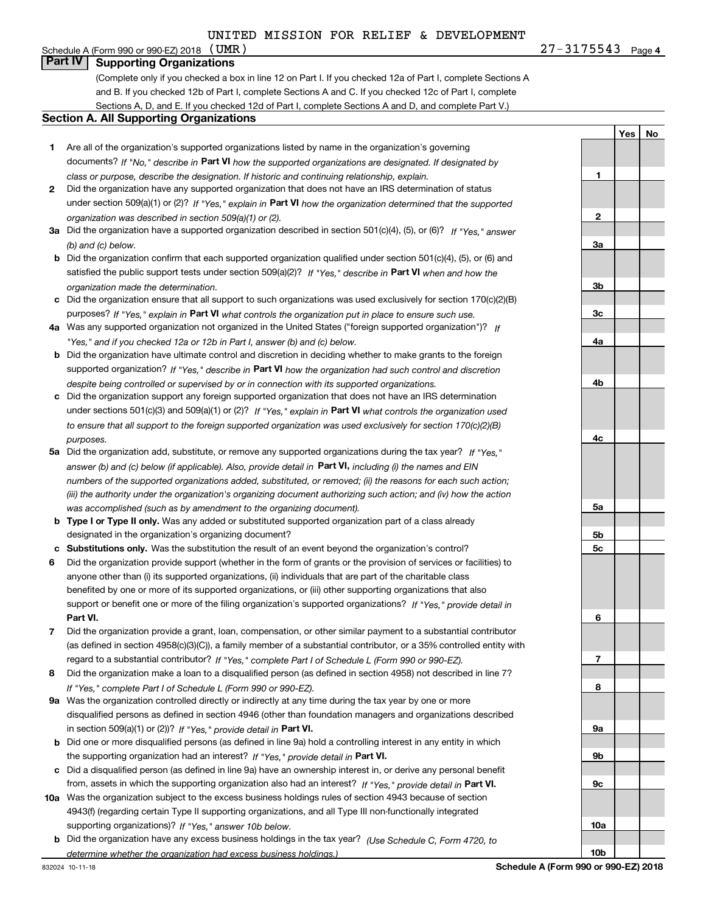UNITED MISSION FOR RELIEF & DEVELOPMENT

Schedule A (Form 990 or 990-EZ) 2018 (UMR) 27-3175543 Page 4

## Part IV Supporting Organizations

(Complete only if you checked a box in line 12 on Part I. If you checked 12a of Part I, complete Sections A and B. If you checked 12b of Part I, complete Sections A and C. If you checked 12c of Part I, complete Sections A, D, and E. If you checked 12d of Part I, complete Sections A and D, and complete Part V.)

### Section A. All Supporting Organizations

| | | | Yes | No |
|---|---|---|---|---|
| 1 | Are all of the organization's supported organizations listed by name in the organization's governing documents? *If "No," describe in* **Part VI** *how the supported organizations are designated. If designated by class or purpose, describe the designation. If historic and continuing relationship, explain.* | 1 | | |
| 2 | Did the organization have any supported organization that does not have an IRS determination of status under section 509(a)(1) or (2)? *If "Yes," explain in* **Part VI** *how the organization determined that the supported organization was described in section 509(a)(1) or (2).* | 2 | | |
| 3a | Did the organization have a supported organization described in section 501(c)(4), (5), or (6)? *If "Yes," answer (b) and (c) below.* | 3a | | |
| b | Did the organization confirm that each supported organization qualified under section 501(c)(4), (5), or (6) and satisfied the public support tests under section 509(a)(2)? *If "Yes," describe in* **Part VI** *when and how the organization made the determination.* | 3b | | |
| c | Did the organization ensure that all support to such organizations was used exclusively for section 170(c)(2)(B) purposes? *If "Yes," explain in* **Part VI** *what controls the organization put in place to ensure such use.* | 3c | | |
| 4a | Was any supported organization not organized in the United States ("foreign supported organization")? *If "Yes," and if you checked 12a or 12b in Part I, answer (b) and (c) below.* | 4a | | |
| b | Did the organization have ultimate control and discretion in deciding whether to make grants to the foreign supported organization? *If "Yes," describe in* **Part VI** *how the organization had such control and discretion despite being controlled or supervised by or in connection with its supported organizations.* | 4b | | |
| c | Did the organization support any foreign supported organization that does not have an IRS determination under sections 501(c)(3) and 509(a)(1) or (2)? *If "Yes," explain in* **Part VI** *what controls the organization used to ensure that all support to the foreign supported organization was used exclusively for section 170(c)(2)(B) purposes.* | 4c | | |
| 5a | Did the organization add, substitute, or remove any supported organizations during the tax year? *If "Yes," answer (b) and (c) below (if applicable). Also, provide detail in* **Part VI,** *including (i) the names and EIN numbers of the supported organizations added, substituted, or removed; (ii) the reasons for each such action; (iii) the authority under the organization's organizing document authorizing such action; and (iv) how the action was accomplished (such as by amendment to the organizing document).* | 5a | | |
| b | **Type I or Type II only.** Was any added or substituted supported organization part of a class already designated in the organization's organizing document? | 5b | | |
| c | **Substitutions only.** Was the substitution the result of an event beyond the organization's control? | 5c | | |
| 6 | Did the organization provide support (whether in the form of grants or the provision of services or facilities) to anyone other than (i) its supported organizations, (ii) individuals that are part of the charitable class benefited by one or more of its supported organizations, or (iii) other supporting organizations that also support or benefit one or more of the filing organization's supported organizations? *If "Yes," provide detail in* **Part VI.** | 6 | | |
| 7 | Did the organization provide a grant, loan, compensation, or other similar payment to a substantial contributor (as defined in section 4958(c)(3)(C)), a family member of a substantial contributor, or a 35% controlled entity with regard to a substantial contributor? *If "Yes," complete Part I of Schedule L (Form 990 or 990-EZ).* | 7 | | |
| 8 | Did the organization make a loan to a disqualified person (as defined in section 4958) not described in line 7? *If "Yes," complete Part I of Schedule L (Form 990 or 990-EZ).* | 8 | | |
| 9a | Was the organization controlled directly or indirectly at any time during the tax year by one or more disqualified persons as defined in section 4946 (other than foundation managers and organizations described in section 509(a)(1) or (2))? *If "Yes," provide detail in* **Part VI.** | 9a | | |
| b | Did one or more disqualified persons (as defined in line 9a) hold a controlling interest in any entity in which the supporting organization had an interest? *If "Yes," provide detail in* **Part VI.** | 9b | | |
| c | Did a disqualified person (as defined in line 9a) have an ownership interest in, or derive any personal benefit from, assets in which the supporting organization also had an interest? *If "Yes," provide detail in* **Part VI.** | 9c | | |
| 10a | Was the organization subject to the excess business holdings rules of section 4943 because of section 4943(f) (regarding certain Type II supporting organizations, and all Type III non-functionally integrated supporting organizations)? *If "Yes," answer 10b below.* | 10a | | |
| b | Did the organization have any excess business holdings in the tax year? *(Use Schedule C, Form 4720, to determine whether the organization had excess business holdings.)* | 10b | | |

832024 10-11-18 **Schedule A (Form 990 or 990-EZ) 2018**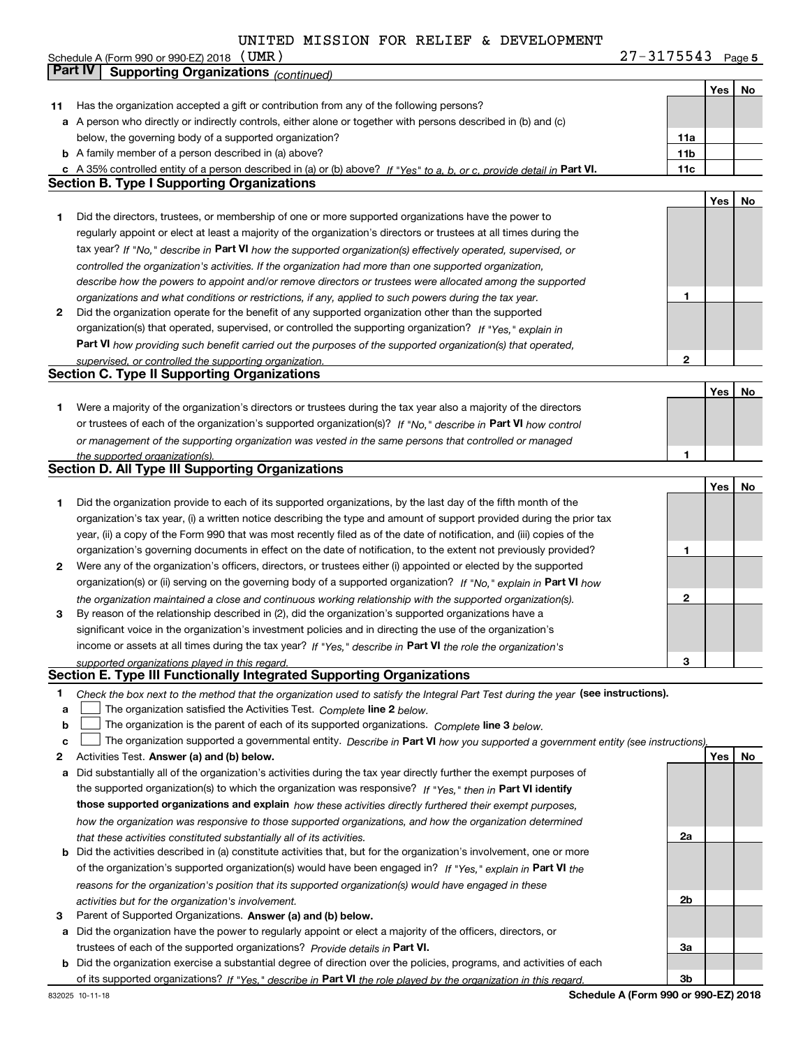UNITED MISSION FOR RELIEF & DEVELOPMENT

Schedule A (Form 990 or 990-EZ) 2018 (UMR) 27-3175543 Page 5

**Part IV Supporting Organizations** *(continued)*

| | | | Yes | No |
|---|---|---|---|---|
| **11** | Has the organization accepted a gift or contribution from any of the following persons? | | | |
| **a** | A person who directly or indirectly controls, either alone or together with persons described in (b) and (c) below, the governing body of a supported organization? | **11a** | | |
| **b** | A family member of a person described in (a) above? | **11b** | | |
| **c** | A 35% controlled entity of a person described in (a) or (b) above? *If "Yes" to a, b, or c, provide detail in* **Part VI.** | **11c** | | |

## Section B. Type I Supporting Organizations

| | | | Yes | No |
|---|---|---|---|---|
| **1** | Did the directors, trustees, or membership of one or more supported organizations have the power to regularly appoint or elect at least a majority of the organization's directors or trustees at all times during the tax year? *If "No," describe in* **Part VI** *how the supported organization(s) effectively operated, supervised, or controlled the organization's activities. If the organization had more than one supported organization, describe how the powers to appoint and/or remove directors or trustees were allocated among the supported organizations and what conditions or restrictions, if any, applied to such powers during the tax year.* | **1** | | |
| **2** | Did the organization operate for the benefit of any supported organization other than the supported organization(s) that operated, supervised, or controlled the supporting organization? *If "Yes," explain in* **Part VI** *how providing such benefit carried out the purposes of the supported organization(s) that operated, supervised, or controlled the supporting organization.* | **2** | | |

## Section C. Type II Supporting Organizations

| | | | Yes | No |
|---|---|---|---|---|
| **1** | Were a majority of the organization's directors or trustees during the tax year also a majority of the directors or trustees of each of the organization's supported organization(s)? *If "No," describe in* **Part VI** *how control or management of the supporting organization was vested in the same persons that controlled or managed the supported organization(s).* | **1** | | |

## Section D. All Type III Supporting Organizations

| | | | Yes | No |
|---|---|---|---|---|
| **1** | Did the organization provide to each of its supported organizations, by the last day of the fifth month of the organization's tax year, (i) a written notice describing the type and amount of support provided during the prior tax year, (ii) a copy of the Form 990 that was most recently filed as of the date of notification, and (iii) copies of the organization's governing documents in effect on the date of notification, to the extent not previously provided? | **1** | | |
| **2** | Were any of the organization's officers, directors, or trustees either (i) appointed or elected by the supported organization(s) or (ii) serving on the governing body of a supported organization? *If "No," explain in* **Part VI** *how the organization maintained a close and continuous working relationship with the supported organization(s).* | **2** | | |
| **3** | By reason of the relationship described in (2), did the organization's supported organizations have a significant voice in the organization's investment policies and in directing the use of the organization's income or assets at all times during the tax year? *If "Yes," describe in* **Part VI** *the role the organization's supported organizations played in this regard.* | **3** | | |

## Section E. Type III Functionally Integrated Supporting Organizations

**1** *Check the box next to the method that the organization used to satisfy the Integral Part Test during the year* **(see instructions).**

**a** ☐ The organization satisfied the Activities Test. *Complete* **line 2** *below.*

**b** ☐ The organization is the parent of each of its supported organizations. *Complete* **line 3** *below.*

**c** ☐ The organization supported a governmental entity. *Describe in* **Part VI** *how you supported a government entity (see instructions).*

| | | | Yes | No |
|---|---|---|---|---|
| **2** | Activities Test. **Answer (a) and (b) below.** | | | |
| **a** | Did substantially all of the organization's activities during the tax year directly further the exempt purposes of the supported organization(s) to which the organization was responsive? *If "Yes," then in* **Part VI identify those supported organizations and explain** *how these activities directly furthered their exempt purposes, how the organization was responsive to those supported organizations, and how the organization determined that these activities constituted substantially all of its activities.* | **2a** | | |
| **b** | Did the activities described in (a) constitute activities that, but for the organization's involvement, one or more of the organization's supported organization(s) would have been engaged in? *If "Yes," explain in* **Part VI** *the reasons for the organization's position that its supported organization(s) would have engaged in these activities but for the organization's involvement.* | **2b** | | |
| **3** | Parent of Supported Organizations. **Answer (a) and (b) below.** | | | |
| **a** | Did the organization have the power to regularly appoint or elect a majority of the officers, directors, or trustees of each of the supported organizations? *Provide details in* **Part VI.** | **3a** | | |
| **b** | Did the organization exercise a substantial degree of direction over the policies, programs, and activities of each of its supported organizations? *If "Yes," describe in* **Part VI** *the role played by the organization in this regard.* | **3b** | | |

832025 10-11-18 **Schedule A (Form 990 or 990-EZ) 2018**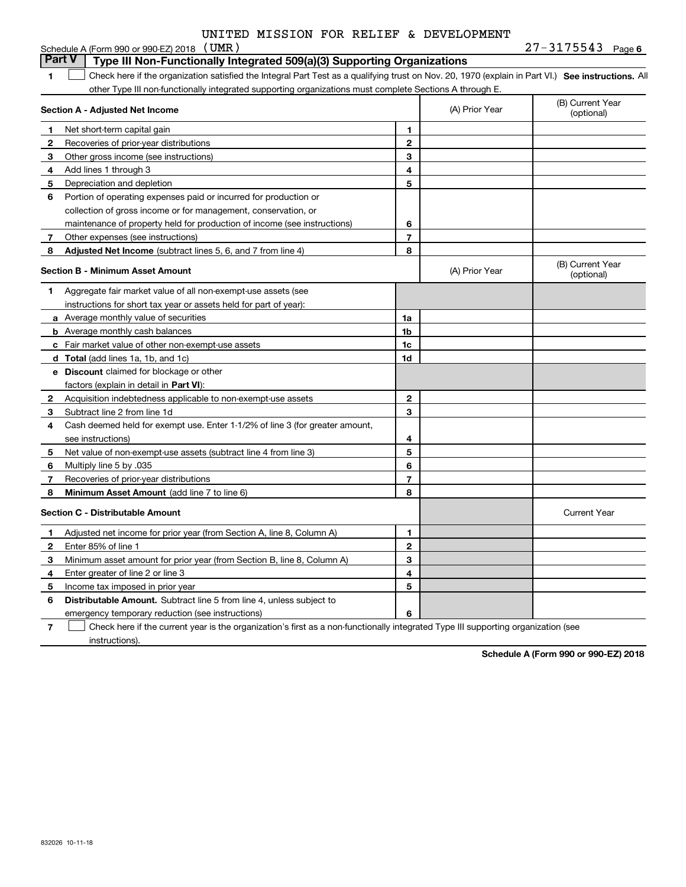UNITED MISSION FOR RELIEF & DEVELOPMENT

Schedule A (Form 990 or 990-EZ) 2018 (UMR) 27-3175543 Page 6

## Part V | Type III Non-Functionally Integrated 509(a)(3) Supporting Organizations

1 ☐ Check here if the organization satisfied the Integral Part Test as a qualifying trust on Nov. 20, 1970 (explain in Part VI.) **See instructions.** All other Type III non-functionally integrated supporting organizations must complete Sections A through E.

| | **Section A - Adjusted Net Income** | | (A) Prior Year | (B) Current Year (optional) |
|---|---|---|---|---|
| 1 | Net short-term capital gain | 1 | | |
| 2 | Recoveries of prior-year distributions | 2 | | |
| 3 | Other gross income (see instructions) | 3 | | |
| 4 | Add lines 1 through 3 | 4 | | |
| 5 | Depreciation and depletion | 5 | | |
| 6 | Portion of operating expenses paid or incurred for production or collection of gross income or for management, conservation, or maintenance of property held for production of income (see instructions) | 6 | | |
| 7 | Other expenses (see instructions) | 7 | | |
| 8 | **Adjusted Net Income** (subtract lines 5, 6, and 7 from line 4) | 8 | | |

| | **Section B - Minimum Asset Amount** | | (A) Prior Year | (B) Current Year (optional) |
|---|---|---|---|---|
| 1 | Aggregate fair market value of all non-exempt-use assets (see instructions for short tax year or assets held for part of year): | | | |
| a | Average monthly value of securities | 1a | | |
| b | Average monthly cash balances | 1b | | |
| c | Fair market value of other non-exempt-use assets | 1c | | |
| d | **Total** (add lines 1a, 1b, and 1c) | 1d | | |
| e | **Discount** claimed for blockage or other factors (explain in detail in **Part VI**): | | | |
| 2 | Acquisition indebtedness applicable to non-exempt-use assets | 2 | | |
| 3 | Subtract line 2 from line 1d | 3 | | |
| 4 | Cash deemed held for exempt use. Enter 1-1/2% of line 3 (for greater amount, see instructions) | 4 | | |
| 5 | Net value of non-exempt-use assets (subtract line 4 from line 3) | 5 | | |
| 6 | Multiply line 5 by .035 | 6 | | |
| 7 | Recoveries of prior-year distributions | 7 | | |
| 8 | **Minimum Asset Amount** (add line 7 to line 6) | 8 | | |

| | **Section C - Distributable Amount** | | | Current Year |
|---|---|---|---|---|
| 1 | Adjusted net income for prior year (from Section A, line 8, Column A) | 1 | | |
| 2 | Enter 85% of line 1 | 2 | | |
| 3 | Minimum asset amount for prior year (from Section B, line 8, Column A) | 3 | | |
| 4 | Enter greater of line 2 or line 3 | 4 | | |
| 5 | Income tax imposed in prior year | 5 | | |
| 6 | **Distributable Amount.** Subtract line 5 from line 4, unless subject to emergency temporary reduction (see instructions) | 6 | | |

7 ☐ Check here if the current year is the organization's first as a non-functionally integrated Type III supporting organization (see instructions).

**Schedule A (Form 990 or 990-EZ) 2018**

832026 10-11-18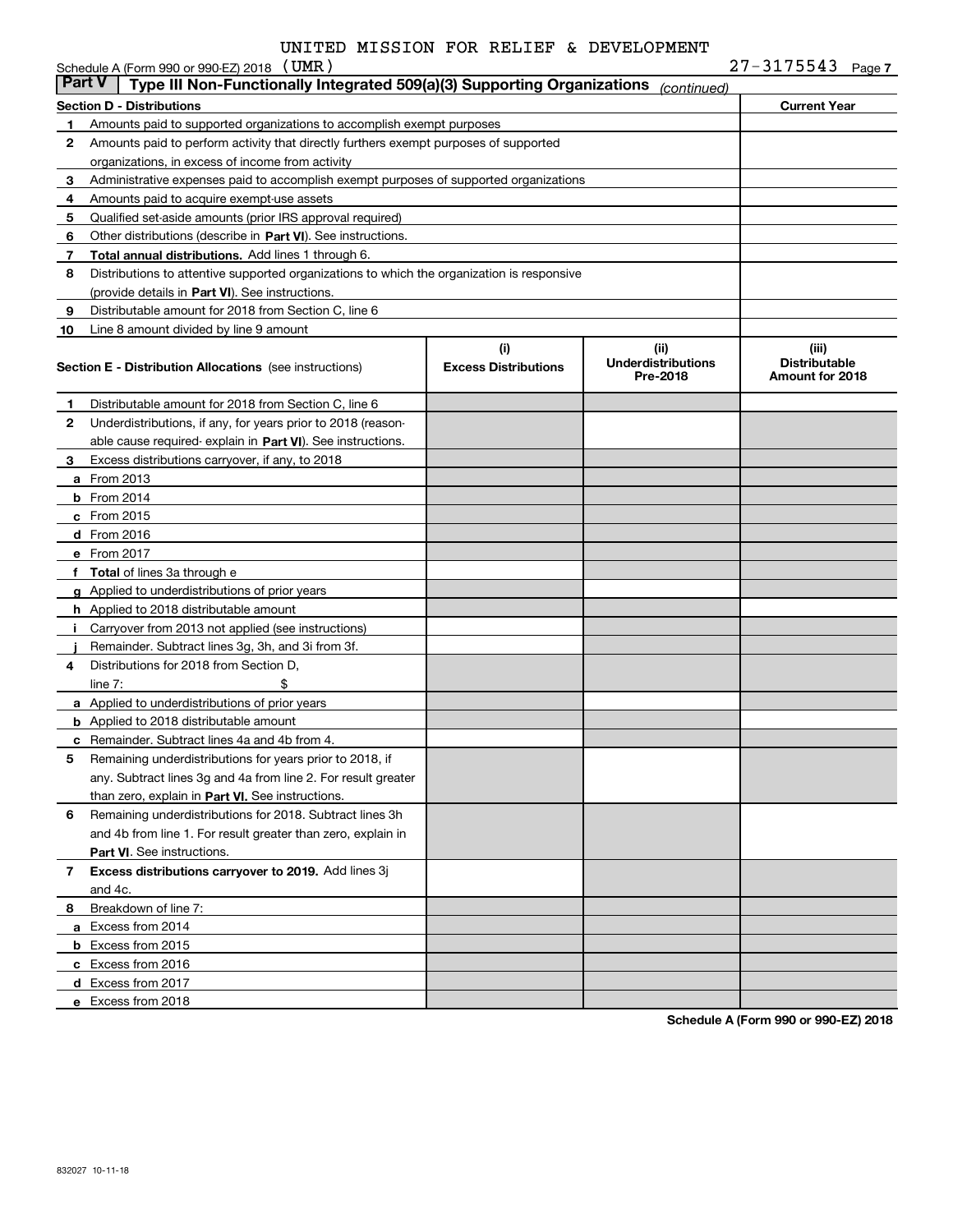UNITED MISSION FOR RELIEF & DEVELOPMENT

Schedule A (Form 990 or 990-EZ) 2018 (UMR) 27-3175543 Page 7

**Part V | Type III Non-Functionally Integrated 509(a)(3) Supporting Organizations** *(continued)*

| Section D - Distributions | | Current Year |
|---|---|---|
| 1 | Amounts paid to supported organizations to accomplish exempt purposes | |
| 2 | Amounts paid to perform activity that directly furthers exempt purposes of supported organizations, in excess of income from activity | |
| 3 | Administrative expenses paid to accomplish exempt purposes of supported organizations | |
| 4 | Amounts paid to acquire exempt-use assets | |
| 5 | Qualified set-aside amounts (prior IRS approval required) | |
| 6 | Other distributions (describe in **Part VI**). See instructions. | |
| 7 | **Total annual distributions.** Add lines 1 through 6. | |
| 8 | Distributions to attentive supported organizations to which the organization is responsive (provide details in **Part VI**). See instructions. | |
| 9 | Distributable amount for 2018 from Section C, line 6 | |
| 10 | Line 8 amount divided by line 9 amount | |

| | Section E - Distribution Allocations (see instructions) | (i) Excess Distributions | (ii) Underdistributions Pre-2018 | (iii) Distributable Amount for 2018 |
|---|---|---|---|---|
| 1 | Distributable amount for 2018 from Section C, line 6 | | | |
| 2 | Underdistributions, if any, for years prior to 2018 (reasonable cause required- explain in **Part VI**). See instructions. | | | |
| 3 | Excess distributions carryover, if any, to 2018 | | | |
| a | From 2013 | | | |
| b | From 2014 | | | |
| c | From 2015 | | | |
| d | From 2016 | | | |
| e | From 2017 | | | |
| f | **Total** of lines 3a through e | | | |
| g | Applied to underdistributions of prior years | | | |
| h | Applied to 2018 distributable amount | | | |
| i | Carryover from 2013 not applied (see instructions) | | | |
| j | Remainder. Subtract lines 3g, 3h, and 3i from 3f. | | | |
| 4 | Distributions for 2018 from Section D, line 7: $ | | | |
| a | Applied to underdistributions of prior years | | | |
| b | Applied to 2018 distributable amount | | | |
| c | Remainder. Subtract lines 4a and 4b from 4. | | | |
| 5 | Remaining underdistributions for years prior to 2018, if any. Subtract lines 3g and 4a from line 2. For result greater than zero, explain in **Part VI.** See instructions. | | | |
| 6 | Remaining underdistributions for 2018. Subtract lines 3h and 4b from line 1. For result greater than zero, explain in **Part VI**. See instructions. | | | |
| 7 | **Excess distributions carryover to 2019.** Add lines 3j and 4c. | | | |
| 8 | Breakdown of line 7: | | | |
| a | Excess from 2014 | | | |
| b | Excess from 2015 | | | |
| c | Excess from 2016 | | | |
| d | Excess from 2017 | | | |
| e | Excess from 2018 | | | |

**Schedule A (Form 990 or 990-EZ) 2018**

832027 10-11-18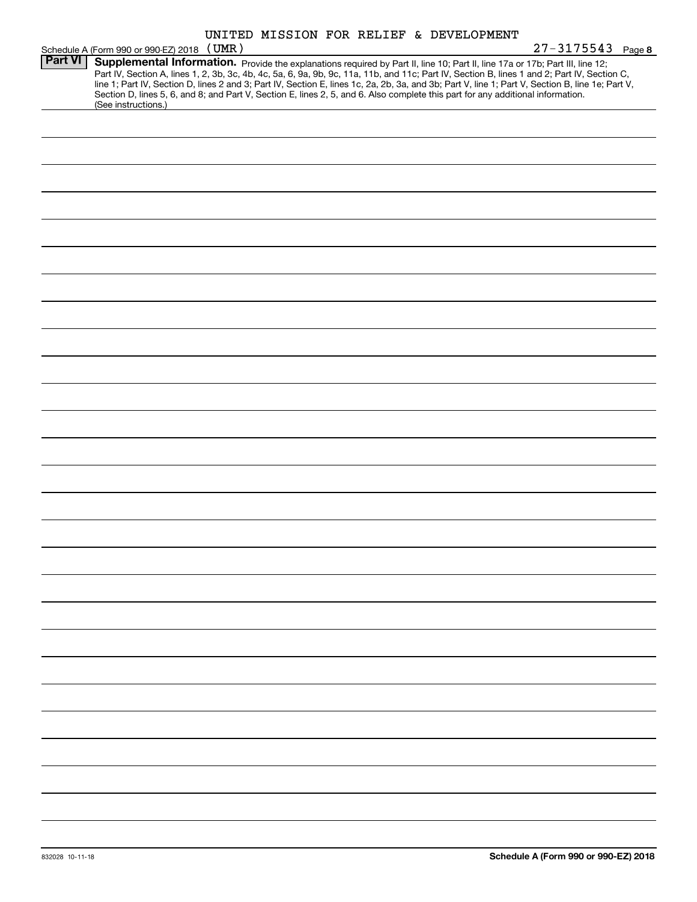UNITED MISSION FOR RELIEF & DEVELOPMENT

Schedule A (Form 990 or 990-EZ) 2018 (UMR) 27-3175543 Page 8

**Part VI** **Supplemental Information.** Provide the explanations required by Part II, line 10; Part II, line 17a or 17b; Part III, line 12; Part IV, Section A, lines 1, 2, 3b, 3c, 4b, 4c, 5a, 6, 9a, 9b, 9c, 11a, 11b, and 11c; Part IV, Section B, lines 1 and 2; Part IV, Section C, line 1; Part IV, Section D, lines 2 and 3; Part IV, Section E, lines 1c, 2a, 2b, 3a, and 3b; Part V, line 1; Part V, Section B, line 1e; Part V, Section D, lines 5, 6, and 8; and Part V, Section E, lines 2, 5, and 6. Also complete this part for any additional information. (See instructions.)

832028 10-11-18 **Schedule A (Form 990 or 990-EZ) 2018**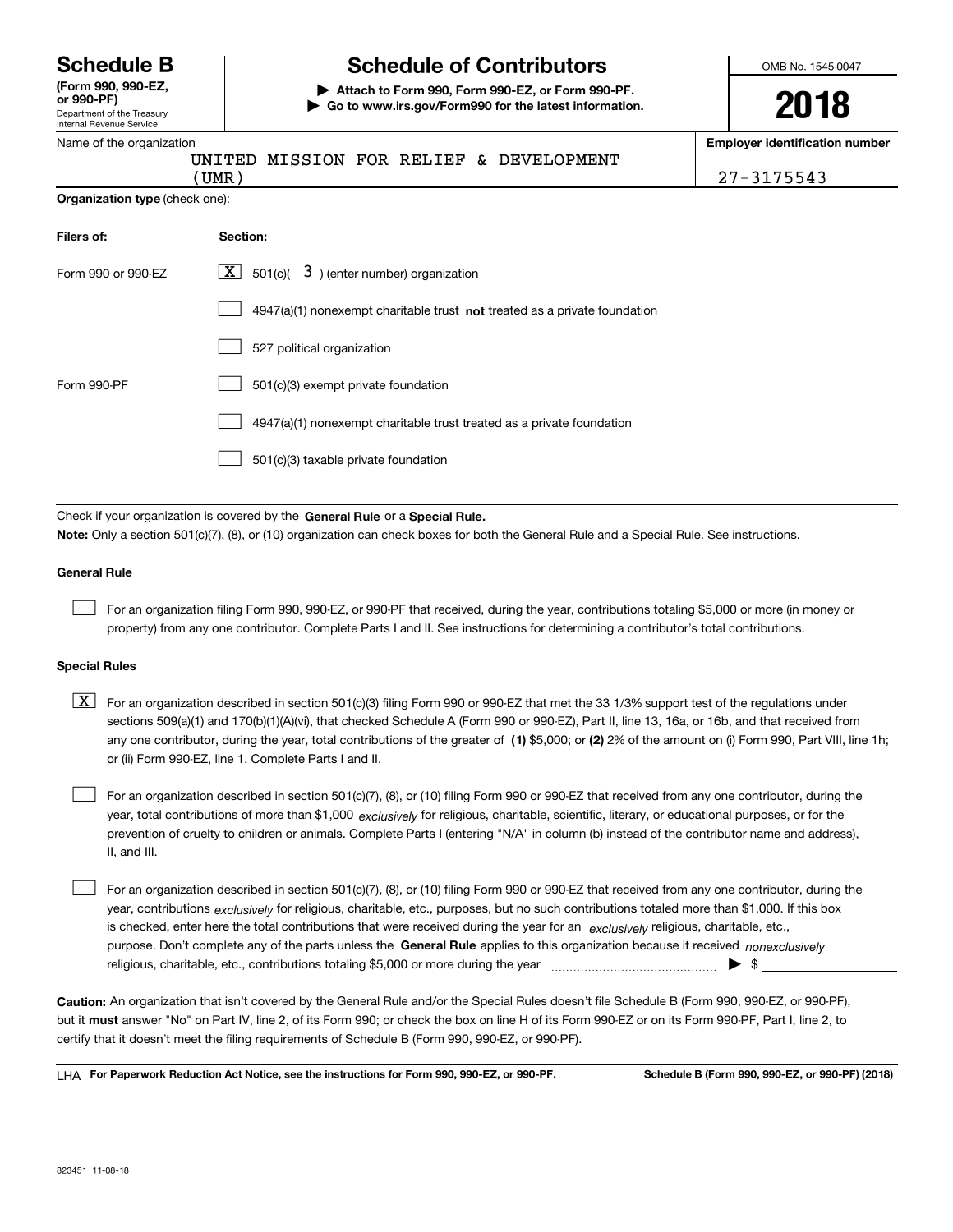# Schedule B

**(Form 990, 990-EZ, or 990-PF)**

Department of the Treasury
Internal Revenue Service

# Schedule of Contributors

▶ **Attach to Form 990, Form 990-EZ, or Form 990-PF.**

▶ **Go to www.irs.gov/Form990 for the latest information.**

OMB No. 1545-0047

**2018**

Name of the organization: UNITED MISSION FOR RELIEF & DEVELOPMENT (UMR)

**Employer identification number:** 27-3175543

**Organization type** (check one):

| **Filers of:** | **Section:** |
|---|---|
| Form 990 or 990-EZ | [X] 501(c)( 3 ) (enter number) organization |
| | [ ] 4947(a)(1) nonexempt charitable trust **not** treated as a private foundation |
| | [ ] 527 political organization |
| Form 990-PF | [ ] 501(c)(3) exempt private foundation |
| | [ ] 4947(a)(1) nonexempt charitable trust treated as a private foundation |
| | [ ] 501(c)(3) taxable private foundation |

Check if your organization is covered by the **General Rule** or a **Special Rule.**

**Note:** Only a section 501(c)(7), (8), or (10) organization can check boxes for both the General Rule and a Special Rule. See instructions.

### General Rule

[ ] For an organization filing Form 990, 990-EZ, or 990-PF that received, during the year, contributions totaling $5,000 or more (in money or property) from any one contributor. Complete Parts I and II. See instructions for determining a contributor's total contributions.

### Special Rules

[X] For an organization described in section 501(c)(3) filing Form 990 or 990-EZ that met the 33 1/3% support test of the regulations under sections 509(a)(1) and 170(b)(1)(A)(vi), that checked Schedule A (Form 990 or 990-EZ), Part II, line 13, 16a, or 16b, and that received from any one contributor, during the year, total contributions of the greater of **(1)** $5,000; or **(2)** 2% of the amount on (i) Form 990, Part VIII, line 1h; or (ii) Form 990-EZ, line 1. Complete Parts I and II.

[ ] For an organization described in section 501(c)(7), (8), or (10) filing Form 990 or 990-EZ that received from any one contributor, during the year, total contributions of more than $1,000 *exclusively* for religious, charitable, scientific, literary, or educational purposes, or for the prevention of cruelty to children or animals. Complete Parts I (entering "N/A" in column (b) instead of the contributor name and address), II, and III.

[ ] For an organization described in section 501(c)(7), (8), or (10) filing Form 990 or 990-EZ that received from any one contributor, during the year, contributions *exclusively* for religious, charitable, etc., purposes, but no such contributions totaled more than $1,000. If this box is checked, enter here the total contributions that were received during the year for an *exclusively* religious, charitable, etc., purpose. Don't complete any of the parts unless the **General Rule** applies to this organization because it received *nonexclusively* religious, charitable, etc., contributions totaling $5,000 or more during the year ▶ $ ____________

**Caution:** An organization that isn't covered by the General Rule and/or the Special Rules doesn't file Schedule B (Form 990, 990-EZ, or 990-PF), but it **must** answer "No" on Part IV, line 2, of its Form 990; or check the box on line H of its Form 990-EZ or on its Form 990-PF, Part I, line 2, to certify that it doesn't meet the filing requirements of Schedule B (Form 990, 990-EZ, or 990-PF).

LHA **For Paperwork Reduction Act Notice, see the instructions for Form 990, 990-EZ, or 990-PF.** **Schedule B (Form 990, 990-EZ, or 990-PF) (2018)**

823451 11-08-18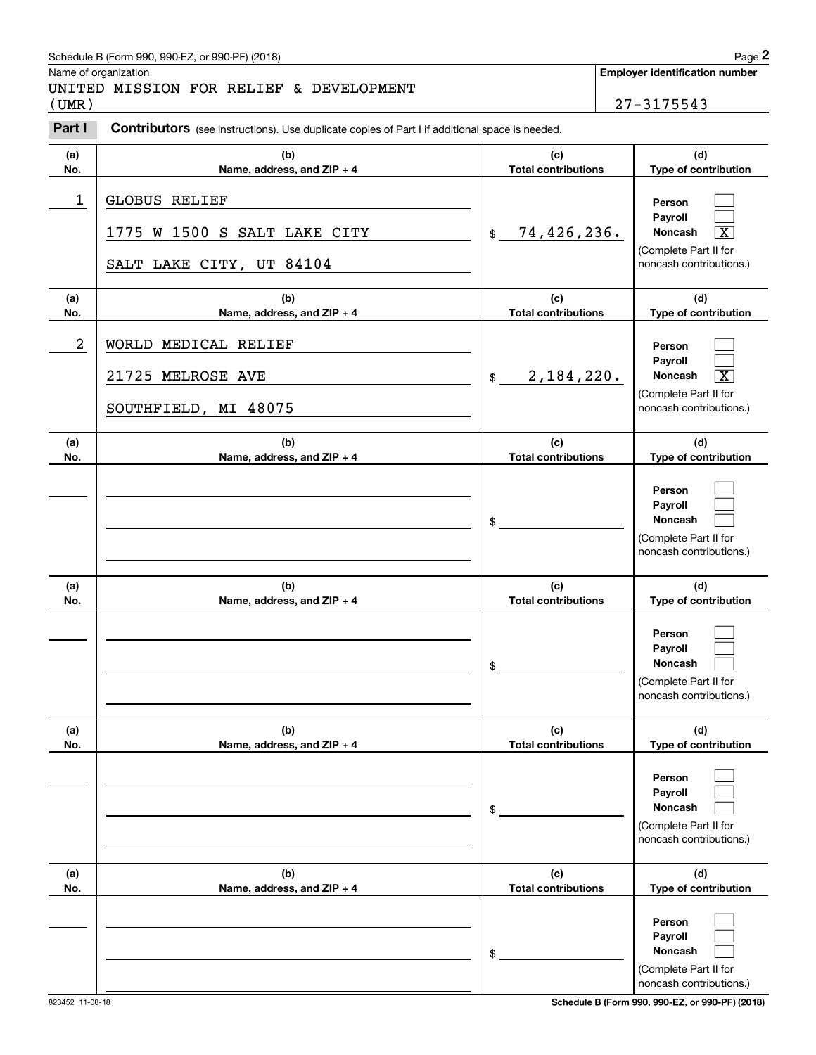Name of organization

UNITED MISSION FOR RELIEF & DEVELOPMENT (UMR)

**Employer identification number**

27-3175543

**Part I** **Contributors** (see instructions). Use duplicate copies of Part I if additional space is needed.

| (a) No. | (b) Name, address, and ZIP + 4 | (c) Total contributions | (d) Type of contribution |
|---|---|---|---|
| 1 | GLOBUS RELIEF<br>1775 W 1500 S SALT LAKE CITY<br>SALT LAKE CITY, UT 84104 | $ 74,426,236. | Person [ ]<br>Payroll [ ]<br>Noncash [X]<br>(Complete Part II for noncash contributions.) |
| 2 | WORLD MEDICAL RELIEF<br>21725 MELROSE AVE<br>SOUTHFIELD, MI 48075 | $ 2,184,220. | Person [ ]<br>Payroll [ ]<br>Noncash [X]<br>(Complete Part II for noncash contributions.) |
| | | $ | Person [ ]<br>Payroll [ ]<br>Noncash [ ]<br>(Complete Part II for noncash contributions.) |
| | | $ | Person [ ]<br>Payroll [ ]<br>Noncash [ ]<br>(Complete Part II for noncash contributions.) |
| | | $ | Person [ ]<br>Payroll [ ]<br>Noncash [ ]<br>(Complete Part II for noncash contributions.) |
| | | $ | Person [ ]<br>Payroll [ ]<br>Noncash [ ]<br>(Complete Part II for noncash contributions.) |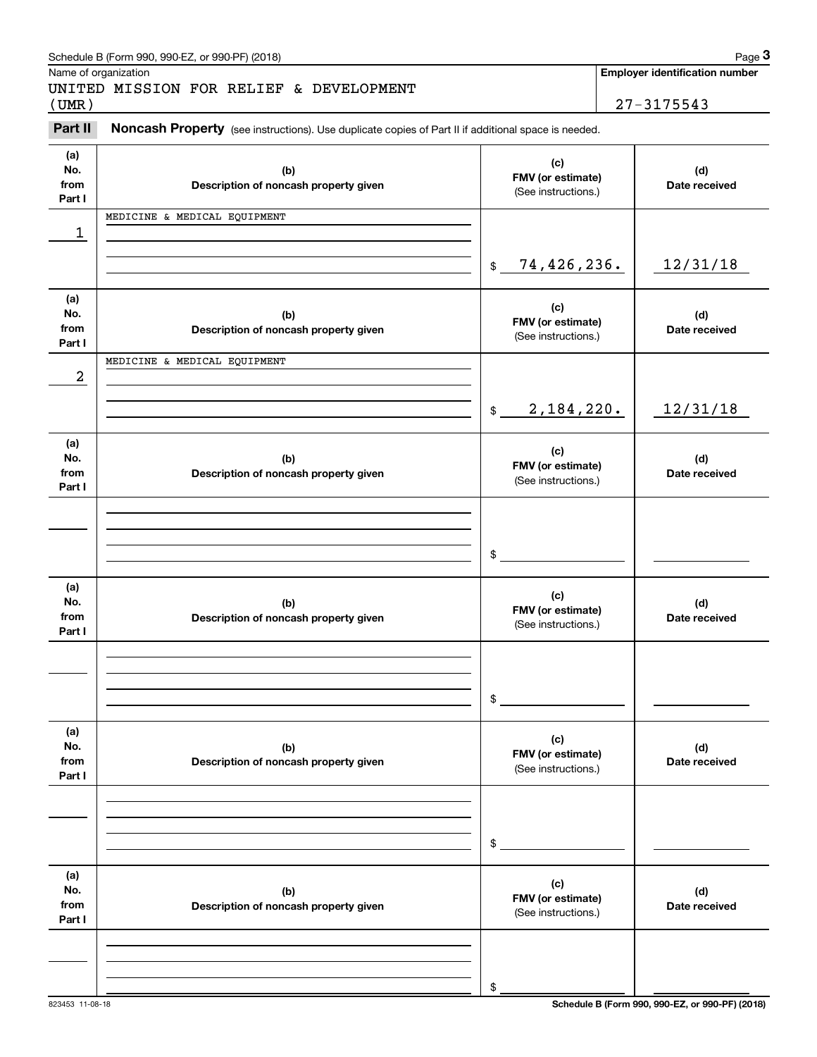Name of organization

UNITED MISSION FOR RELIEF & DEVELOPMENT (UMR)

**Employer identification number**

27-3175543

**Part II** **Noncash Property** (see instructions). Use duplicate copies of Part II if additional space is needed.

| (a) No. from Part I | (b) Description of noncash property given | (c) FMV (or estimate) (See instructions.) | (d) Date received |
|---|---|---|---|
| 1 | MEDICINE & MEDICAL EQUIPMENT | $ 74,426,236. | 12/31/18 |

| (a) No. from Part I | (b) Description of noncash property given | (c) FMV (or estimate) (See instructions.) | (d) Date received |
|---|---|---|---|
| 2 | MEDICINE & MEDICAL EQUIPMENT | $ 2,184,220. | 12/31/18 |

| (a) No. from Part I | (b) Description of noncash property given | (c) FMV (or estimate) (See instructions.) | (d) Date received |
|---|---|---|---|
| | | $ | |

| (a) No. from Part I | (b) Description of noncash property given | (c) FMV (or estimate) (See instructions.) | (d) Date received |
|---|---|---|---|
| | | $ | |

| (a) No. from Part I | (b) Description of noncash property given | (c) FMV (or estimate) (See instructions.) | (d) Date received |
|---|---|---|---|
| | | $ | |

| (a) No. from Part I | (b) Description of noncash property given | (c) FMV (or estimate) (See instructions.) | (d) Date received |
|---|---|---|---|
| | | $ | |

823453 11-08-18

**Schedule B (Form 990, 990-EZ, or 990-PF) (2018)**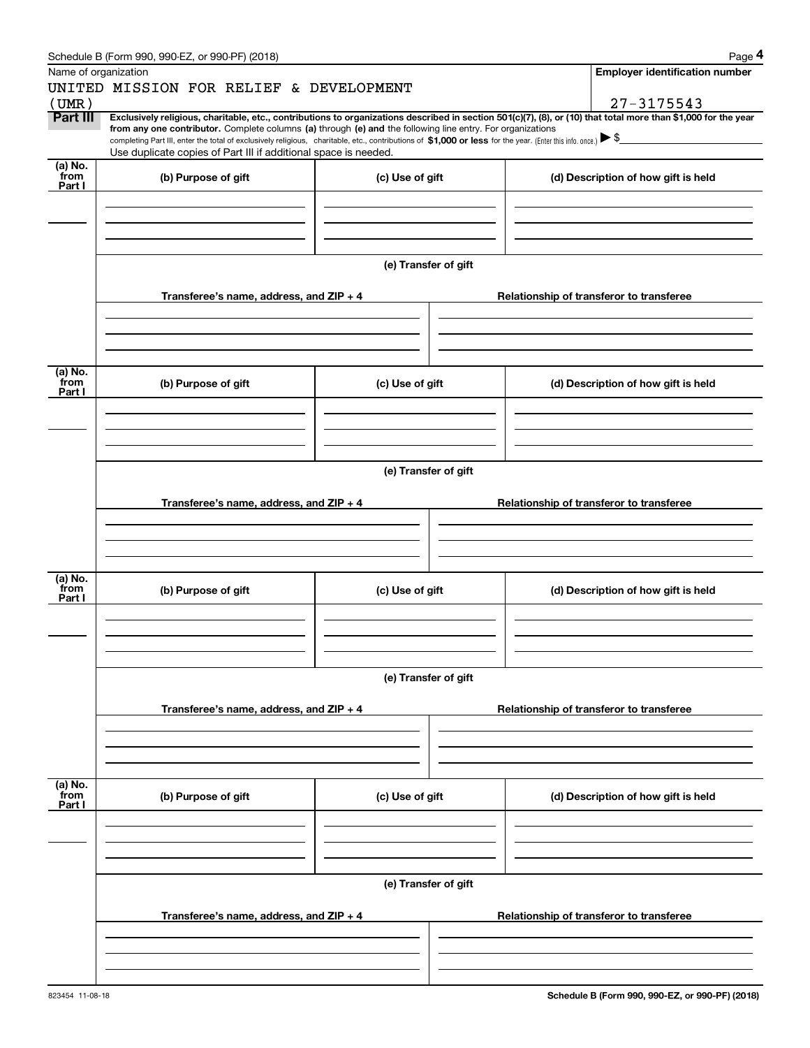Schedule B (Form 990, 990-EZ, or 990-PF) (2018)

Name of organization

UNITED MISSION FOR RELIEF & DEVELOPMENT (UMR)

**Employer identification number**

27-3175543

**Part III** **Exclusively religious, charitable, etc., contributions to organizations described in section 501(c)(7), (8), or (10) that total more than $1,000 for the year from any one contributor.** Complete columns **(a)** through **(e) and** the following line entry. For organizations completing Part III, enter the total of exclusively religious, charitable, etc., contributions of **$1,000 or less** for the year. (Enter this info. once.) ▶ $

Use duplicate copies of Part III if additional space is needed.

| (a) No. from Part I | (b) Purpose of gift | (c) Use of gift | (d) Description of how gift is held |
|---|---|---|---|
| | | | |

**(e) Transfer of gift**

| Transferee's name, address, and ZIP + 4 | Relationship of transferor to transferee |
|---|---|
| | |

| (a) No. from Part I | (b) Purpose of gift | (c) Use of gift | (d) Description of how gift is held |
|---|---|---|---|
| | | | |

**(e) Transfer of gift**

| Transferee's name, address, and ZIP + 4 | Relationship of transferor to transferee |
|---|---|
| | |

| (a) No. from Part I | (b) Purpose of gift | (c) Use of gift | (d) Description of how gift is held |
|---|---|---|---|
| | | | |

**(e) Transfer of gift**

| Transferee's name, address, and ZIP + 4 | Relationship of transferor to transferee |
|---|---|
| | |

| (a) No. from Part I | (b) Purpose of gift | (c) Use of gift | (d) Description of how gift is held |
|---|---|---|---|
| | | | |

**(e) Transfer of gift**

| Transferee's name, address, and ZIP + 4 | Relationship of transferor to transferee |
|---|---|
| | |

823454 11-08-18

**Schedule B (Form 990, 990-EZ, or 990-PF) (2018)**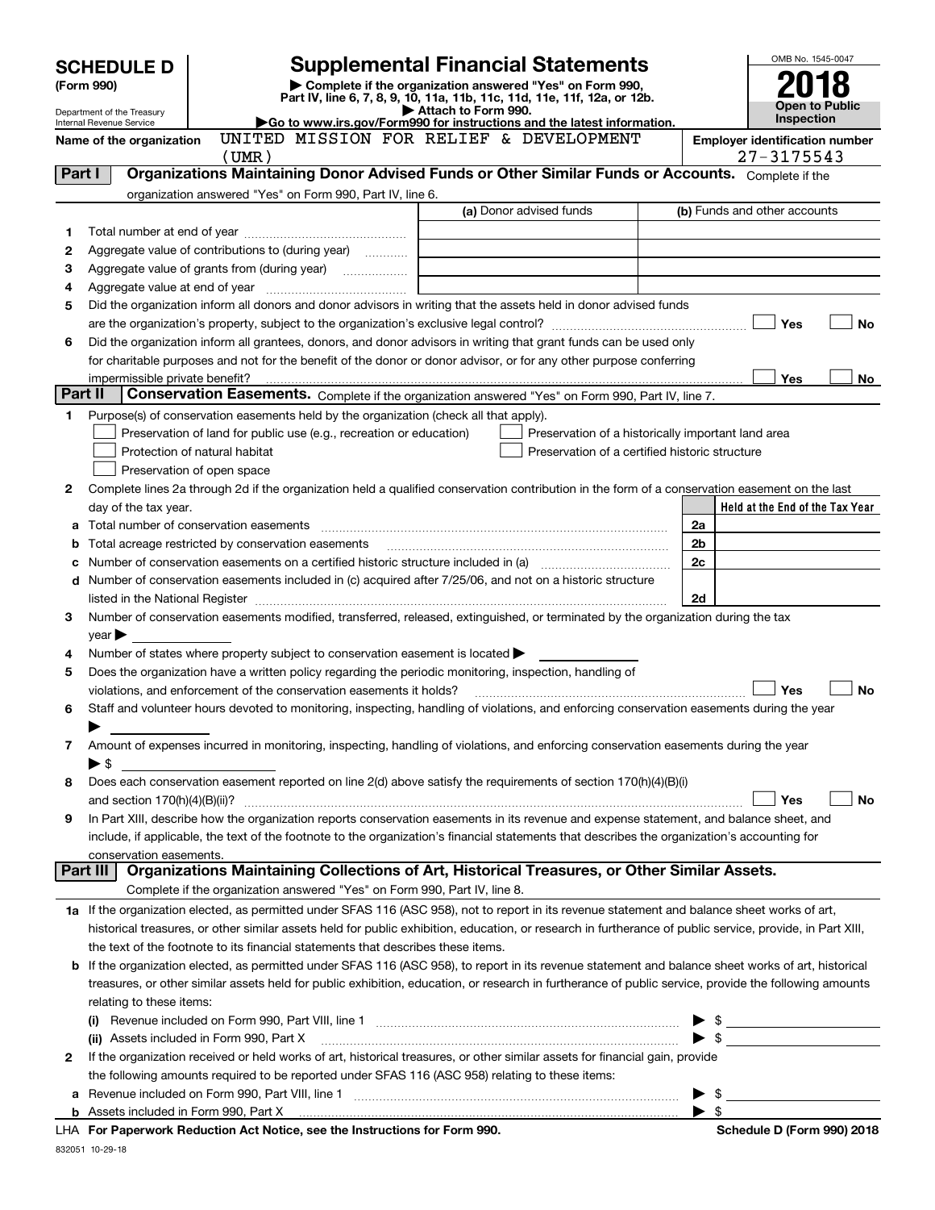# SCHEDULE D (Form 990)

Department of the Treasury
Internal Revenue Service

## Supplemental Financial Statements

▶ Complete if the organization answered "Yes" on Form 990, Part IV, line 6, 7, 8, 9, 10, 11a, 11b, 11c, 11d, 11e, 11f, 12a, or 12b.
▶ Attach to Form 990.
▶Go to www.irs.gov/Form990 for instructions and the latest information.

OMB No. 1545-0047

**2018**

**Open to Public Inspection**

Name of the organization: UNITED MISSION FOR RELIEF & DEVELOPMENT (UMR)

Employer identification number: 27-3175543

## Part I Organizations Maintaining Donor Advised Funds or Other Similar Funds or Accounts.

Complete if the organization answered "Yes" on Form 990, Part IV, line 6.

| | | (a) Donor advised funds | (b) Funds and other accounts |
|---|---|---|---|
| 1 | Total number at end of year | | |
| 2 | Aggregate value of contributions to (during year) | | |
| 3 | Aggregate value of grants from (during year) | | |
| 4 | Aggregate value at end of year | | |

5 Did the organization inform all donors and donor advisors in writing that the assets held in donor advised funds are the organization's property, subject to the organization's exclusive legal control? ☐ Yes ☐ No

6 Did the organization inform all grantees, donors, and donor advisors in writing that grant funds can be used only for charitable purposes and not for the benefit of the donor or donor advisor, or for any other purpose conferring impermissible private benefit? ☐ Yes ☐ No

## Part II Conservation Easements.

Complete if the organization answered "Yes" on Form 990, Part IV, line 7.

1 Purpose(s) of conservation easements held by the organization (check all that apply).

- ☐ Preservation of land for public use (e.g., recreation or education)
- ☐ Protection of natural habitat
- ☐ Preservation of open space
- ☐ Preservation of a historically important land area
- ☐ Preservation of a certified historic structure

2 Complete lines 2a through 2d if the organization held a qualified conservation contribution in the form of a conservation easement on the last day of the tax year.

| | | | Held at the End of the Tax Year |
|---|---|---|---|
| a | Total number of conservation easements | 2a | |
| b | Total acreage restricted by conservation easements | 2b | |
| c | Number of conservation easements on a certified historic structure included in (a) | 2c | |
| d | Number of conservation easements included in (c) acquired after 7/25/06, and not on a historic structure listed in the National Register | 2d | |

3 Number of conservation easements modified, transferred, released, extinguished, or terminated by the organization during the tax year ▶

4 Number of states where property subject to conservation easement is located ▶

5 Does the organization have a written policy regarding the periodic monitoring, inspection, handling of violations, and enforcement of the conservation easements it holds? ☐ Yes ☐ No

6 Staff and volunteer hours devoted to monitoring, inspecting, handling of violations, and enforcing conservation easements during the year ▶

7 Amount of expenses incurred in monitoring, inspecting, handling of violations, and enforcing conservation easements during the year ▶ $

8 Does each conservation easement reported on line 2(d) above satisfy the requirements of section 170(h)(4)(B)(i) and section 170(h)(4)(B)(ii)? ☐ Yes ☐ No

9 In Part XIII, describe how the organization reports conservation easements in its revenue and expense statement, and balance sheet, and include, if applicable, the text of the footnote to the organization's financial statements that describes the organization's accounting for conservation easements.

## Part III Organizations Maintaining Collections of Art, Historical Treasures, or Other Similar Assets.

Complete if the organization answered "Yes" on Form 990, Part IV, line 8.

1a If the organization elected, as permitted under SFAS 116 (ASC 958), not to report in its revenue statement and balance sheet works of art, historical treasures, or other similar assets held for public exhibition, education, or research in furtherance of public service, provide, in Part XIII, the text of the footnote to its financial statements that describes these items.

b If the organization elected, as permitted under SFAS 116 (ASC 958), to report in its revenue statement and balance sheet works of art, historical treasures, or other similar assets held for public exhibition, education, or research in furtherance of public service, provide the following amounts relating to these items:

(i) Revenue included on Form 990, Part VIII, line 1 ▶ $

(ii) Assets included in Form 990, Part X ▶ $

2 If the organization received or held works of art, historical treasures, or other similar assets for financial gain, provide the following amounts required to be reported under SFAS 116 (ASC 958) relating to these items:

a Revenue included on Form 990, Part VIII, line 1 ▶ $

b Assets included in Form 990, Part X ▶ $

LHA For Paperwork Reduction Act Notice, see the Instructions for Form 990. Schedule D (Form 990) 2018

832051 10-29-18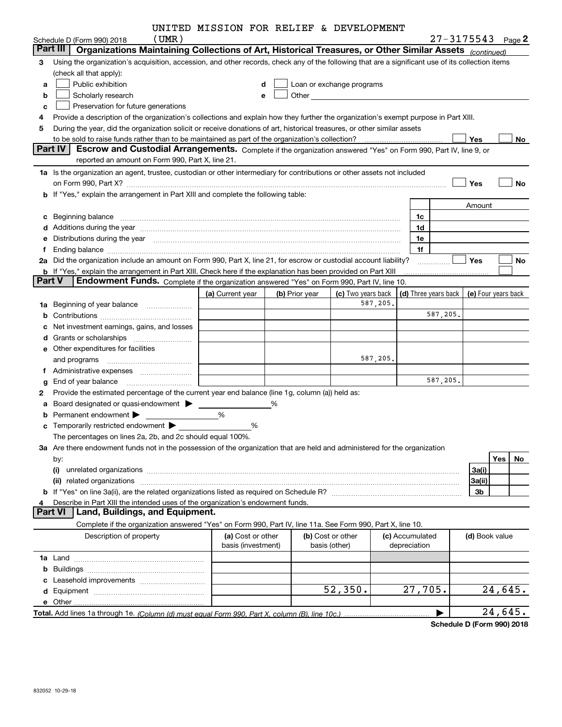UNITED MISSION FOR RELIEF & DEVELOPMENT

Schedule D (Form 990) 2018 (UMR) 27-3175543 Page 2

**Part III — Organizations Maintaining Collections of Art, Historical Treasures, or Other Similar Assets** *(continued)*

3 Using the organization's acquisition, accession, and other records, check any of the following that are a significant use of its collection items (check all that apply):

- a ☐ Public exhibition
- b ☐ Scholarly research
- c ☐ Preservation for future generations
- d ☐ Loan or exchange programs
- e ☐ Other

4 Provide a description of the organization's collections and explain how they further the organization's exempt purpose in Part XIII.

5 During the year, did the organization solicit or receive donations of art, historical treasures, or other similar assets to be sold to raise funds rather than to be maintained as part of the organization's collection? ☐ Yes ☐ No

**Part IV — Escrow and Custodial Arrangements.** Complete if the organization answered "Yes" on Form 990, Part IV, line 9, or reported an amount on Form 990, Part X, line 21.

1a Is the organization an agent, trustee, custodian or other intermediary for contributions or other assets not included on Form 990, Part X? ☐ Yes ☐ No

b If "Yes," explain the arrangement in Part XIII and complete the following table:

| | | Amount |
|---|---|---|
| c Beginning balance | 1c | |
| d Additions during the year | 1d | |
| e Distributions during the year | 1e | |
| f Ending balance | 1f | |

2a Did the organization include an amount on Form 990, Part X, line 21, for escrow or custodial account liability? ☐ Yes ☐ No

b If "Yes," explain the arrangement in Part XIII. Check here if the explanation has been provided on Part XIII ☐

**Part V — Endowment Funds.** Complete if the organization answered "Yes" on Form 990, Part IV, line 10.

| | (a) Current year | (b) Prior year | (c) Two years back | (d) Three years back | (e) Four years back |
|---|---|---|---|---|---|
| 1a Beginning of year balance | | | 587,205. | | |
| b Contributions | | | | 587,205. | |
| c Net investment earnings, gains, and losses | | | | | |
| d Grants or scholarships | | | | | |
| e Other expenditures for facilities and programs | | | 587,205. | | |
| f Administrative expenses | | | | | |
| g End of year balance | | | | 587,205. | |

2 Provide the estimated percentage of the current year end balance (line 1g, column (a)) held as:

- a Board designated or quasi-endowment ▶ _____ %
- b Permanent endowment ▶ _____ %
- c Temporarily restricted endowment ▶ _____ %

The percentages on lines 2a, 2b, and 2c should equal 100%.

3a Are there endowment funds not in the possession of the organization that are held and administered for the organization by:

| | | Yes | No |
|---|---|---|---|
| (i) unrelated organizations | 3a(i) | | |
| (ii) related organizations | 3a(ii) | | |
| b If "Yes" on line 3a(ii), are the related organizations listed as required on Schedule R? | 3b | | |

4 Describe in Part XIII the intended uses of the organization's endowment funds.

**Part VI — Land, Buildings, and Equipment.**

Complete if the organization answered "Yes" on Form 990, Part IV, line 11a. See Form 990, Part X, line 10.

| Description of property | (a) Cost or other basis (investment) | (b) Cost or other basis (other) | (c) Accumulated depreciation | (d) Book value |
|---|---|---|---|---|
| 1a Land | | | | |
| b Buildings | | | | |
| c Leasehold improvements | | | | |
| d Equipment | | 52,350. | 27,705. | 24,645. |
| e Other | | | | |
| **Total.** Add lines 1a through 1e. *(Column (d) must equal Form 990, Part X, column (B), line 10c.)* | | | ▶ | 24,645. |

**Schedule D (Form 990) 2018**

832052 10-29-18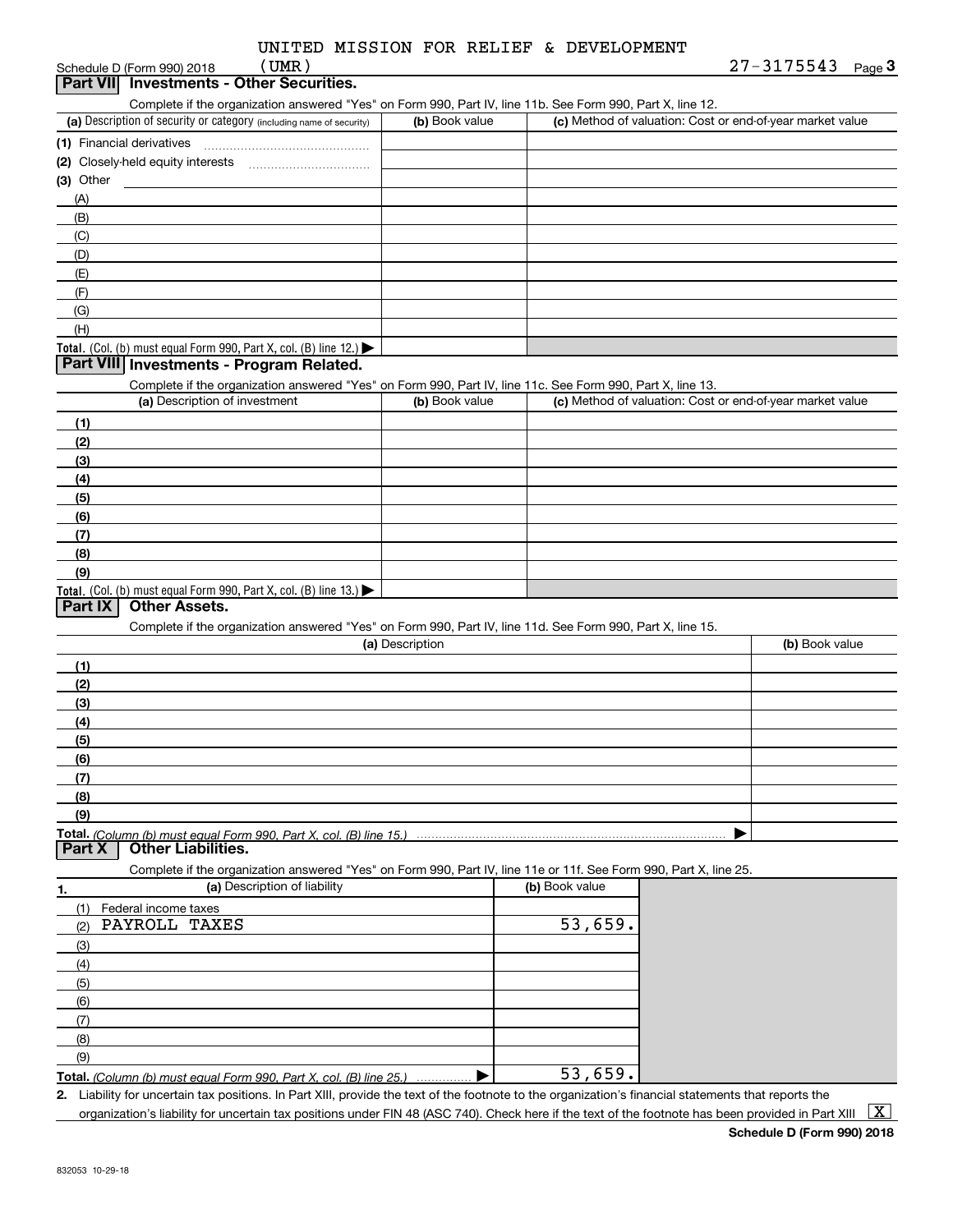UNITED MISSION FOR RELIEF & DEVELOPMENT (UMR)

Schedule D (Form 990) 2018 27-3175543 Page **3**

## Part VII Investments - Other Securities.

Complete if the organization answered "Yes" on Form 990, Part IV, line 11b. See Form 990, Part X, line 12.

| (a) Description of security or category (including name of security) | (b) Book value | (c) Method of valuation: Cost or end-of-year market value |
|---|---|---|
| (1) Financial derivatives | | |
| (2) Closely-held equity interests | | |
| (3) Other | | |
| (A) | | |
| (B) | | |
| (C) | | |
| (D) | | |
| (E) | | |
| (F) | | |
| (G) | | |
| (H) | | |
| **Total.** (Col. (b) must equal Form 990, Part X, col. (B) line 12.) ▶ | | |

## Part VIII Investments - Program Related.

Complete if the organization answered "Yes" on Form 990, Part IV, line 11c. See Form 990, Part X, line 13.

| (a) Description of investment | (b) Book value | (c) Method of valuation: Cost or end-of-year market value |
|---|---|---|
| (1) | | |
| (2) | | |
| (3) | | |
| (4) | | |
| (5) | | |
| (6) | | |
| (7) | | |
| (8) | | |
| (9) | | |
| **Total.** (Col. (b) must equal Form 990, Part X, col. (B) line 13.) ▶ | | |

## Part IX Other Assets.

Complete if the organization answered "Yes" on Form 990, Part IV, line 11d. See Form 990, Part X, line 15.

| (a) Description | (b) Book value |
|---|---|
| (1) | |
| (2) | |
| (3) | |
| (4) | |
| (5) | |
| (6) | |
| (7) | |
| (8) | |
| (9) | |
| **Total.** *(Column (b) must equal Form 990, Part X, col. (B) line 15.)* ▶ | |

## Part X Other Liabilities.

Complete if the organization answered "Yes" on Form 990, Part IV, line 11e or 11f. See Form 990, Part X, line 25.

| 1. (a) Description of liability | (b) Book value |
|---|---|
| (1) Federal income taxes | |
| (2) PAYROLL TAXES | 53,659. |
| (3) | |
| (4) | |
| (5) | |
| (6) | |
| (7) | |
| (8) | |
| (9) | |
| **Total.** *(Column (b) must equal Form 990, Part X, col. (B) line 25.)* ▶ | 53,659. |

2. Liability for uncertain tax positions. In Part XIII, provide the text of the footnote to the organization's financial statements that reports the organization's liability for uncertain tax positions under FIN 48 (ASC 740). Check here if the text of the footnote has been provided in Part XIII [X]

**Schedule D (Form 990) 2018**

832053 10-29-18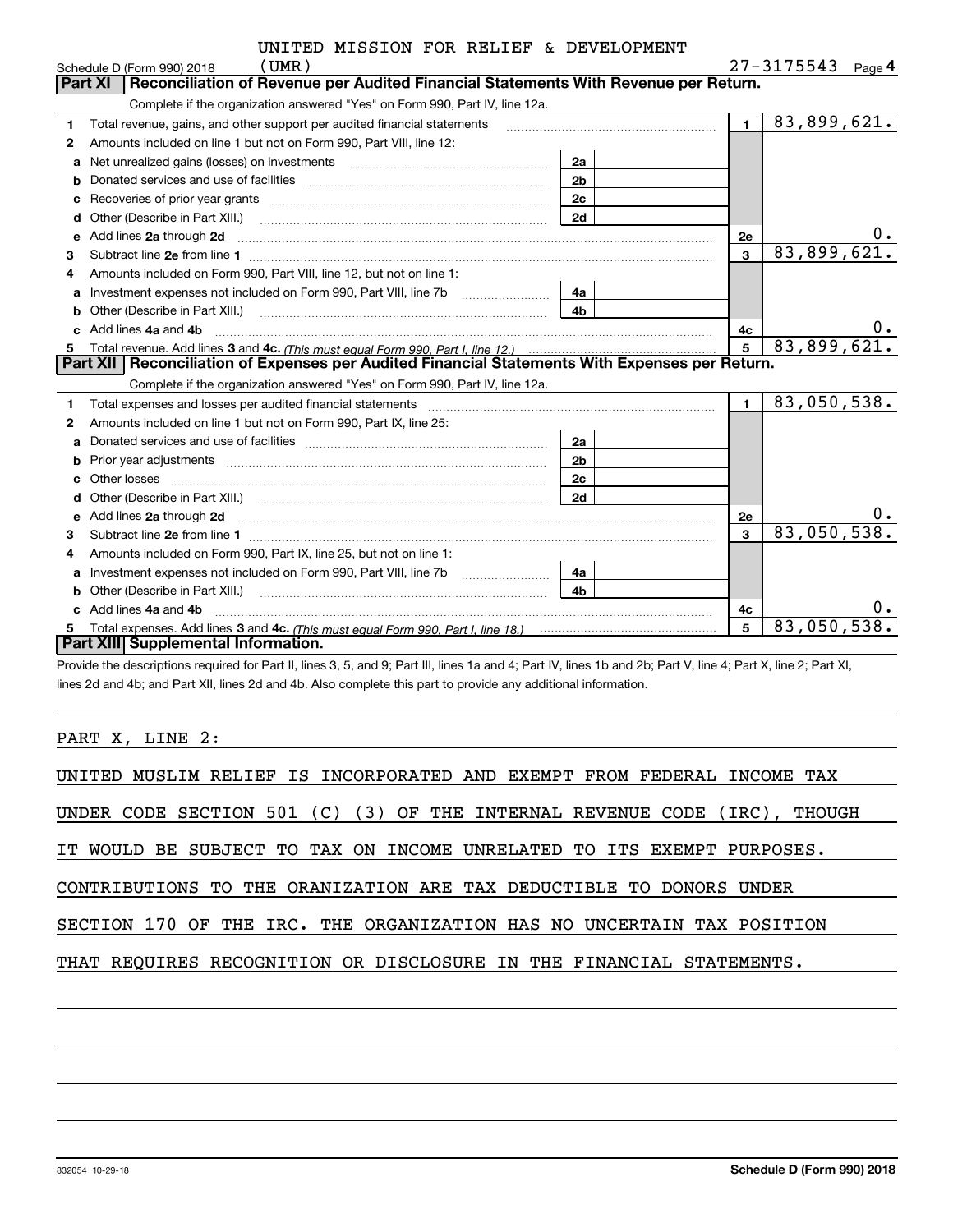UNITED MISSION FOR RELIEF & DEVELOPMENT (UMR)

Schedule D (Form 990) 2018 — 27-3175543 Page 4

## Part XI Reconciliation of Revenue per Audited Financial Statements With Revenue per Return.

Complete if the organization answered "Yes" on Form 990, Part IV, line 12a.

| | | | | | |
|---|---|---|---|---|---|
| 1 | Total revenue, gains, and other support per audited financial statements | | | 1 | 83,899,621. |
| 2 | Amounts included on line 1 but not on Form 990, Part VIII, line 12: | | | | |
| a | Net unrealized gains (losses) on investments | 2a | | | |
| b | Donated services and use of facilities | 2b | | | |
| c | Recoveries of prior year grants | 2c | | | |
| d | Other (Describe in Part XIII.) | 2d | | | |
| e | Add lines 2a through 2d | | | 2e | 0. |
| 3 | Subtract line 2e from line 1 | | | 3 | 83,899,621. |
| 4 | Amounts included on Form 990, Part VIII, line 12, but not on line 1: | | | | |
| a | Investment expenses not included on Form 990, Part VIII, line 7b | 4a | | | |
| b | Other (Describe in Part XIII.) | 4b | | | |
| c | Add lines 4a and 4b | | | 4c | 0. |
| 5 | Total revenue. Add lines 3 and 4c. *(This must equal Form 990, Part I, line 12.)* | | | 5 | 83,899,621. |

## Part XII Reconciliation of Expenses per Audited Financial Statements With Expenses per Return.

Complete if the organization answered "Yes" on Form 990, Part IV, line 12a.

| | | | | | |
|---|---|---|---|---|---|
| 1 | Total expenses and losses per audited financial statements | | | 1 | 83,050,538. |
| 2 | Amounts included on line 1 but not on Form 990, Part IX, line 25: | | | | |
| a | Donated services and use of facilities | 2a | | | |
| b | Prior year adjustments | 2b | | | |
| c | Other losses | 2c | | | |
| d | Other (Describe in Part XIII.) | 2d | | | |
| e | Add lines 2a through 2d | | | 2e | 0. |
| 3 | Subtract line 2e from line 1 | | | 3 | 83,050,538. |
| 4 | Amounts included on Form 990, Part IX, line 25, but not on line 1: | | | | |
| a | Investment expenses not included on Form 990, Part VIII, line 7b | 4a | | | |
| b | Other (Describe in Part XIII.) | 4b | | | |
| c | Add lines 4a and 4b | | | 4c | 0. |
| 5 | Total expenses. Add lines 3 and 4c. *(This must equal Form 990, Part I, line 18.)* | | | 5 | 83,050,538. |

## Part XIII Supplemental Information.

Provide the descriptions required for Part II, lines 3, 5, and 9; Part III, lines 1a and 4; Part IV, lines 1b and 2b; Part V, line 4; Part X, line 2; Part XI, lines 2d and 4b; and Part XII, lines 2d and 4b. Also complete this part to provide any additional information.

PART X, LINE 2:

UNITED MUSLIM RELIEF IS INCORPORATED AND EXEMPT FROM FEDERAL INCOME TAX UNDER CODE SECTION 501 (C) (3) OF THE INTERNAL REVENUE CODE (IRC), THOUGH IT WOULD BE SUBJECT TO TAX ON INCOME UNRELATED TO ITS EXEMPT PURPOSES. CONTRIBUTIONS TO THE ORANIZATION ARE TAX DEDUCTIBLE TO DONORS UNDER SECTION 170 OF THE IRC. THE ORGANIZATION HAS NO UNCERTAIN TAX POSITION THAT REQUIRES RECOGNITION OR DISCLOSURE IN THE FINANCIAL STATEMENTS.

832054 10-29-18 — Schedule D (Form 990) 2018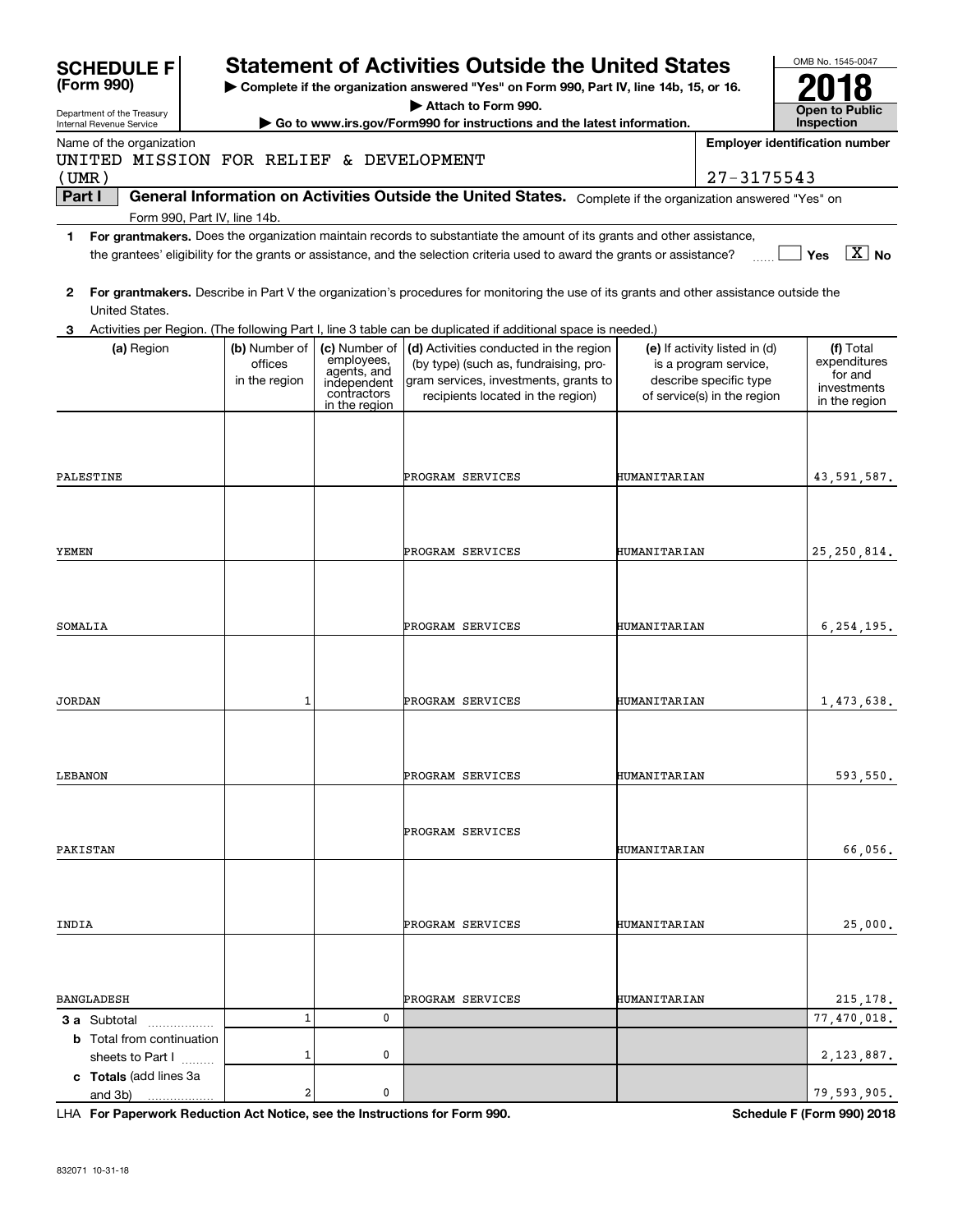# SCHEDULE F (Form 990)

Department of the Treasury
Internal Revenue Service

## Statement of Activities Outside the United States

▶ Complete if the organization answered "Yes" on Form 990, Part IV, line 14b, 15, or 16.
▶ Attach to Form 990.
▶ Go to www.irs.gov/Form990 for instructions and the latest information.

OMB No. 1545-0047
**2018**
**Open to Public Inspection**

Name of the organization: UNITED MISSION FOR RELIEF & DEVELOPMENT (UMR)

Employer identification number: 27-3175543

**Part I** **General Information on Activities Outside the United States.** Complete if the organization answered "Yes" on Form 990, Part IV, line 14b.

1 **For grantmakers.** Does the organization maintain records to substantiate the amount of its grants and other assistance, the grantees' eligibility for the grants or assistance, and the selection criteria used to award the grants or assistance? ☐ Yes ☒ No

2 **For grantmakers.** Describe in Part V the organization's procedures for monitoring the use of its grants and other assistance outside the United States.

3 Activities per Region. (The following Part I, line 3 table can be duplicated if additional space is needed.)

| (a) Region | (b) Number of offices in the region | (c) Number of employees, agents, and independent contractors in the region | (d) Activities conducted in the region (by type) (such as, fundraising, program services, investments, grants to recipients located in the region) | (e) If activity listed in (d) is a program service, describe specific type of service(s) in the region | (f) Total expenditures for and investments in the region |
|---|---|---|---|---|---|
| PALESTINE | | | PROGRAM SERVICES | HUMANITARIAN | 43,591,587. |
| YEMEN | | | PROGRAM SERVICES | HUMANITARIAN | 25,250,814. |
| SOMALIA | | | PROGRAM SERVICES | HUMANITARIAN | 6,254,195. |
| JORDAN | 1 | | PROGRAM SERVICES | HUMANITARIAN | 1,473,638. |
| LEBANON | | | PROGRAM SERVICES | HUMANITARIAN | 593,550. |
| PAKISTAN | | | PROGRAM SERVICES | HUMANITARIAN | 66,056. |
| INDIA | | | PROGRAM SERVICES | HUMANITARIAN | 25,000. |
| BANGLADESH | | | PROGRAM SERVICES | HUMANITARIAN | 215,178. |
| **3 a** Subtotal | 1 | 0 | | | 77,470,018. |
| **b** Total from continuation sheets to Part I | 1 | 0 | | | 2,123,887. |
| **c Totals** (add lines 3a and 3b) | 2 | 0 | | | 79,593,905. |

LHA **For Paperwork Reduction Act Notice, see the Instructions for Form 990.** **Schedule F (Form 990) 2018**

832071 10-31-18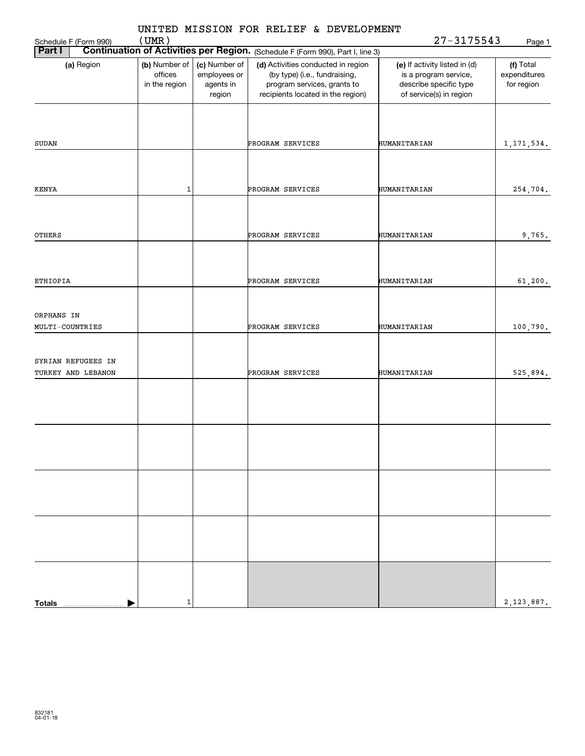UNITED MISSION FOR RELIEF & DEVELOPMENT (UMR)

Schedule F (Form 990) 27-3175543

## Part I Continuation of Activities per Region. (Schedule F (Form 990), Part I, line 3)

| (a) Region | (b) Number of offices in the region | (c) Number of employees or agents in region | (d) Activities conducted in region (by type) (i.e., fundraising, program services, grants to recipients located in the region) | (e) If activity listed in (d) is a program service, describe specific type of service(s) in region | (f) Total expenditures for region |
|---|---|---|---|---|---|
| SUDAN | | | PROGRAM SERVICES | HUMANITARIAN | 1,171,534. |
| KENYA | 1 | | PROGRAM SERVICES | HUMANITARIAN | 254,704. |
| OTHERS | | | PROGRAM SERVICES | HUMANITARIAN | 9,765. |
| ETHIOPIA | | | PROGRAM SERVICES | HUMANITARIAN | 61,200. |
| ORPHANS IN MULTI-COUNTRIES | | | PROGRAM SERVICES | HUMANITARIAN | 100,790. |
| SYRIAN REFUGEES IN TURKEY AND LEBANON | | | PROGRAM SERVICES | HUMANITARIAN | 525,894. |
| | | | | | |
| | | | | | |
| | | | | | |
| | | | | | |
| **Totals** | 1 | | | | 2,123,887. |

832181 04-01-18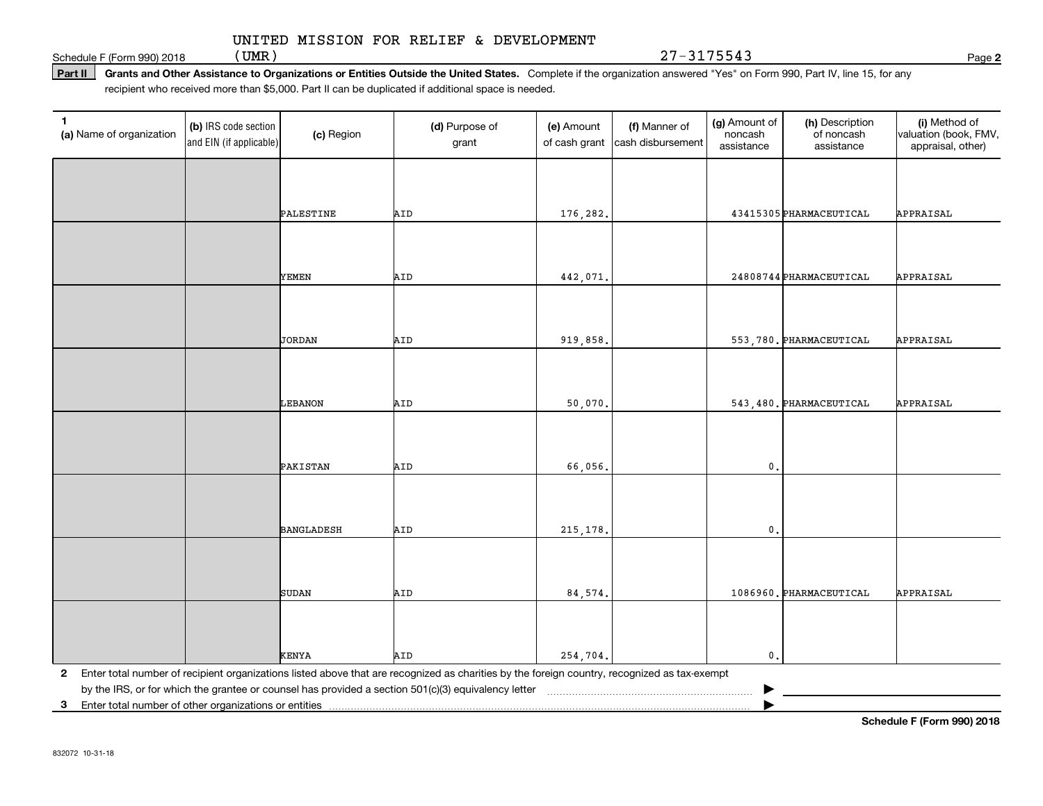UNITED MISSION FOR RELIEF & DEVELOPMENT (UMR) 27-3175543

**Part II** **Grants and Other Assistance to Organizations or Entities Outside the United States.** Complete if the organization answered "Yes" on Form 990, Part IV, line 15, for any recipient who received more than $5,000. Part II can be duplicated if additional space is needed.

| 1 (a) Name of organization | (b) IRS code section and EIN (if applicable) | (c) Region | (d) Purpose of grant | (e) Amount of cash grant | (f) Manner of cash disbursement | (g) Amount of noncash assistance | (h) Description of noncash assistance | (i) Method of valuation (book, FMV, appraisal, other) |
|---|---|---|---|---|---|---|---|---|
| | | PALESTINE | AID | 176,282. | | 43415305 | PHARMACEUTICAL | APPRAISAL |
| | | YEMEN | AID | 442,071. | | 24808744 | PHARMACEUTICAL | APPRAISAL |
| | | JORDAN | AID | 919,858. | | 553,780. | PHARMACEUTICAL | APPRAISAL |
| | | LEBANON | AID | 50,070. | | 543,480. | PHARMACEUTICAL | APPRAISAL |
| | | PAKISTAN | AID | 66,056. | | 0. | | |
| | | BANGLADESH | AID | 215,178. | | 0. | | |
| | | SUDAN | AID | 84,574. | | 1086960. | PHARMACEUTICAL | APPRAISAL |
| | | KENYA | AID | 254,704. | | 0. | | |

**2** Enter total number of recipient organizations listed above that are recognized as charities by the foreign country, recognized as tax-exempt by the IRS, or for which the grantee or counsel has provided a section 501(c)(3) equivalency letter ▶

**3** Enter total number of other organizations or entities ▶

**Schedule F (Form 990) 2018**

832072 10-31-18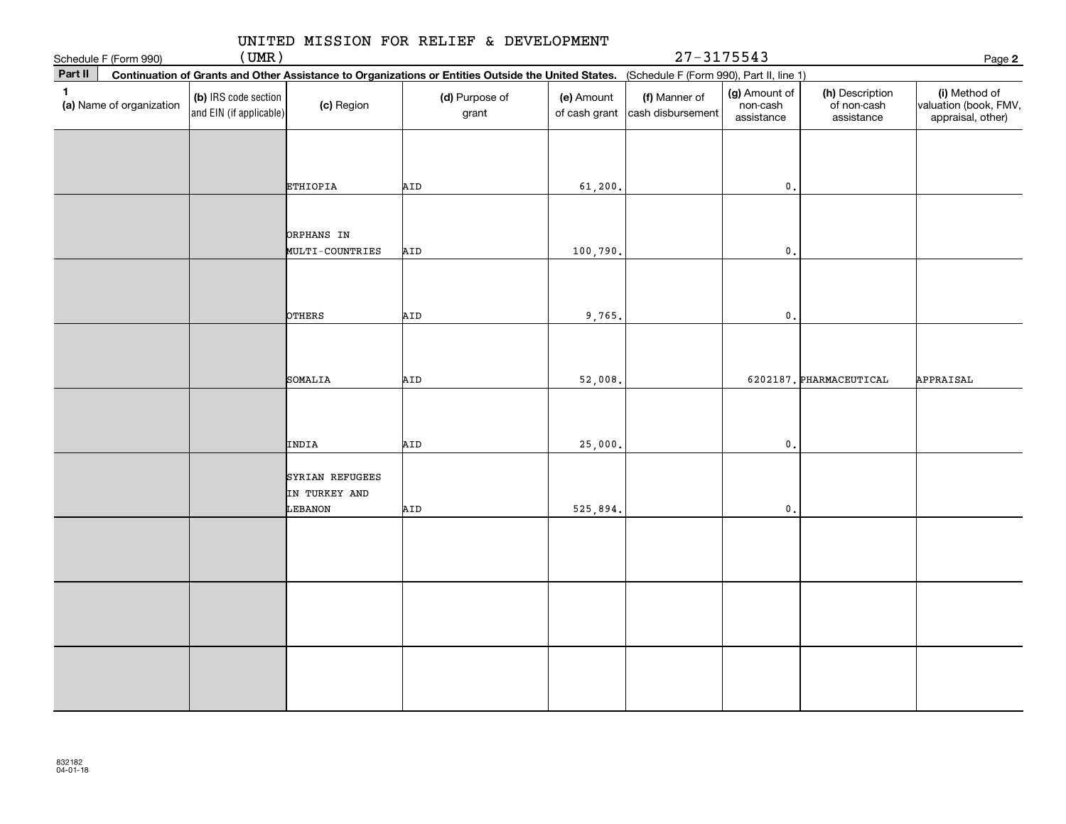UNITED MISSION FOR RELIEF & DEVELOPMENT (UMR)

27-3175543

Schedule F (Form 990)

## Part II Continuation of Grants and Other Assistance to Organizations or Entities Outside the United States. (Schedule F (Form 990), Part II, line 1)

| 1 (a) Name of organization | (b) IRS code section and EIN (if applicable) | (c) Region | (d) Purpose of grant | (e) Amount of cash grant | (f) Manner of cash disbursement | (g) Amount of non-cash assistance | (h) Description of non-cash assistance | (i) Method of valuation (book, FMV, appraisal, other) |
|---|---|---|---|---|---|---|---|---|
| | | ETHIOPIA | AID | 61,200. | | 0. | | |
| | | ORPHANS IN MULTI-COUNTRIES | AID | 100,790. | | 0. | | |
| | | OTHERS | AID | 9,765. | | 0. | | |
| | | SOMALIA | AID | 52,008. | | 6202187. | PHARMACEUTICAL | APPRAISAL |
| | | INDIA | AID | 25,000. | | 0. | | |
| | | SYRIAN REFUGEES IN TURKEY AND LEBANON | AID | 525,894. | | 0. | | |
| | | | | | | | | |
| | | | | | | | | |
| | | | | | | | | |

832182 04-01-18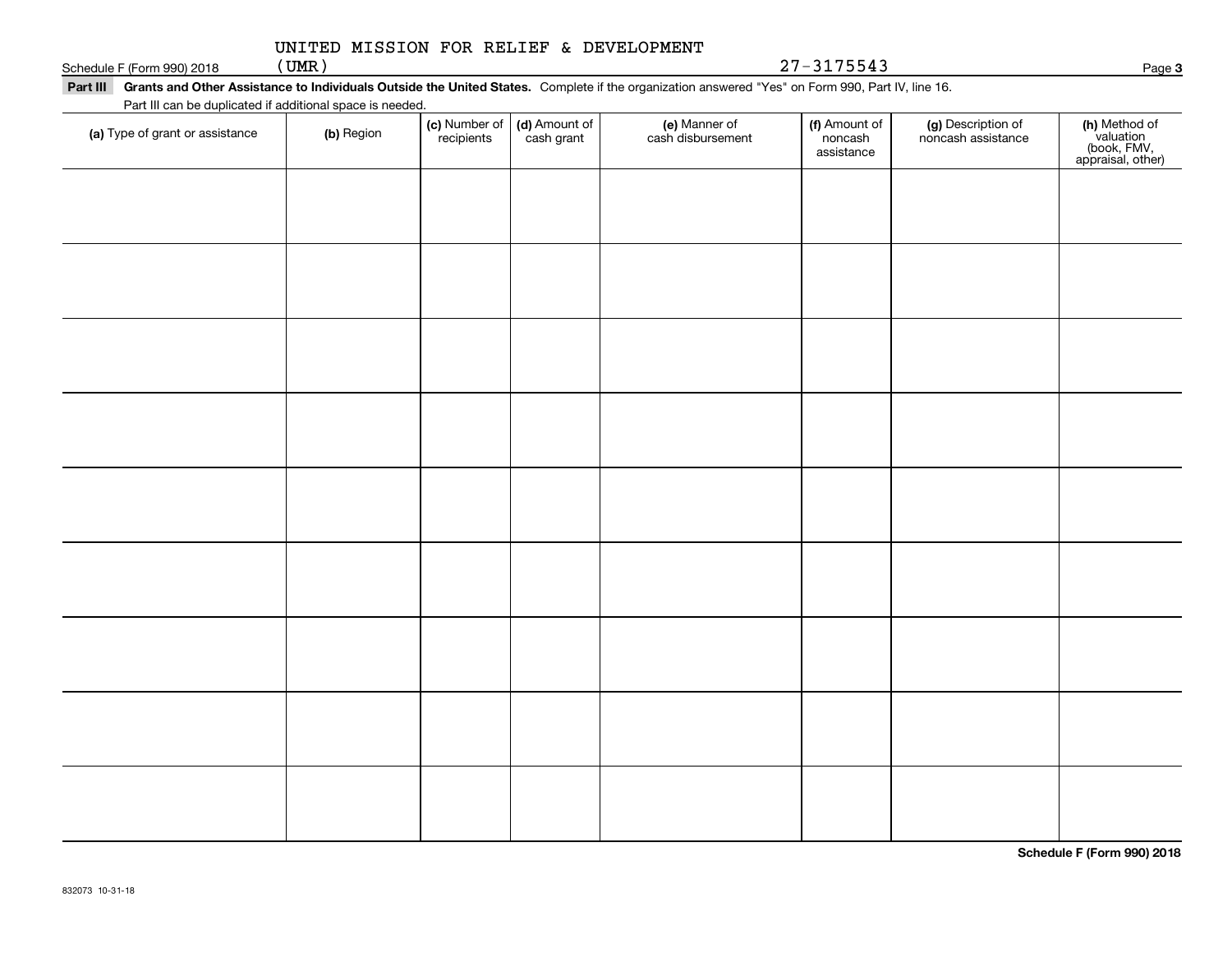UNITED MISSION FOR RELIEF & DEVELOPMENT (UMR) 27-3175543

**Part III** **Grants and Other Assistance to Individuals Outside the United States.** Complete if the organization answered "Yes" on Form 990, Part IV, line 16.

Part III can be duplicated if additional space is needed.

| (a) Type of grant or assistance | (b) Region | (c) Number of recipients | (d) Amount of cash grant | (e) Manner of cash disbursement | (f) Amount of noncash assistance | (g) Description of noncash assistance | (h) Method of valuation (book, FMV, appraisal, other) |
|---|---|---|---|---|---|---|---|
| | | | | | | | |
| | | | | | | | |
| | | | | | | | |
| | | | | | | | |
| | | | | | | | |
| | | | | | | | |
| | | | | | | | |
| | | | | | | | |
| | | | | | | | |

**Schedule F (Form 990) 2018**

832073 10-31-18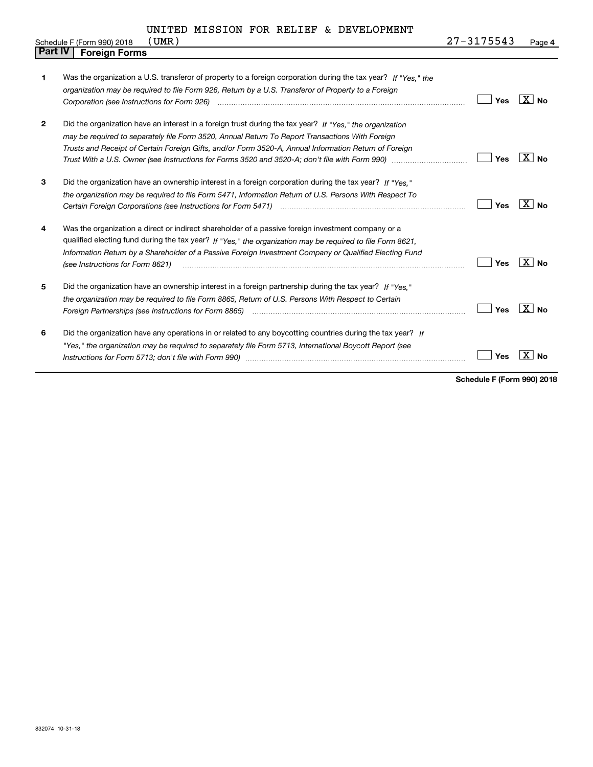UNITED MISSION FOR RELIEF & DEVELOPMENT (UMR) 27-3175543

Schedule F (Form 990) 2018

## Part IV Foreign Forms

| | | Yes | No |
|---|---|---|---|
| 1 | Was the organization a U.S. transferor of property to a foreign corporation during the tax year? *If "Yes," the organization may be required to file Form 926, Return by a U.S. Transferor of Property to a Foreign Corporation (see Instructions for Form 926)* | | X |
| 2 | Did the organization have an interest in a foreign trust during the tax year? *If "Yes," the organization may be required to separately file Form 3520, Annual Return To Report Transactions With Foreign Trusts and Receipt of Certain Foreign Gifts, and/or Form 3520-A, Annual Information Return of Foreign Trust With a U.S. Owner (see Instructions for Forms 3520 and 3520-A; don't file with Form 990)* | | X |
| 3 | Did the organization have an ownership interest in a foreign corporation during the tax year? *If "Yes," the organization may be required to file Form 5471, Information Return of U.S. Persons With Respect To Certain Foreign Corporations (see Instructions for Form 5471)* | | X |
| 4 | Was the organization a direct or indirect shareholder of a passive foreign investment company or a qualified electing fund during the tax year? *If "Yes," the organization may be required to file Form 8621, Information Return by a Shareholder of a Passive Foreign Investment Company or Qualified Electing Fund (see Instructions for Form 8621)* | | X |
| 5 | Did the organization have an ownership interest in a foreign partnership during the tax year? *If "Yes," the organization may be required to file Form 8865, Return of U.S. Persons With Respect to Certain Foreign Partnerships (see Instructions for Form 8865)* | | X |
| 6 | Did the organization have any operations in or related to any boycotting countries during the tax year? *If "Yes," the organization may be required to separately file Form 5713, International Boycott Report (see Instructions for Form 5713; don't file with Form 990)* | | X |

Schedule F (Form 990) 2018

832074 10-31-18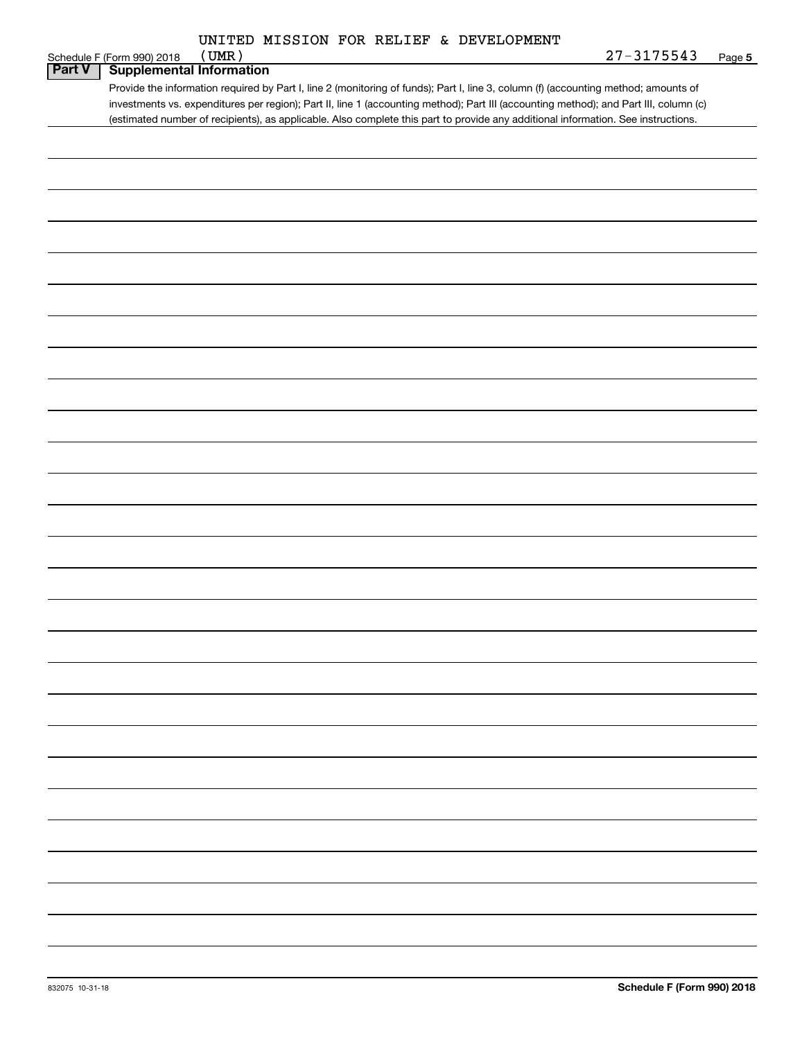UNITED MISSION FOR RELIEF & DEVELOPMENT

Schedule F (Form 990) 2018 (UMR) 27-3175543 Page 5

## Part V Supplemental Information

Provide the information required by Part I, line 2 (monitoring of funds); Part I, line 3, column (f) (accounting method; amounts of investments vs. expenditures per region); Part II, line 1 (accounting method); Part III (accounting method); and Part III, column (c) (estimated number of recipients), as applicable. Also complete this part to provide any additional information. See instructions.

832075 10-31-18

Schedule F (Form 990) 2018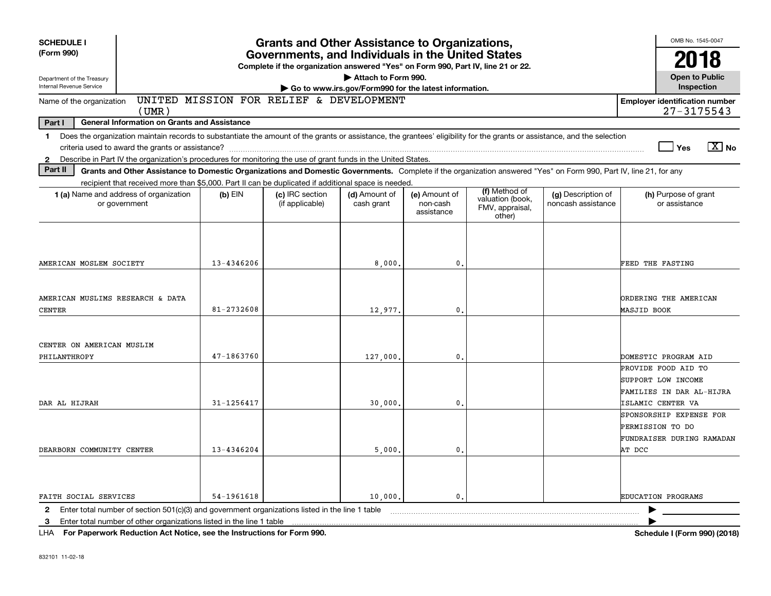**SCHEDULE I**
**(Form 990)**

Department of the Treasury
Internal Revenue Service

# Grants and Other Assistance to Organizations, Governments, and Individuals in the United States

**Complete if the organization answered "Yes" on Form 990, Part IV, line 21 or 22.**
**▶ Attach to Form 990.**
**▶ Go to www.irs.gov/Form990 for the latest information.**

OMB No. 1545-0047

**2018**

**Open to Public Inspection**

Name of the organization: UNITED MISSION FOR RELIEF & DEVELOPMENT (UMR)

**Employer identification number** 27-3175543

**Part I — General Information on Grants and Assistance**

1 Does the organization maintain records to substantiate the amount of the grants or assistance, the grantees' eligibility for the grants or assistance, and the selection criteria used to award the grants or assistance? ☐ Yes ☒ No

2 Describe in Part IV the organization's procedures for monitoring the use of grant funds in the United States.

**Part II — Grants and Other Assistance to Domestic Organizations and Domestic Governments.** Complete if the organization answered "Yes" on Form 990, Part IV, line 21, for any recipient that received more than $5,000. Part II can be duplicated if additional space is needed.

| 1 (a) Name and address of organization or government | (b) EIN | (c) IRC section (if applicable) | (d) Amount of cash grant | (e) Amount of non-cash assistance | (f) Method of valuation (book, FMV, appraisal, other) | (g) Description of noncash assistance | (h) Purpose of grant or assistance |
|---|---|---|---|---|---|---|---|
| AMERICAN MOSLEM SOCIETY | 13-4346206 | | 8,000. | 0. | | | FEED THE FASTING |
| AMERICAN MUSLIMS RESEARCH & DATA CENTER | 81-2732608 | | 12,977. | 0. | | | ORDERING THE AMERICAN MASJID BOOK |
| CENTER ON AMERICAN MUSLIM PHILANTHROPY | 47-1863760 | | 127,000. | 0. | | | DOMESTIC PROGRAM AID |
| DAR AL HIJRAH | 31-1256417 | | 30,000. | 0. | | | PROVIDE FOOD AID TO SUPPORT LOW INCOME FAMILIES IN DAR AL-HIJRA ISLAMIC CENTER VA |
| DEARBORN COMMUNITY CENTER | 13-4346204 | | 5,000. | 0. | | | SPONSORSHIP EXPENSE FOR PERMISSION TO DO FUNDRAISER DURING RAMADAN AT DCC |
| FAITH SOCIAL SERVICES | 54-1961618 | | 10,000. | 0. | | | EDUCATION PROGRAMS |

2 Enter total number of section 501(c)(3) and government organizations listed in the line 1 table ▶

3 Enter total number of other organizations listed in the line 1 table ▶

LHA **For Paperwork Reduction Act Notice, see the Instructions for Form 990.** **Schedule I (Form 990) (2018)**

832101 11-02-18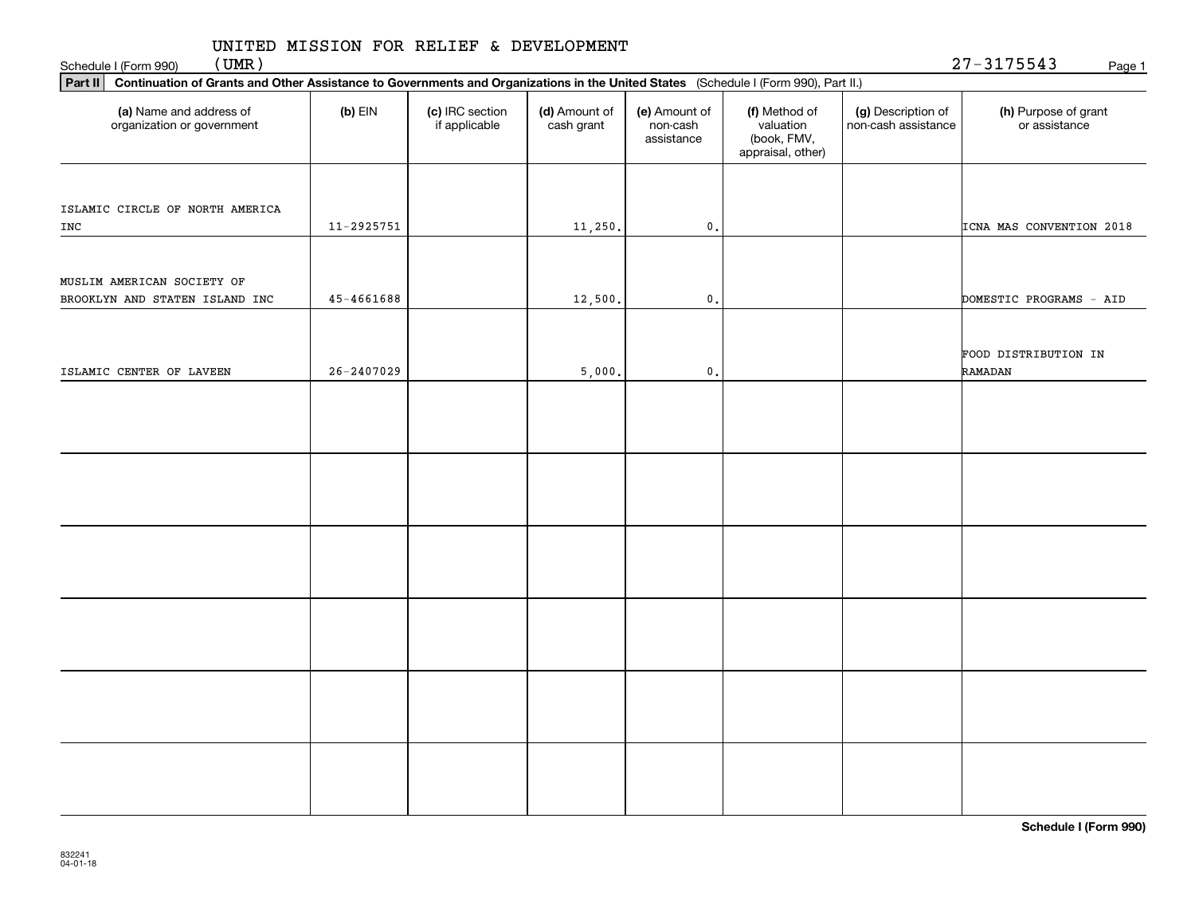UNITED MISSION FOR RELIEF & DEVELOPMENT (UMR)

Schedule I (Form 990) 27-3175543

**Part II** **Continuation of Grants and Other Assistance to Governments and Organizations in the United States** (Schedule I (Form 990), Part II.)

| (a) Name and address of organization or government | (b) EIN | (c) IRC section if applicable | (d) Amount of cash grant | (e) Amount of non-cash assistance | (f) Method of valuation (book, FMV, appraisal, other) | (g) Description of non-cash assistance | (h) Purpose of grant or assistance |
|---|---|---|---|---|---|---|---|
| ISLAMIC CIRCLE OF NORTH AMERICA INC | 11-2925751 | | 11,250. | 0. | | | ICNA MAS CONVENTION 2018 |
| MUSLIM AMERICAN SOCIETY OF BROOKLYN AND STATEN ISLAND INC | 45-4661688 | | 12,500. | 0. | | | DOMESTIC PROGRAMS - AID |
| ISLAMIC CENTER OF LAVEEN | 26-2407029 | | 5,000. | 0. | | | FOOD DISTRIBUTION IN RAMADAN |
| | | | | | | | |
| | | | | | | | |
| | | | | | | | |
| | | | | | | | |
| | | | | | | | |
| | | | | | | | |

832241 04-01-18

**Schedule I (Form 990)**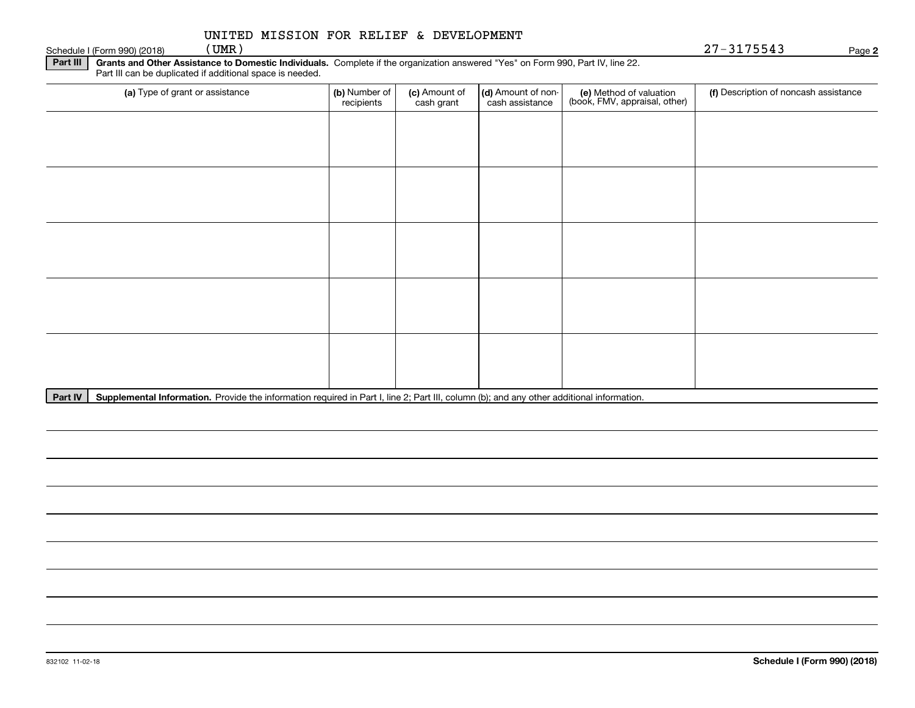UNITED MISSION FOR RELIEF & DEVELOPMENT (UMR) 27-3175543

**Part III** **Grants and Other Assistance to Domestic Individuals.** Complete if the organization answered "Yes" on Form 990, Part IV, line 22. Part III can be duplicated if additional space is needed.

| (a) Type of grant or assistance | (b) Number of recipients | (c) Amount of cash grant | (d) Amount of non-cash assistance | (e) Method of valuation (book, FMV, appraisal, other) | (f) Description of noncash assistance |
|---|---|---|---|---|---|
| | | | | | |
| | | | | | |
| | | | | | |
| | | | | | |
| | | | | | |

**Part IV** **Supplemental Information.** Provide the information required in Part I, line 2; Part III, column (b); and any other additional information.

832102 11-02-18

**Schedule I (Form 990) (2018)**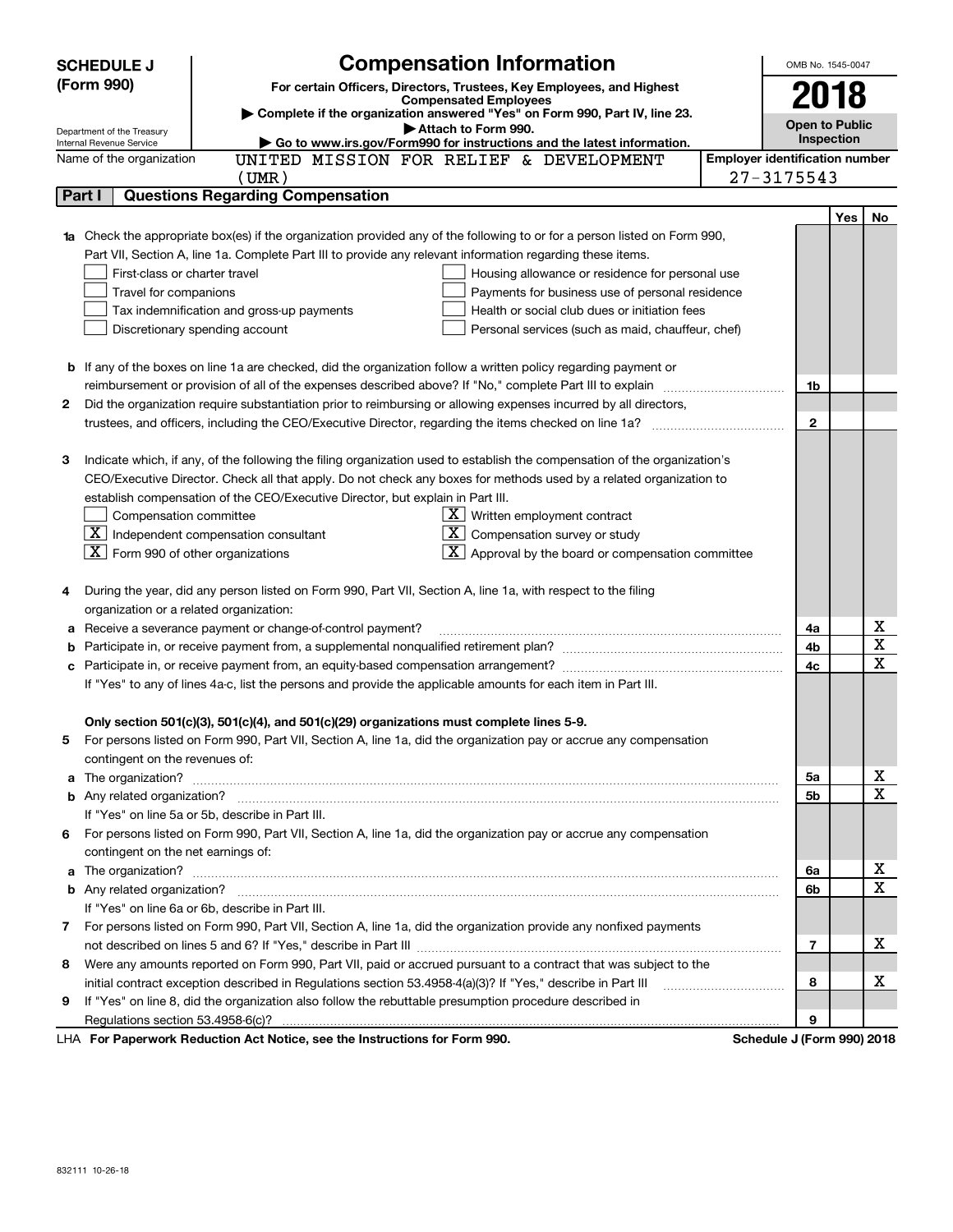# SCHEDULE J (Form 990)

## Compensation Information

**For certain Officers, Directors, Trustees, Key Employees, and Highest Compensated Employees**

▶ Complete if the organization answered "Yes" on Form 990, Part IV, line 23.

▶ Attach to Form 990.

▶ Go to www.irs.gov/Form990 for instructions and the latest information.

Department of the Treasury
Internal Revenue Service

OMB No. 1545-0047

**2018**

**Open to Public Inspection**

Name of the organization: UNITED MISSION FOR RELIEF & DEVELOPMENT (UMR)

Employer identification number: 27-3175543

## Part I Questions Regarding Compensation

| | | | Yes | No |
|---|---|---|---|---|
| **1a** | Check the appropriate box(es) if the organization provided any of the following to or for a person listed on Form 990, Part VII, Section A, line 1a. Complete Part III to provide any relevant information regarding these items.<br>☐ First-class or charter travel ☐ Housing allowance or residence for personal use<br>☐ Travel for companions ☐ Payments for business use of personal residence<br>☐ Tax indemnification and gross-up payments ☐ Health or social club dues or initiation fees<br>☐ Discretionary spending account ☐ Personal services (such as maid, chauffeur, chef) | | | |
| **b** | If any of the boxes on line 1a are checked, did the organization follow a written policy regarding payment or reimbursement or provision of all of the expenses described above? If "No," complete Part III to explain | 1b | | |
| **2** | Did the organization require substantiation prior to reimbursing or allowing expenses incurred by all directors, trustees, and officers, including the CEO/Executive Director, regarding the items checked on line 1a? | 2 | | |
| **3** | Indicate which, if any, of the following the filing organization used to establish the compensation of the organization's CEO/Executive Director. Check all that apply. Do not check any boxes for methods used by a related organization to establish compensation of the CEO/Executive Director, but explain in Part III.<br>☐ Compensation committee ☒ Written employment contract<br>☒ Independent compensation consultant ☒ Compensation survey or study<br>☒ Form 990 of other organizations ☒ Approval by the board or compensation committee | | | |
| **4** | During the year, did any person listed on Form 990, Part VII, Section A, line 1a, with respect to the filing organization or a related organization: | | | |
| **a** | Receive a severance payment or change-of-control payment? | 4a | | X |
| **b** | Participate in, or receive payment from, a supplemental nonqualified retirement plan? | 4b | | X |
| **c** | Participate in, or receive payment from, an equity-based compensation arrangement? | 4c | | X |
| | If "Yes" to any of lines 4a-c, list the persons and provide the applicable amounts for each item in Part III. | | | |
| | **Only section 501(c)(3), 501(c)(4), and 501(c)(29) organizations must complete lines 5-9.** | | | |
| **5** | For persons listed on Form 990, Part VII, Section A, line 1a, did the organization pay or accrue any compensation contingent on the revenues of: | | | |
| **a** | The organization? | 5a | | X |
| **b** | Any related organization? | 5b | | X |
| | If "Yes" on line 5a or 5b, describe in Part III. | | | |
| **6** | For persons listed on Form 990, Part VII, Section A, line 1a, did the organization pay or accrue any compensation contingent on the net earnings of: | | | |
| **a** | The organization? | 6a | | X |
| **b** | Any related organization? | 6b | | X |
| | If "Yes" on line 6a or 6b, describe in Part III. | | | |
| **7** | For persons listed on Form 990, Part VII, Section A, line 1a, did the organization provide any nonfixed payments not described on lines 5 and 6? If "Yes," describe in Part III | 7 | | X |
| **8** | Were any amounts reported on Form 990, Part VII, paid or accrued pursuant to a contract that was subject to the initial contract exception described in Regulations section 53.4958-4(a)(3)? If "Yes," describe in Part III | 8 | | X |
| **9** | If "Yes" on line 8, did the organization also follow the rebuttable presumption procedure described in Regulations section 53.4958-6(c)? | 9 | | |

LHA **For Paperwork Reduction Act Notice, see the Instructions for Form 990.** **Schedule J (Form 990) 2018**

832111 10-26-18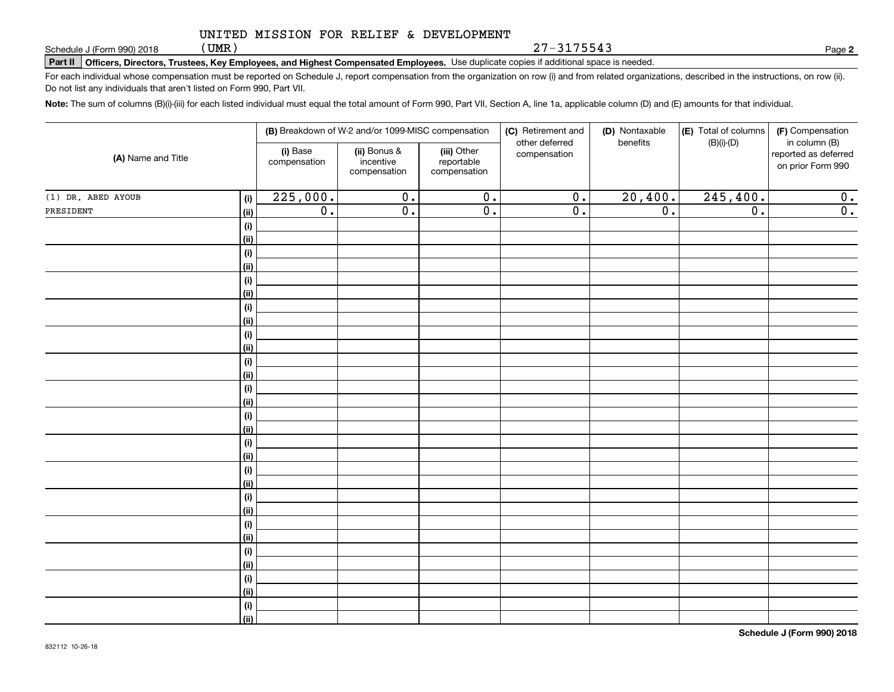UNITED MISSION FOR RELIEF & DEVELOPMENT (UMR) 27-3175543

Schedule J (Form 990) 2018

**Part II** **Officers, Directors, Trustees, Key Employees, and Highest Compensated Employees.** Use duplicate copies if additional space is needed.

For each individual whose compensation must be reported on Schedule J, report compensation from the organization on row (i) and from related organizations, described in the instructions, on row (ii). Do not list any individuals that aren't listed on Form 990, Part VII.

**Note:** The sum of columns (B)(i)-(iii) for each listed individual must equal the total amount of Form 990, Part VII, Section A, line 1a, applicable column (D) and (E) amounts for that individual.

| (A) Name and Title | | (B) Breakdown of W-2 and/or 1099-MISC compensation | | | (C) Retirement and other deferred compensation | (D) Nontaxable benefits | (E) Total of columns (B)(i)-(D) | (F) Compensation in column (B) reported as deferred on prior Form 990 |
|---|---|---|---|---|---|---|---|---|
| | | (i) Base compensation | (ii) Bonus & incentive compensation | (iii) Other reportable compensation | | | | |
| (1) DR. ABED AYOUB | (i) | 225,000. | 0. | 0. | 0. | 20,400. | 245,400. | 0. |
| PRESIDENT | (ii) | 0. | 0. | 0. | 0. | 0. | 0. | 0. |
| | (i) | | | | | | | |
| | (ii) | | | | | | | |
| | (i) | | | | | | | |
| | (ii) | | | | | | | |
| | (i) | | | | | | | |
| | (ii) | | | | | | | |
| | (i) | | | | | | | |
| | (ii) | | | | | | | |
| | (i) | | | | | | | |
| | (ii) | | | | | | | |
| | (i) | | | | | | | |
| | (ii) | | | | | | | |
| | (i) | | | | | | | |
| | (ii) | | | | | | | |
| | (i) | | | | | | | |
| | (ii) | | | | | | | |
| | (i) | | | | | | | |
| | (ii) | | | | | | | |
| | (i) | | | | | | | |
| | (ii) | | | | | | | |
| | (i) | | | | | | | |
| | (ii) | | | | | | | |
| | (i) | | | | | | | |
| | (ii) | | | | | | | |
| | (i) | | | | | | | |
| | (ii) | | | | | | | |
| | (i) | | | | | | | |
| | (ii) | | | | | | | |
| | (i) | | | | | | | |
| | (ii) | | | | | | | |

**Schedule J (Form 990) 2018**

832112 10-26-18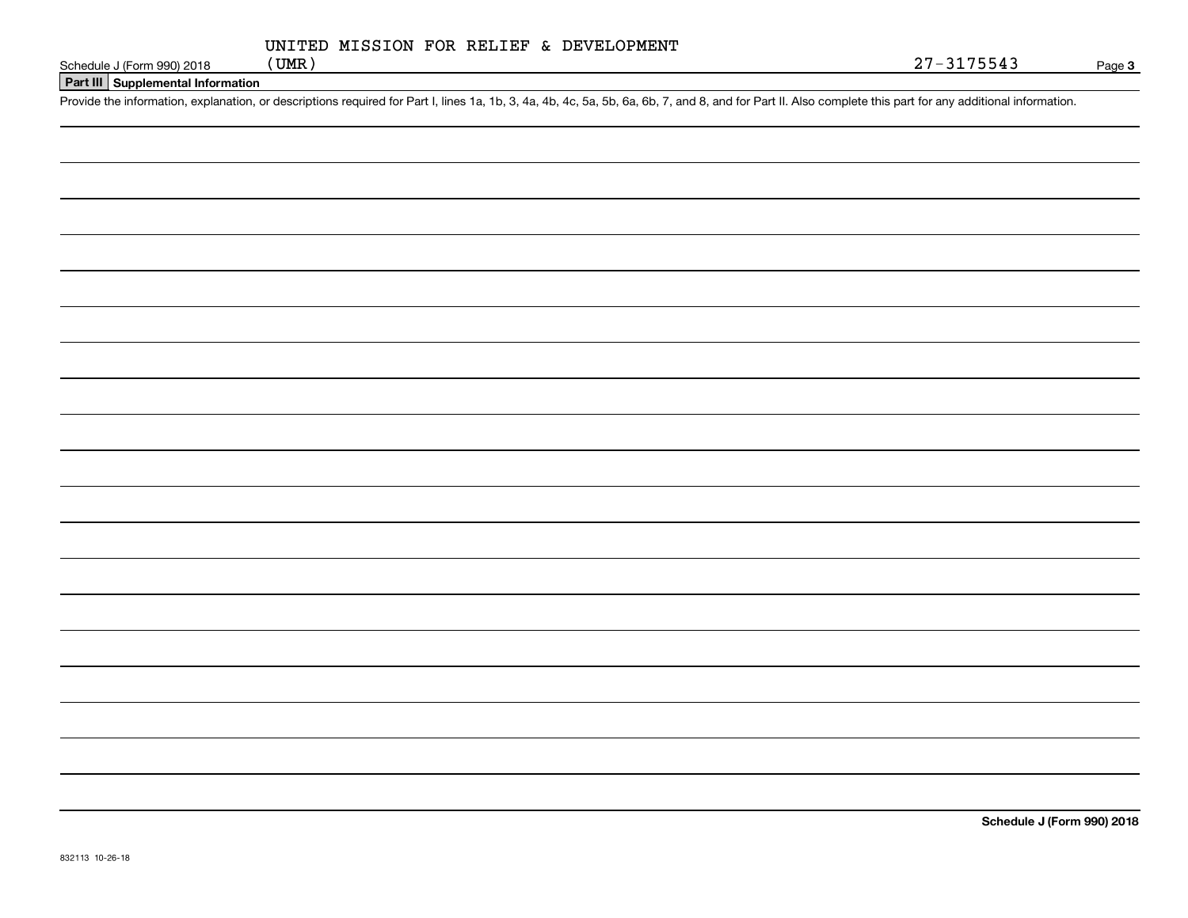UNITED MISSION FOR RELIEF & DEVELOPMENT (UMR)

27-3175543

## Part III Supplemental Information

Provide the information, explanation, or descriptions required for Part I, lines 1a, 1b, 3, 4a, 4b, 4c, 5a, 5b, 6a, 6b, 7, and 8, and for Part II. Also complete this part for any additional information.

832113 10-26-18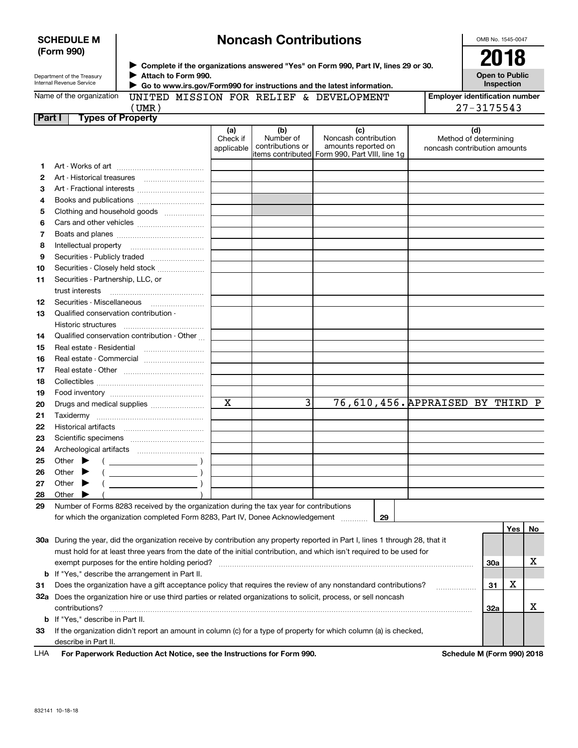**SCHEDULE M (Form 990)**

Department of the Treasury
Internal Revenue Service

# Noncash Contributions

▶ Complete if the organizations answered "Yes" on Form 990, Part IV, lines 29 or 30.
▶ Attach to Form 990.
▶ Go to www.irs.gov/Form990 for instructions and the latest information.

OMB No. 1545-0047

**2018**

**Open to Public Inspection**

Name of the organization: UNITED MISSION FOR RELIEF & DEVELOPMENT (UMR)

Employer identification number: 27-3175543

## Part I Types of Property

| | | (a) Check if applicable | (b) Number of contributions or items contributed | (c) Noncash contribution amounts reported on Form 990, Part VIII, line 1g | (d) Method of determining noncash contribution amounts |
|---|---|---|---|---|---|
| 1 | Art - Works of art | | | | |
| 2 | Art - Historical treasures | | | | |
| 3 | Art - Fractional interests | | | | |
| 4 | Books and publications | | | | |
| 5 | Clothing and household goods | | | | |
| 6 | Cars and other vehicles | | | | |
| 7 | Boats and planes | | | | |
| 8 | Intellectual property | | | | |
| 9 | Securities - Publicly traded | | | | |
| 10 | Securities - Closely held stock | | | | |
| 11 | Securities - Partnership, LLC, or trust interests | | | | |
| 12 | Securities - Miscellaneous | | | | |
| 13 | Qualified conservation contribution - Historic structures | | | | |
| 14 | Qualified conservation contribution - Other | | | | |
| 15 | Real estate - Residential | | | | |
| 16 | Real estate - Commercial | | | | |
| 17 | Real estate - Other | | | | |
| 18 | Collectibles | | | | |
| 19 | Food inventory | | | | |
| 20 | Drugs and medical supplies | X | 3 | 76,610,456. | APPRAISED BY THIRD P |
| 21 | Taxidermy | | | | |
| 22 | Historical artifacts | | | | |
| 23 | Scientific specimens | | | | |
| 24 | Archeological artifacts | | | | |
| 25 | Other ▶ ( ) | | | | |
| 26 | Other ▶ ( ) | | | | |
| 27 | Other ▶ ( ) | | | | |
| 28 | Other ▶ ( ) | | | | |

29 Number of Forms 8283 received by the organization during the tax year for contributions for which the organization completed Form 8283, Part IV, Donee Acknowledgement ..... 29

| | | | Yes | No |
|---|---|---|---|---|
| 30a | During the year, did the organization receive by contribution any property reported in Part I, lines 1 through 28, that it must hold for at least three years from the date of the initial contribution, and which isn't required to be used for exempt purposes for the entire holding period? | 30a | | X |
| b | If "Yes," describe the arrangement in Part II. | | | |
| 31 | Does the organization have a gift acceptance policy that requires the review of any nonstandard contributions? | 31 | X | |
| 32a | Does the organization hire or use third parties or related organizations to solicit, process, or sell noncash contributions? | 32a | | X |
| b | If "Yes," describe in Part II. | | | |
| 33 | If the organization didn't report an amount in column (c) for a type of property for which column (a) is checked, describe in Part II. | | | |

LHA For Paperwork Reduction Act Notice, see the Instructions for Form 990. Schedule M (Form 990) 2018

832141 10-18-18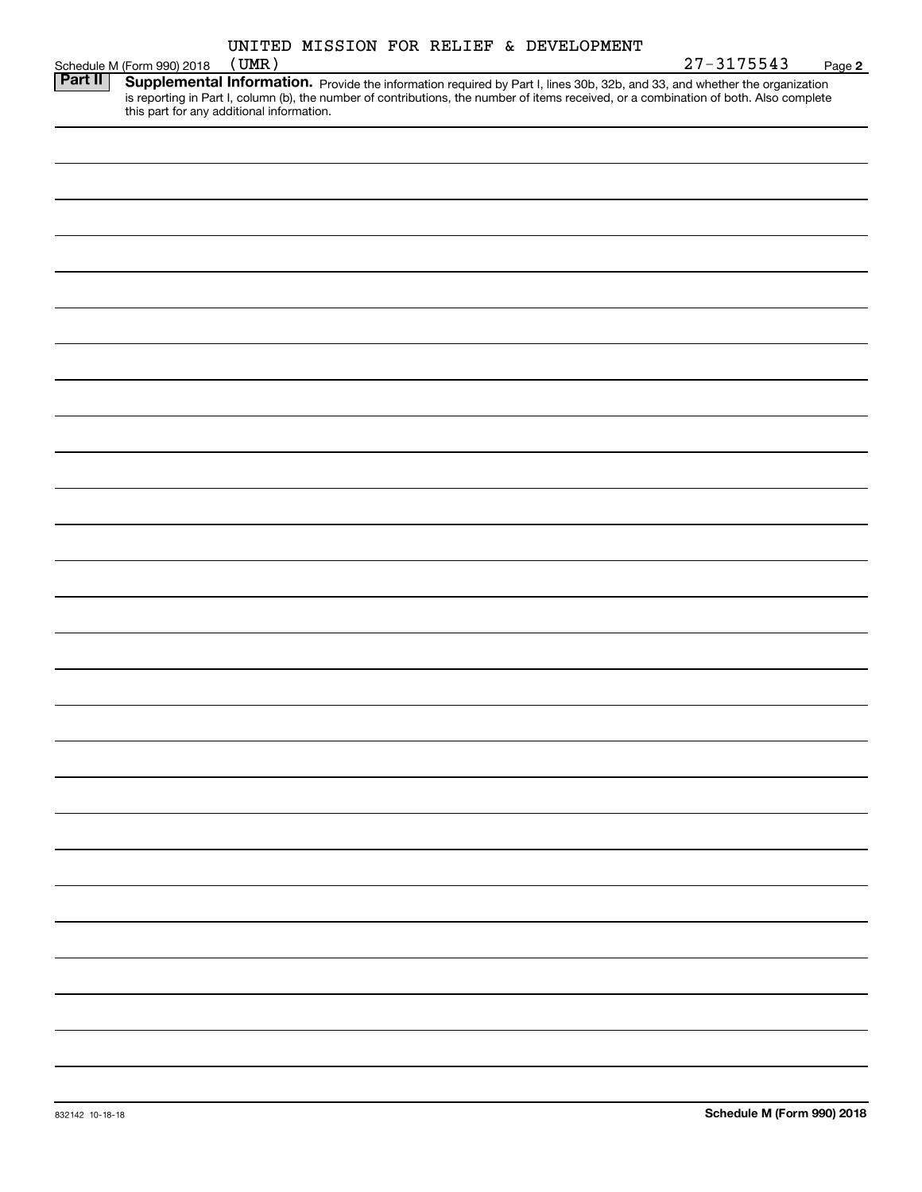Schedule M (Form 990) 2018 UNITED MISSION FOR RELIEF & DEVELOPMENT (UMR) 27-3175543 Page **2**

**Part II** **Supplemental Information.** Provide the information required by Part I, lines 30b, 32b, and 33, and whether the organization is reporting in Part I, column (b), the number of contributions, the number of items received, or a combination of both. Also complete this part for any additional information.

832142 10-18-18 **Schedule M (Form 990) 2018**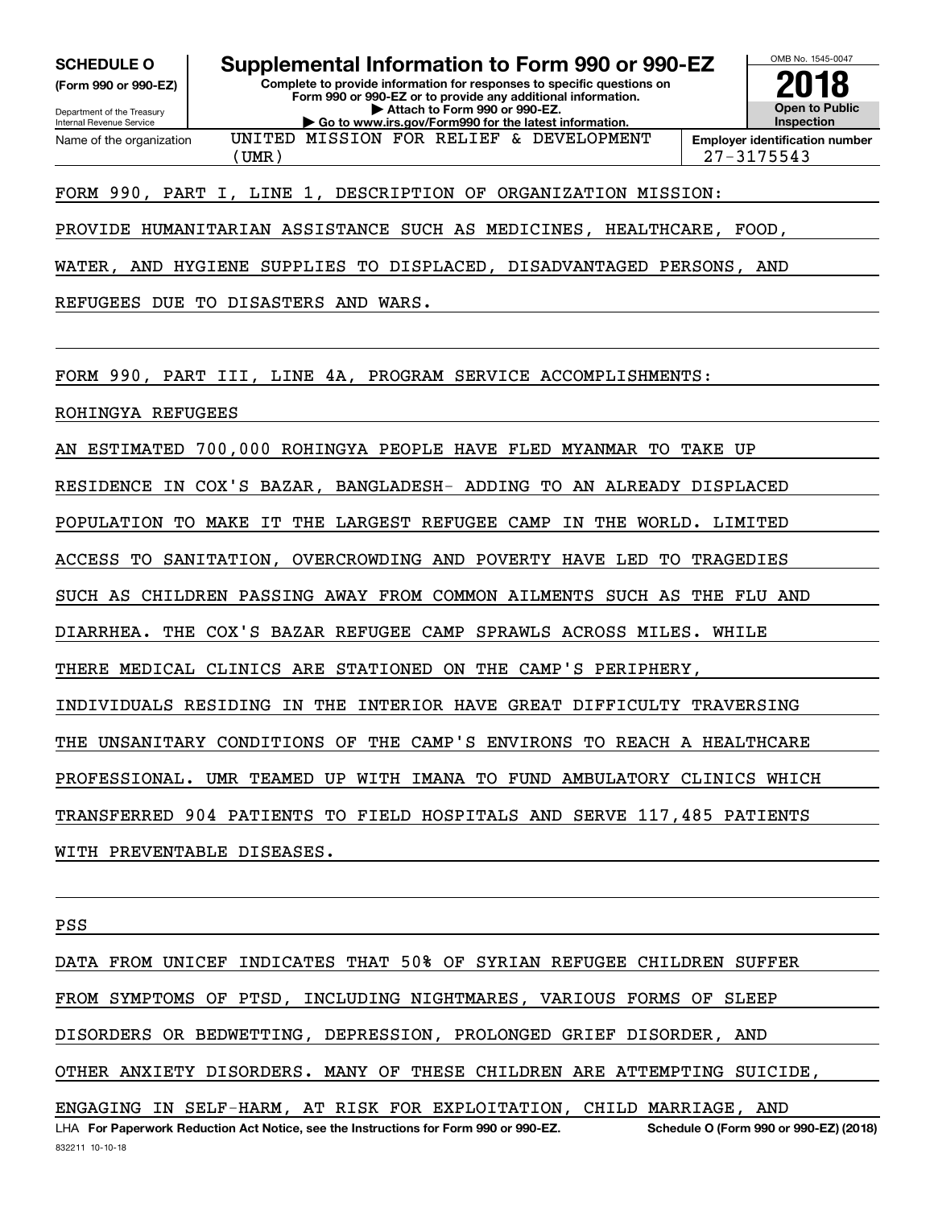**SCHEDULE O (Form 990 or 990-EZ)**

Department of the Treasury
Internal Revenue Service

# Supplemental Information to Form 990 or 990-EZ

**Complete to provide information for responses to specific questions on Form 990 or 990-EZ or to provide any additional information.**
**▶ Attach to Form 990 or 990-EZ.**
**▶ Go to www.irs.gov/Form990 for the latest information.**

OMB No. 1545-0047

**2018**

**Open to Public Inspection**

| Name of the organization | Employer identification number |
|---|---|
| UNITED MISSION FOR RELIEF & DEVELOPMENT (UMR) | 27-3175543 |

FORM 990, PART I, LINE 1, DESCRIPTION OF ORGANIZATION MISSION:

PROVIDE HUMANITARIAN ASSISTANCE SUCH AS MEDICINES, HEALTHCARE, FOOD, WATER, AND HYGIENE SUPPLIES TO DISPLACED, DISADVANTAGED PERSONS, AND REFUGEES DUE TO DISASTERS AND WARS.

FORM 990, PART III, LINE 4A, PROGRAM SERVICE ACCOMPLISHMENTS:

ROHINGYA REFUGEES

AN ESTIMATED 700,000 ROHINGYA PEOPLE HAVE FLED MYANMAR TO TAKE UP RESIDENCE IN COX'S BAZAR, BANGLADESH- ADDING TO AN ALREADY DISPLACED POPULATION TO MAKE IT THE LARGEST REFUGEE CAMP IN THE WORLD. LIMITED ACCESS TO SANITATION, OVERCROWDING AND POVERTY HAVE LED TO TRAGEDIES SUCH AS CHILDREN PASSING AWAY FROM COMMON AILMENTS SUCH AS THE FLU AND DIARRHEA. THE COX'S BAZAR REFUGEE CAMP SPRAWLS ACROSS MILES. WHILE THERE MEDICAL CLINICS ARE STATIONED ON THE CAMP'S PERIPHERY, INDIVIDUALS RESIDING IN THE INTERIOR HAVE GREAT DIFFICULTY TRAVERSING THE UNSANITARY CONDITIONS OF THE CAMP'S ENVIRONS TO REACH A HEALTHCARE PROFESSIONAL. UMR TEAMED UP WITH IMANA TO FUND AMBULATORY CLINICS WHICH TRANSFERRED 904 PATIENTS TO FIELD HOSPITALS AND SERVE 117,485 PATIENTS WITH PREVENTABLE DISEASES.

PSS

DATA FROM UNICEF INDICATES THAT 50% OF SYRIAN REFUGEE CHILDREN SUFFER FROM SYMPTOMS OF PTSD, INCLUDING NIGHTMARES, VARIOUS FORMS OF SLEEP DISORDERS OR BEDWETTING, DEPRESSION, PROLONGED GRIEF DISORDER, AND OTHER ANXIETY DISORDERS. MANY OF THESE CHILDREN ARE ATTEMPTING SUICIDE, ENGAGING IN SELF-HARM, AT RISK FOR EXPLOITATION, CHILD MARRIAGE, AND

LHA **For Paperwork Reduction Act Notice, see the Instructions for Form 990 or 990-EZ.** **Schedule O (Form 990 or 990-EZ) (2018)**

832211 10-10-18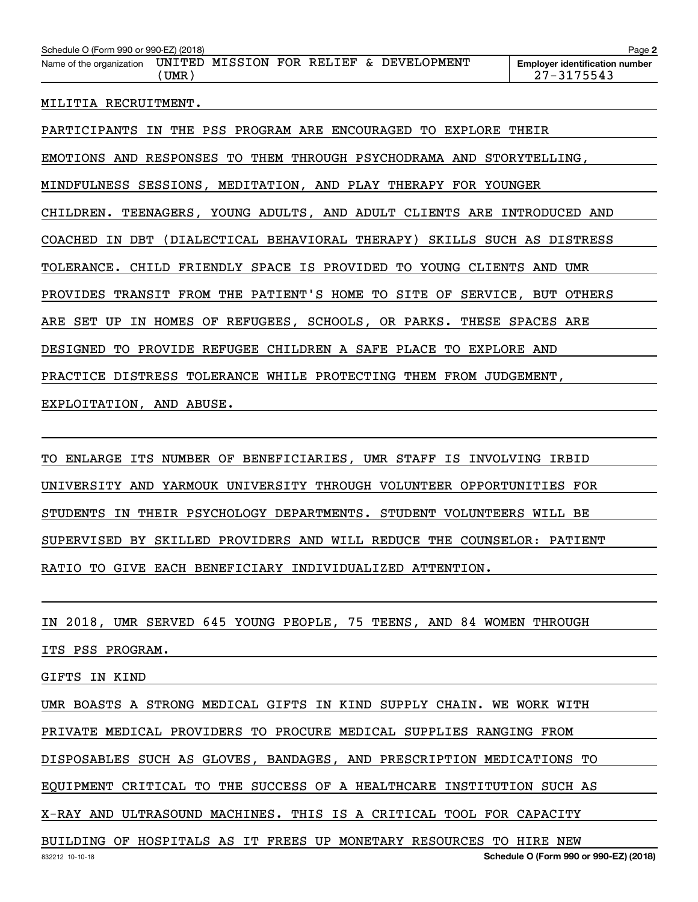MILITIA RECRUITMENT.

PARTICIPANTS IN THE PSS PROGRAM ARE ENCOURAGED TO EXPLORE THEIR EMOTIONS AND RESPONSES TO THEM THROUGH PSYCHODRAMA AND STORYTELLING, MINDFULNESS SESSIONS, MEDITATION, AND PLAY THERAPY FOR YOUNGER CHILDREN. TEENAGERS, YOUNG ADULTS, AND ADULT CLIENTS ARE INTRODUCED AND COACHED IN DBT (DIALECTICAL BEHAVIORAL THERAPY) SKILLS SUCH AS DISTRESS TOLERANCE. CHILD FRIENDLY SPACE IS PROVIDED TO YOUNG CLIENTS AND UMR PROVIDES TRANSIT FROM THE PATIENT'S HOME TO SITE OF SERVICE, BUT OTHERS ARE SET UP IN HOMES OF REFUGEES, SCHOOLS, OR PARKS. THESE SPACES ARE DESIGNED TO PROVIDE REFUGEE CHILDREN A SAFE PLACE TO EXPLORE AND PRACTICE DISTRESS TOLERANCE WHILE PROTECTING THEM FROM JUDGEMENT, EXPLOITATION, AND ABUSE.

TO ENLARGE ITS NUMBER OF BENEFICIARIES, UMR STAFF IS INVOLVING IRBID UNIVERSITY AND YARMOUK UNIVERSITY THROUGH VOLUNTEER OPPORTUNITIES FOR STUDENTS IN THEIR PSYCHOLOGY DEPARTMENTS. STUDENT VOLUNTEERS WILL BE SUPERVISED BY SKILLED PROVIDERS AND WILL REDUCE THE COUNSELOR: PATIENT RATIO TO GIVE EACH BENEFICIARY INDIVIDUALIZED ATTENTION.

IN 2018, UMR SERVED 645 YOUNG PEOPLE, 75 TEENS, AND 84 WOMEN THROUGH ITS PSS PROGRAM.

GIFTS IN KIND

UMR BOASTS A STRONG MEDICAL GIFTS IN KIND SUPPLY CHAIN. WE WORK WITH PRIVATE MEDICAL PROVIDERS TO PROCURE MEDICAL SUPPLIES RANGING FROM DISPOSABLES SUCH AS GLOVES, BANDAGES, AND PRESCRIPTION MEDICATIONS TO EQUIPMENT CRITICAL TO THE SUCCESS OF A HEALTHCARE INSTITUTION SUCH AS X-RAY AND ULTRASOUND MACHINES. THIS IS A CRITICAL TOOL FOR CAPACITY BUILDING OF HOSPITALS AS IT FREES UP MONETARY RESOURCES TO HIRE NEW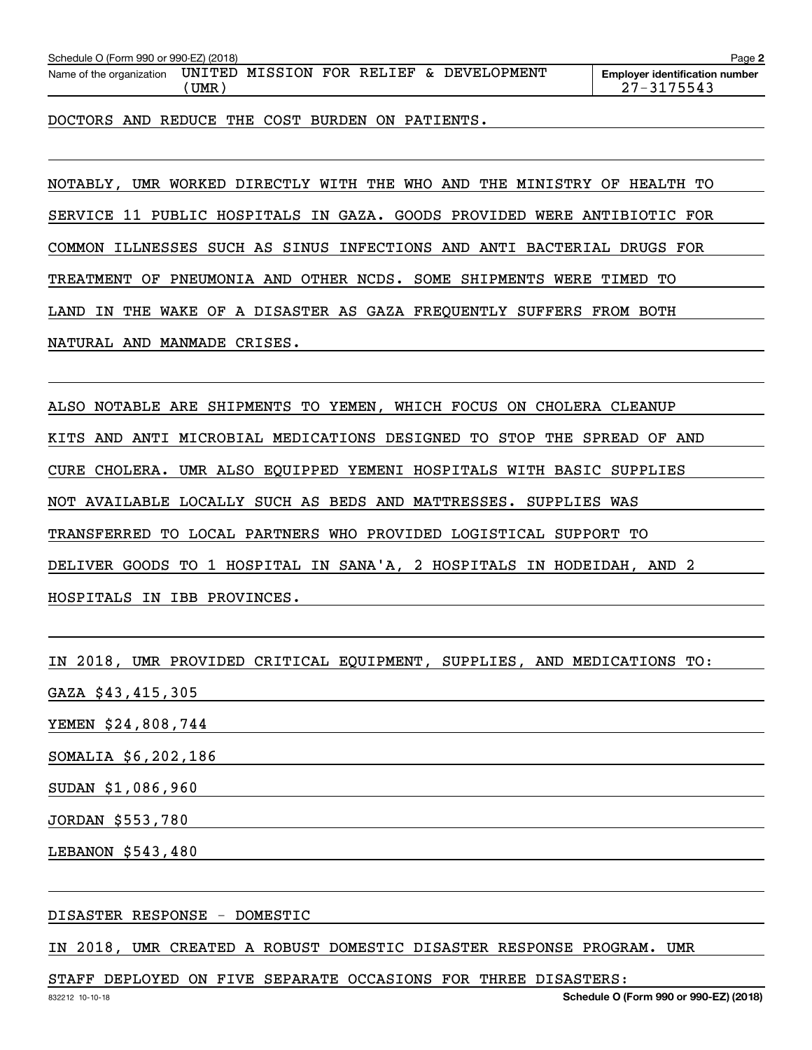DOCTORS AND REDUCE THE COST BURDEN ON PATIENTS.

NOTABLY, UMR WORKED DIRECTLY WITH THE WHO AND THE MINISTRY OF HEALTH TO SERVICE 11 PUBLIC HOSPITALS IN GAZA. GOODS PROVIDED WERE ANTIBIOTIC FOR COMMON ILLNESSES SUCH AS SINUS INFECTIONS AND ANTI BACTERIAL DRUGS FOR TREATMENT OF PNEUMONIA AND OTHER NCDS. SOME SHIPMENTS WERE TIMED TO LAND IN THE WAKE OF A DISASTER AS GAZA FREQUENTLY SUFFERS FROM BOTH NATURAL AND MANMADE CRISES.

ALSO NOTABLE ARE SHIPMENTS TO YEMEN, WHICH FOCUS ON CHOLERA CLEANUP KITS AND ANTI MICROBIAL MEDICATIONS DESIGNED TO STOP THE SPREAD OF AND CURE CHOLERA. UMR ALSO EQUIPPED YEMENI HOSPITALS WITH BASIC SUPPLIES NOT AVAILABLE LOCALLY SUCH AS BEDS AND MATTRESSES. SUPPLIES WAS TRANSFERRED TO LOCAL PARTNERS WHO PROVIDED LOGISTICAL SUPPORT TO DELIVER GOODS TO 1 HOSPITAL IN SANA'A, 2 HOSPITALS IN HODEIDAH, AND 2 HOSPITALS IN IBB PROVINCES.

IN 2018, UMR PROVIDED CRITICAL EQUIPMENT, SUPPLIES, AND MEDICATIONS TO:

GAZA $43,415,305

YEMEN $24,808,744

SOMALIA $6,202,186

SUDAN $1,086,960

JORDAN $553,780

LEBANON $543,480

DISASTER RESPONSE - DOMESTIC

IN 2018, UMR CREATED A ROBUST DOMESTIC DISASTER RESPONSE PROGRAM. UMR STAFF DEPLOYED ON FIVE SEPARATE OCCASIONS FOR THREE DISASTERS: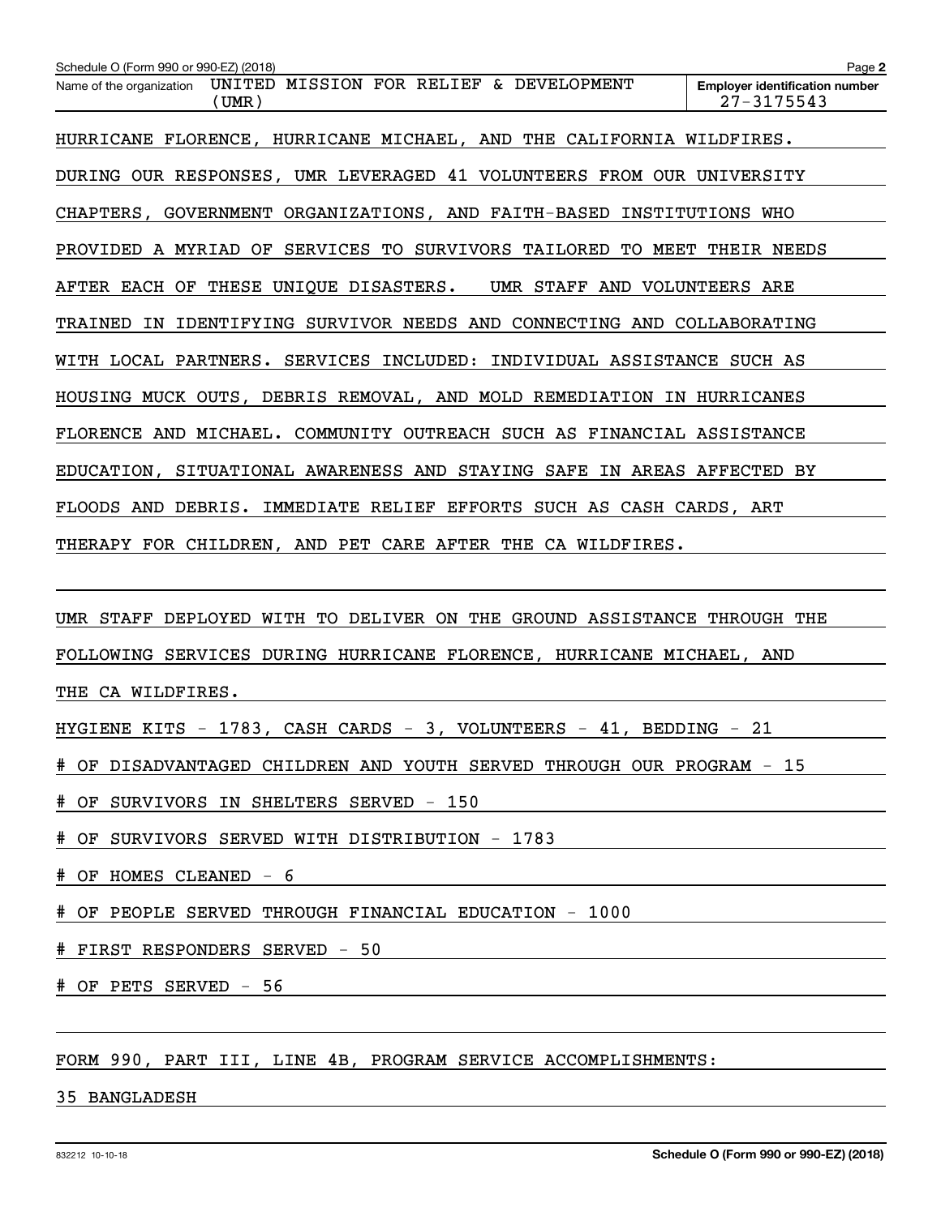Schedule O (Form 990 or 990-EZ) (2018)

Name of the organization: UNITED MISSION FOR RELIEF & DEVELOPMENT (UMR)

Employer identification number: 27-3175543

HURRICANE FLORENCE, HURRICANE MICHAEL, AND THE CALIFORNIA WILDFIRES. DURING OUR RESPONSES, UMR LEVERAGED 41 VOLUNTEERS FROM OUR UNIVERSITY CHAPTERS, GOVERNMENT ORGANIZATIONS, AND FAITH-BASED INSTITUTIONS WHO PROVIDED A MYRIAD OF SERVICES TO SURVIVORS TAILORED TO MEET THEIR NEEDS AFTER EACH OF THESE UNIQUE DISASTERS. UMR STAFF AND VOLUNTEERS ARE TRAINED IN IDENTIFYING SURVIVOR NEEDS AND CONNECTING AND COLLABORATING WITH LOCAL PARTNERS. SERVICES INCLUDED: INDIVIDUAL ASSISTANCE SUCH AS HOUSING MUCK OUTS, DEBRIS REMOVAL, AND MOLD REMEDIATION IN HURRICANES FLORENCE AND MICHAEL. COMMUNITY OUTREACH SUCH AS FINANCIAL ASSISTANCE EDUCATION, SITUATIONAL AWARENESS AND STAYING SAFE IN AREAS AFFECTED BY FLOODS AND DEBRIS. IMMEDIATE RELIEF EFFORTS SUCH AS CASH CARDS, ART THERAPY FOR CHILDREN, AND PET CARE AFTER THE CA WILDFIRES.

UMR STAFF DEPLOYED WITH TO DELIVER ON THE GROUND ASSISTANCE THROUGH THE FOLLOWING SERVICES DURING HURRICANE FLORENCE, HURRICANE MICHAEL, AND THE CA WILDFIRES.

HYGIENE KITS - 1783, CASH CARDS - 3, VOLUNTEERS - 41, BEDDING - 21

# OF DISADVANTAGED CHILDREN AND YOUTH SERVED THROUGH OUR PROGRAM - 15

# OF SURVIVORS IN SHELTERS SERVED - 150

# OF SURVIVORS SERVED WITH DISTRIBUTION - 1783

# OF HOMES CLEANED - 6

# OF PEOPLE SERVED THROUGH FINANCIAL EDUCATION - 1000

# FIRST RESPONDERS SERVED - 50

# OF PETS SERVED - 56

FORM 990, PART III, LINE 4B, PROGRAM SERVICE ACCOMPLISHMENTS:

35 BANGLADESH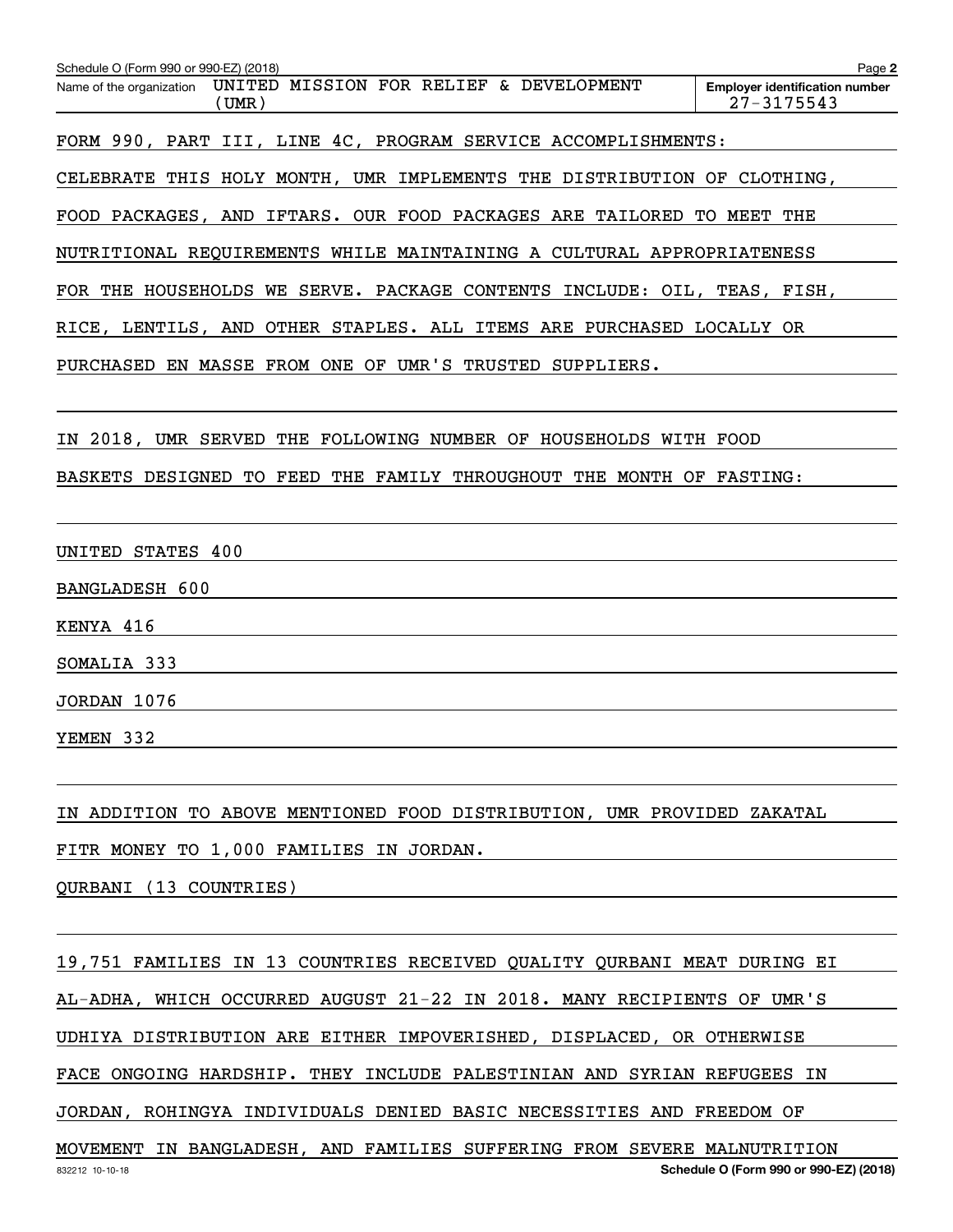Schedule O (Form 990 or 990-EZ) (2018)

Name of the organization: UNITED MISSION FOR RELIEF & DEVELOPMENT (UMR)

Employer identification number: 27-3175543

FORM 990, PART III, LINE 4C, PROGRAM SERVICE ACCOMPLISHMENTS:

CELEBRATE THIS HOLY MONTH, UMR IMPLEMENTS THE DISTRIBUTION OF CLOTHING, FOOD PACKAGES, AND IFTARS. OUR FOOD PACKAGES ARE TAILORED TO MEET THE NUTRITIONAL REQUIREMENTS WHILE MAINTAINING A CULTURAL APPROPRIATENESS FOR THE HOUSEHOLDS WE SERVE. PACKAGE CONTENTS INCLUDE: OIL, TEAS, FISH, RICE, LENTILS, AND OTHER STAPLES. ALL ITEMS ARE PURCHASED LOCALLY OR PURCHASED EN MASSE FROM ONE OF UMR'S TRUSTED SUPPLIERS.

IN 2018, UMR SERVED THE FOLLOWING NUMBER OF HOUSEHOLDS WITH FOOD BASKETS DESIGNED TO FEED THE FAMILY THROUGHOUT THE MONTH OF FASTING:

UNITED STATES 400

BANGLADESH 600

KENYA 416

SOMALIA 333

JORDAN 1076

YEMEN 332

IN ADDITION TO ABOVE MENTIONED FOOD DISTRIBUTION, UMR PROVIDED ZAKATAL FITR MONEY TO 1,000 FAMILIES IN JORDAN.

QURBANI (13 COUNTRIES)

19,751 FAMILIES IN 13 COUNTRIES RECEIVED QUALITY QURBANI MEAT DURING EI AL-ADHA, WHICH OCCURRED AUGUST 21-22 IN 2018. MANY RECIPIENTS OF UMR'S UDHIYA DISTRIBUTION ARE EITHER IMPOVERISHED, DISPLACED, OR OTHERWISE FACE ONGOING HARDSHIP. THEY INCLUDE PALESTINIAN AND SYRIAN REFUGEES IN JORDAN, ROHINGYA INDIVIDUALS DENIED BASIC NECESSITIES AND FREEDOM OF MOVEMENT IN BANGLADESH, AND FAMILIES SUFFERING FROM SEVERE MALNUTRITION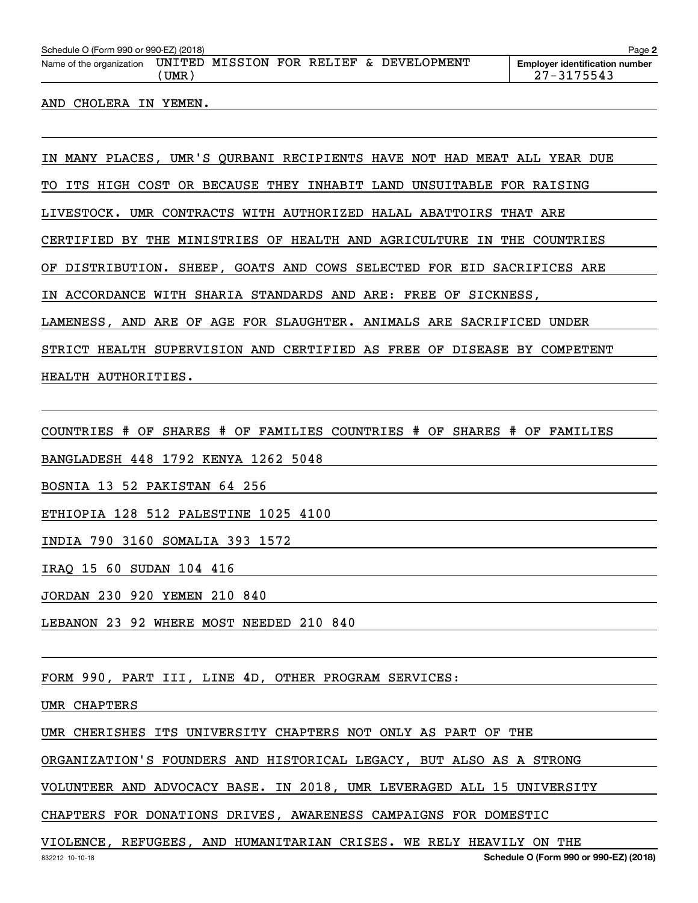AND CHOLERA IN YEMEN.

IN MANY PLACES, UMR'S QURBANI RECIPIENTS HAVE NOT HAD MEAT ALL YEAR DUE TO ITS HIGH COST OR BECAUSE THEY INHABIT LAND UNSUITABLE FOR RAISING LIVESTOCK. UMR CONTRACTS WITH AUTHORIZED HALAL ABATTOIRS THAT ARE CERTIFIED BY THE MINISTRIES OF HEALTH AND AGRICULTURE IN THE COUNTRIES OF DISTRIBUTION. SHEEP, GOATS AND COWS SELECTED FOR EID SACRIFICES ARE IN ACCORDANCE WITH SHARIA STANDARDS AND ARE: FREE OF SICKNESS, LAMENESS, AND ARE OF AGE FOR SLAUGHTER. ANIMALS ARE SACRIFICED UNDER STRICT HEALTH SUPERVISION AND CERTIFIED AS FREE OF DISEASE BY COMPETENT HEALTH AUTHORITIES.

| COUNTRIES | # OF SHARES | # OF FAMILIES | COUNTRIES | # OF SHARES | # OF FAMILIES |
|---|---|---|---|---|---|
| BANGLADESH | 448 | 1792 | KENYA | 1262 | 5048 |
| BOSNIA | 13 | 52 | PAKISTAN | 64 | 256 |
| ETHIOPIA | 128 | 512 | PALESTINE | 1025 | 4100 |
| INDIA | 790 | 3160 | SOMALIA | 393 | 1572 |
| IRAQ | 15 | 60 | SUDAN | 104 | 416 |
| JORDAN | 230 | 920 | YEMEN | 210 | 840 |
| LEBANON | 23 | 92 | WHERE MOST NEEDED | 210 | 840 |

FORM 990, PART III, LINE 4D, OTHER PROGRAM SERVICES:

UMR CHAPTERS

UMR CHERISHES ITS UNIVERSITY CHAPTERS NOT ONLY AS PART OF THE ORGANIZATION'S FOUNDERS AND HISTORICAL LEGACY, BUT ALSO AS A STRONG VOLUNTEER AND ADVOCACY BASE. IN 2018, UMR LEVERAGED ALL 15 UNIVERSITY CHAPTERS FOR DONATIONS DRIVES, AWARENESS CAMPAIGNS FOR DOMESTIC VIOLENCE, REFUGEES, AND HUMANITARIAN CRISES. WE RELY HEAVILY ON THE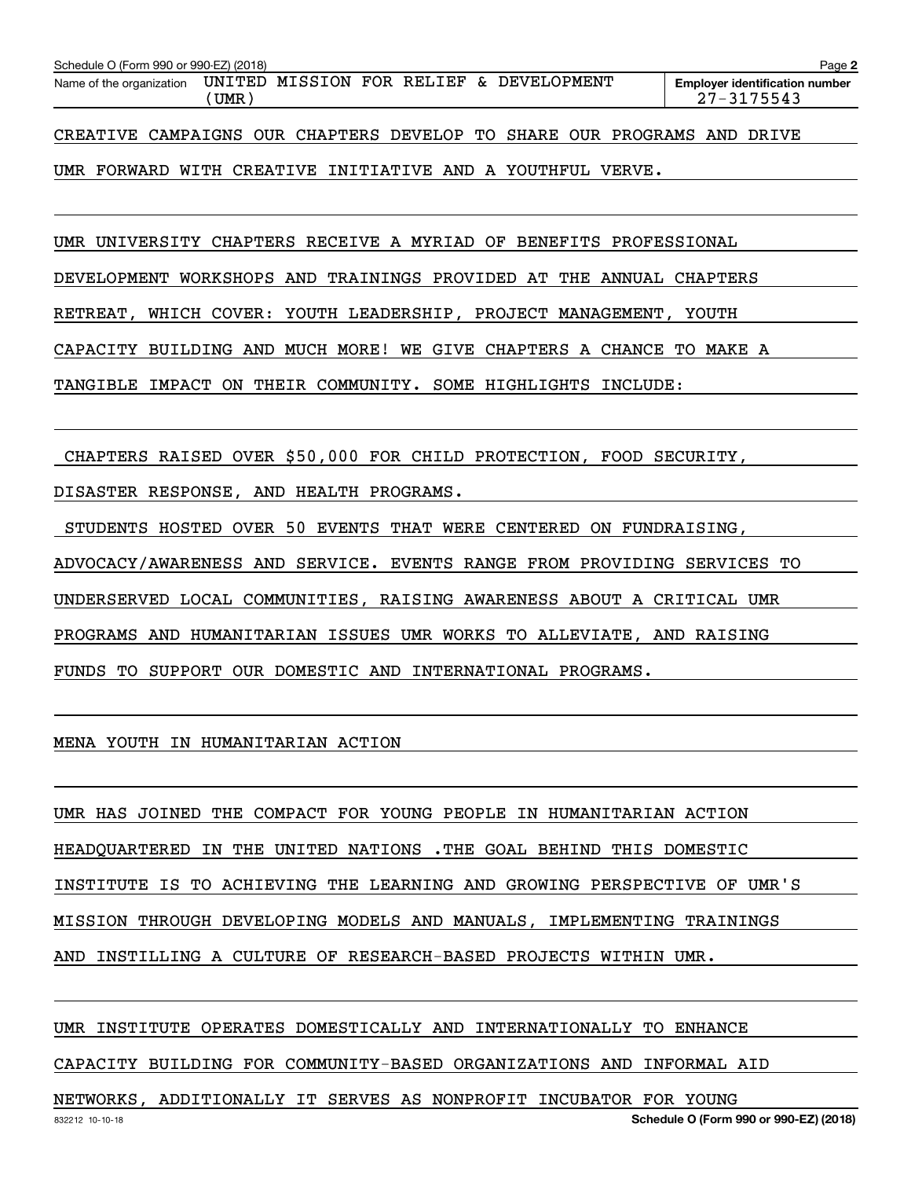Name of the organization: UNITED MISSION FOR RELIEF & DEVELOPMENT (UMR)

Employer identification number: 27-3175543

CREATIVE CAMPAIGNS OUR CHAPTERS DEVELOP TO SHARE OUR PROGRAMS AND DRIVE UMR FORWARD WITH CREATIVE INITIATIVE AND A YOUTHFUL VERVE.

UMR UNIVERSITY CHAPTERS RECEIVE A MYRIAD OF BENEFITS PROFESSIONAL DEVELOPMENT WORKSHOPS AND TRAININGS PROVIDED AT THE ANNUAL CHAPTERS RETREAT, WHICH COVER: YOUTH LEADERSHIP, PROJECT MANAGEMENT, YOUTH CAPACITY BUILDING AND MUCH MORE! WE GIVE CHAPTERS A CHANCE TO MAKE A TANGIBLE IMPACT ON THEIR COMMUNITY. SOME HIGHLIGHTS INCLUDE:

CHAPTERS RAISED OVER $50,000 FOR CHILD PROTECTION, FOOD SECURITY, DISASTER RESPONSE, AND HEALTH PROGRAMS.

STUDENTS HOSTED OVER 50 EVENTS THAT WERE CENTERED ON FUNDRAISING, ADVOCACY/AWARENESS AND SERVICE. EVENTS RANGE FROM PROVIDING SERVICES TO UNDERSERVED LOCAL COMMUNITIES, RAISING AWARENESS ABOUT A CRITICAL UMR PROGRAMS AND HUMANITARIAN ISSUES UMR WORKS TO ALLEVIATE, AND RAISING FUNDS TO SUPPORT OUR DOMESTIC AND INTERNATIONAL PROGRAMS.

MENA YOUTH IN HUMANITARIAN ACTION

UMR HAS JOINED THE COMPACT FOR YOUNG PEOPLE IN HUMANITARIAN ACTION HEADQUARTERED IN THE UNITED NATIONS .THE GOAL BEHIND THIS DOMESTIC INSTITUTE IS TO ACHIEVING THE LEARNING AND GROWING PERSPECTIVE OF UMR'S MISSION THROUGH DEVELOPING MODELS AND MANUALS, IMPLEMENTING TRAININGS AND INSTILLING A CULTURE OF RESEARCH-BASED PROJECTS WITHIN UMR.

UMR INSTITUTE OPERATES DOMESTICALLY AND INTERNATIONALLY TO ENHANCE CAPACITY BUILDING FOR COMMUNITY-BASED ORGANIZATIONS AND INFORMAL AID NETWORKS, ADDITIONALLY IT SERVES AS NONPROFIT INCUBATOR FOR YOUNG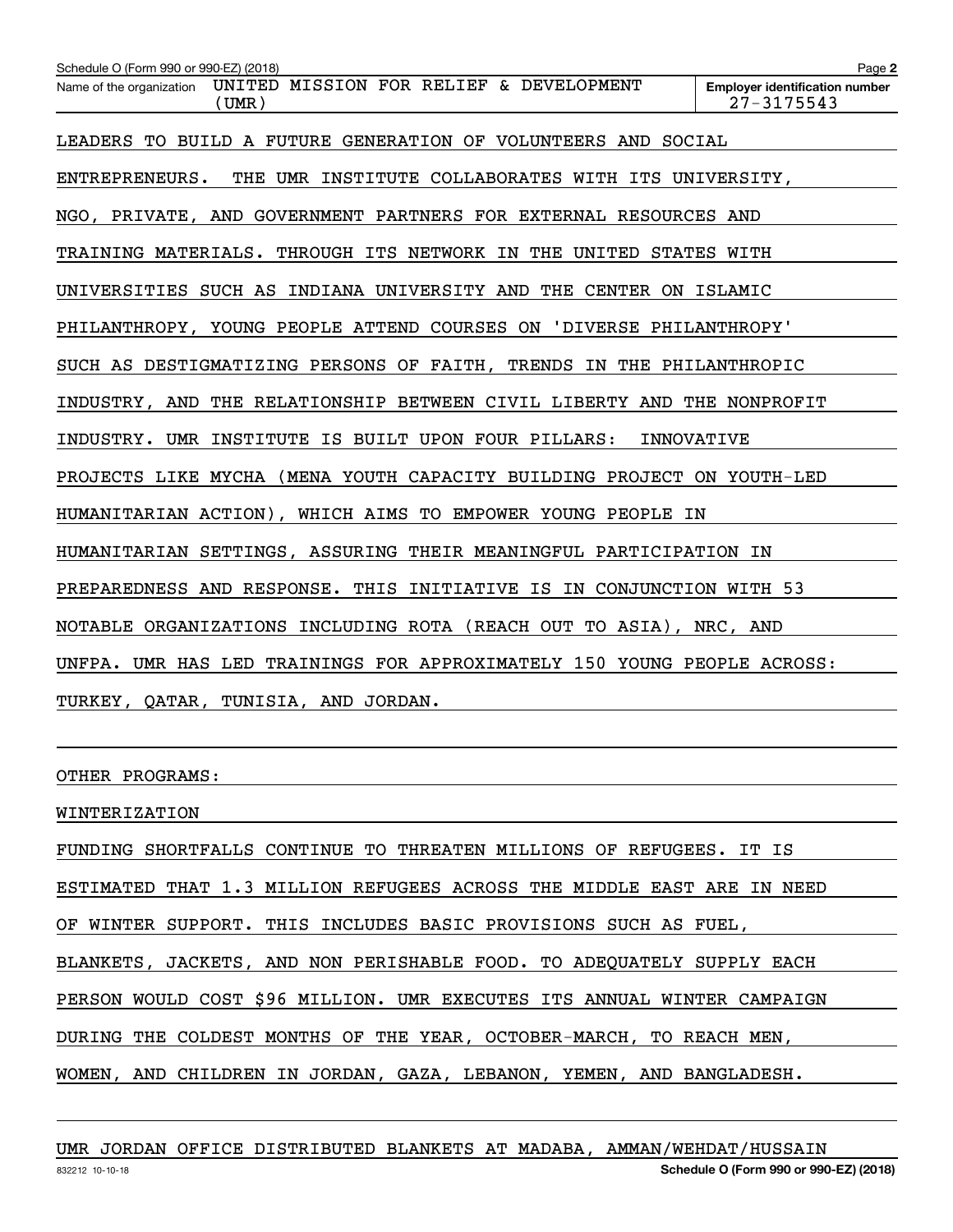LEADERS TO BUILD A FUTURE GENERATION OF VOLUNTEERS AND SOCIAL ENTREPRENEURS. THE UMR INSTITUTE COLLABORATES WITH ITS UNIVERSITY, NGO, PRIVATE, AND GOVERNMENT PARTNERS FOR EXTERNAL RESOURCES AND TRAINING MATERIALS. THROUGH ITS NETWORK IN THE UNITED STATES WITH UNIVERSITIES SUCH AS INDIANA UNIVERSITY AND THE CENTER ON ISLAMIC PHILANTHROPY, YOUNG PEOPLE ATTEND COURSES ON 'DIVERSE PHILANTHROPY' SUCH AS DESTIGMATIZING PERSONS OF FAITH, TRENDS IN THE PHILANTHROPIC INDUSTRY, AND THE RELATIONSHIP BETWEEN CIVIL LIBERTY AND THE NONPROFIT INDUSTRY. UMR INSTITUTE IS BUILT UPON FOUR PILLARS: INNOVATIVE PROJECTS LIKE MYCHA (MENA YOUTH CAPACITY BUILDING PROJECT ON YOUTH-LED HUMANITARIAN ACTION), WHICH AIMS TO EMPOWER YOUNG PEOPLE IN HUMANITARIAN SETTINGS, ASSURING THEIR MEANINGFUL PARTICIPATION IN PREPAREDNESS AND RESPONSE. THIS INITIATIVE IS IN CONJUNCTION WITH 53 NOTABLE ORGANIZATIONS INCLUDING ROTA (REACH OUT TO ASIA), NRC, AND UNFPA. UMR HAS LED TRAININGS FOR APPROXIMATELY 150 YOUNG PEOPLE ACROSS: TURKEY, QATAR, TUNISIA, AND JORDAN.

OTHER PROGRAMS:

WINTERIZATION

FUNDING SHORTFALLS CONTINUE TO THREATEN MILLIONS OF REFUGEES. IT IS ESTIMATED THAT 1.3 MILLION REFUGEES ACROSS THE MIDDLE EAST ARE IN NEED OF WINTER SUPPORT. THIS INCLUDES BASIC PROVISIONS SUCH AS FUEL, BLANKETS, JACKETS, AND NON PERISHABLE FOOD. TO ADEQUATELY SUPPLY EACH PERSON WOULD COST $96 MILLION. UMR EXECUTES ITS ANNUAL WINTER CAMPAIGN DURING THE COLDEST MONTHS OF THE YEAR, OCTOBER-MARCH, TO REACH MEN, WOMEN, AND CHILDREN IN JORDAN, GAZA, LEBANON, YEMEN, AND BANGLADESH.

UMR JORDAN OFFICE DISTRIBUTED BLANKETS AT MADABA, AMMAN/WEHDAT/HUSSAIN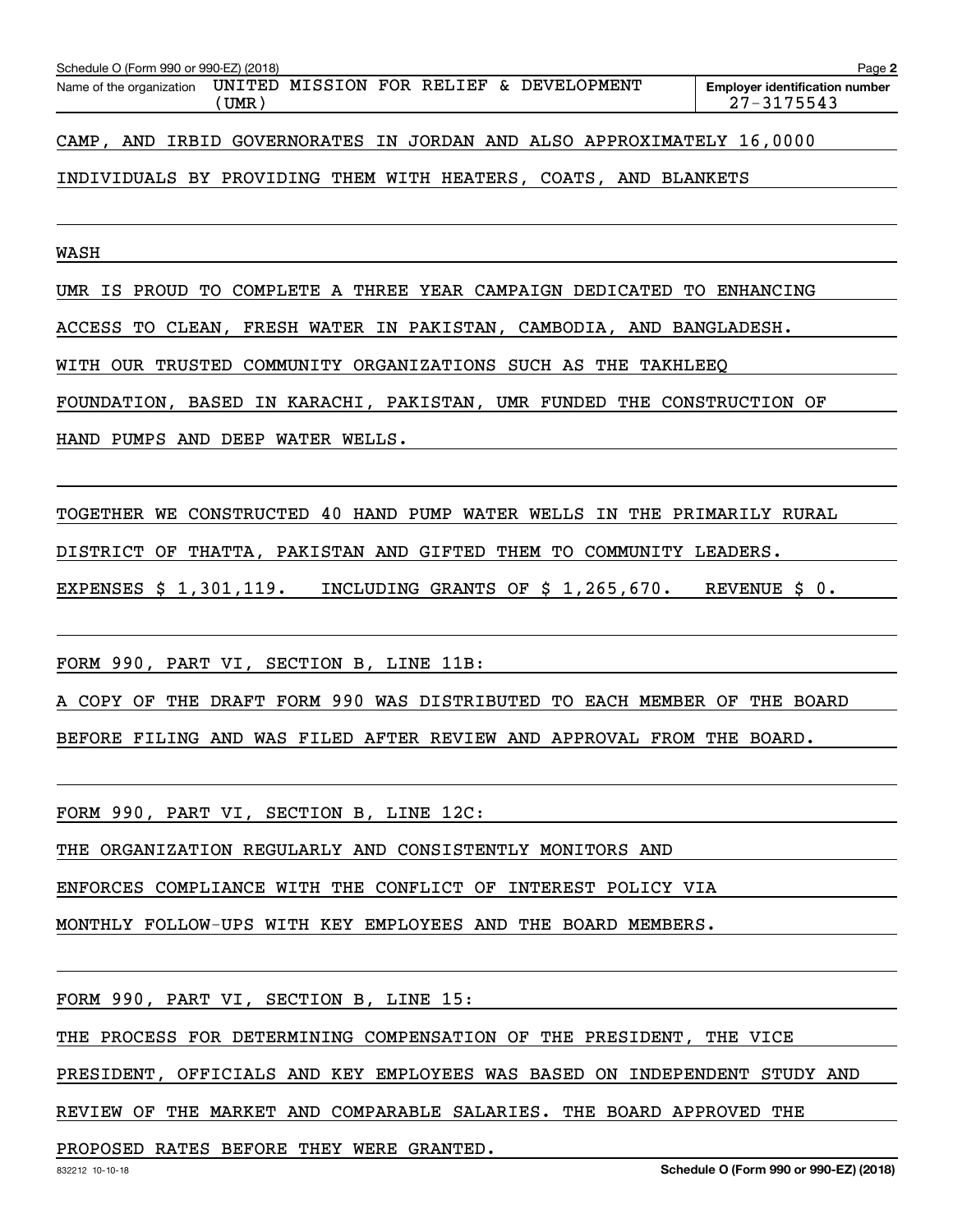Schedule O (Form 990 or 990-EZ) (2018)

Name of the organization: UNITED MISSION FOR RELIEF & DEVELOPMENT (UMR)

Employer identification number: 27-3175543

CAMP, AND IRBID GOVERNORATES IN JORDAN AND ALSO APPROXIMATELY 16,0000 INDIVIDUALS BY PROVIDING THEM WITH HEATERS, COATS, AND BLANKETS

WASH

UMR IS PROUD TO COMPLETE A THREE YEAR CAMPAIGN DEDICATED TO ENHANCING ACCESS TO CLEAN, FRESH WATER IN PAKISTAN, CAMBODIA, AND BANGLADESH. WITH OUR TRUSTED COMMUNITY ORGANIZATIONS SUCH AS THE TAKHLEEQ FOUNDATION, BASED IN KARACHI, PAKISTAN, UMR FUNDED THE CONSTRUCTION OF HAND PUMPS AND DEEP WATER WELLS.

TOGETHER WE CONSTRUCTED 40 HAND PUMP WATER WELLS IN THE PRIMARILY RURAL DISTRICT OF THATTA, PAKISTAN AND GIFTED THEM TO COMMUNITY LEADERS.

EXPENSES $ 1,301,119. INCLUDING GRANTS OF $ 1,265,670. REVENUE $ 0.

FORM 990, PART VI, SECTION B, LINE 11B:

A COPY OF THE DRAFT FORM 990 WAS DISTRIBUTED TO EACH MEMBER OF THE BOARD BEFORE FILING AND WAS FILED AFTER REVIEW AND APPROVAL FROM THE BOARD.

FORM 990, PART VI, SECTION B, LINE 12C:

THE ORGANIZATION REGULARLY AND CONSISTENTLY MONITORS AND ENFORCES COMPLIANCE WITH THE CONFLICT OF INTEREST POLICY VIA MONTHLY FOLLOW-UPS WITH KEY EMPLOYEES AND THE BOARD MEMBERS.

FORM 990, PART VI, SECTION B, LINE 15:

THE PROCESS FOR DETERMINING COMPENSATION OF THE PRESIDENT, THE VICE PRESIDENT, OFFICIALS AND KEY EMPLOYEES WAS BASED ON INDEPENDENT STUDY AND REVIEW OF THE MARKET AND COMPARABLE SALARIES. THE BOARD APPROVED THE PROPOSED RATES BEFORE THEY WERE GRANTED.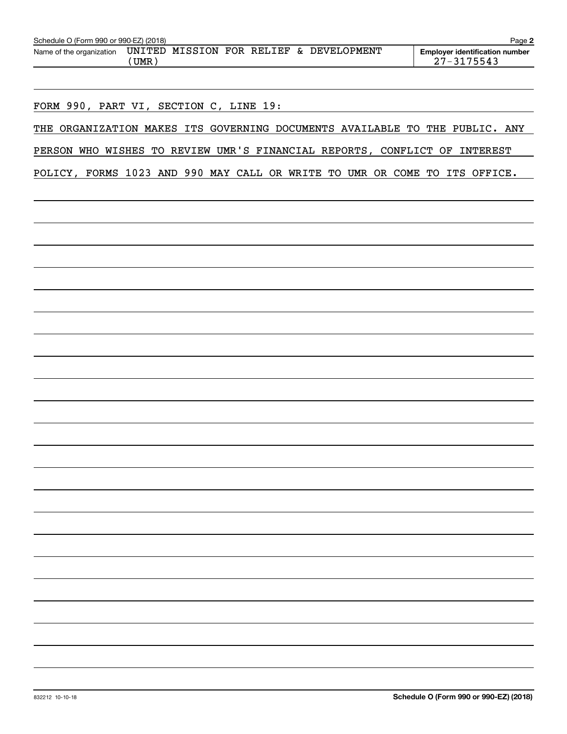Schedule O (Form 990 or 990-EZ) (2018) Page **2**

Name of the organization UNITED MISSION FOR RELIEF & DEVELOPMENT (UMR)

**Employer identification number** 27-3175543

FORM 990, PART VI, SECTION C, LINE 19:

THE ORGANIZATION MAKES ITS GOVERNING DOCUMENTS AVAILABLE TO THE PUBLIC. ANY PERSON WHO WISHES TO REVIEW UMR'S FINANCIAL REPORTS, CONFLICT OF INTEREST POLICY, FORMS 1023 AND 990 MAY CALL OR WRITE TO UMR OR COME TO ITS OFFICE.

832212 10-10-18

**Schedule O (Form 990 or 990-EZ) (2018)**